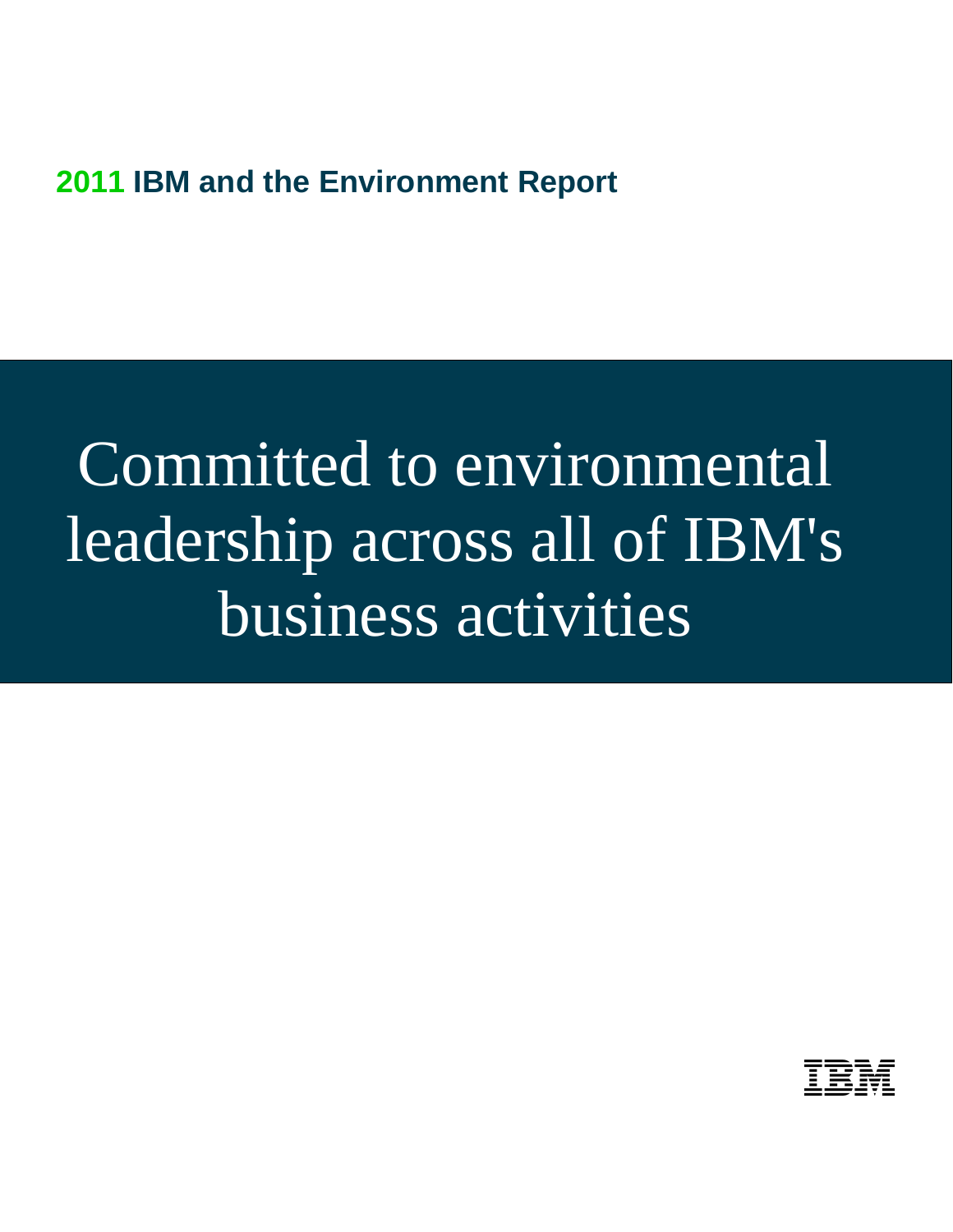# 2011 IBM and the Environment Report

## Committed to environmental leadership across all of IBM's business activities

IBM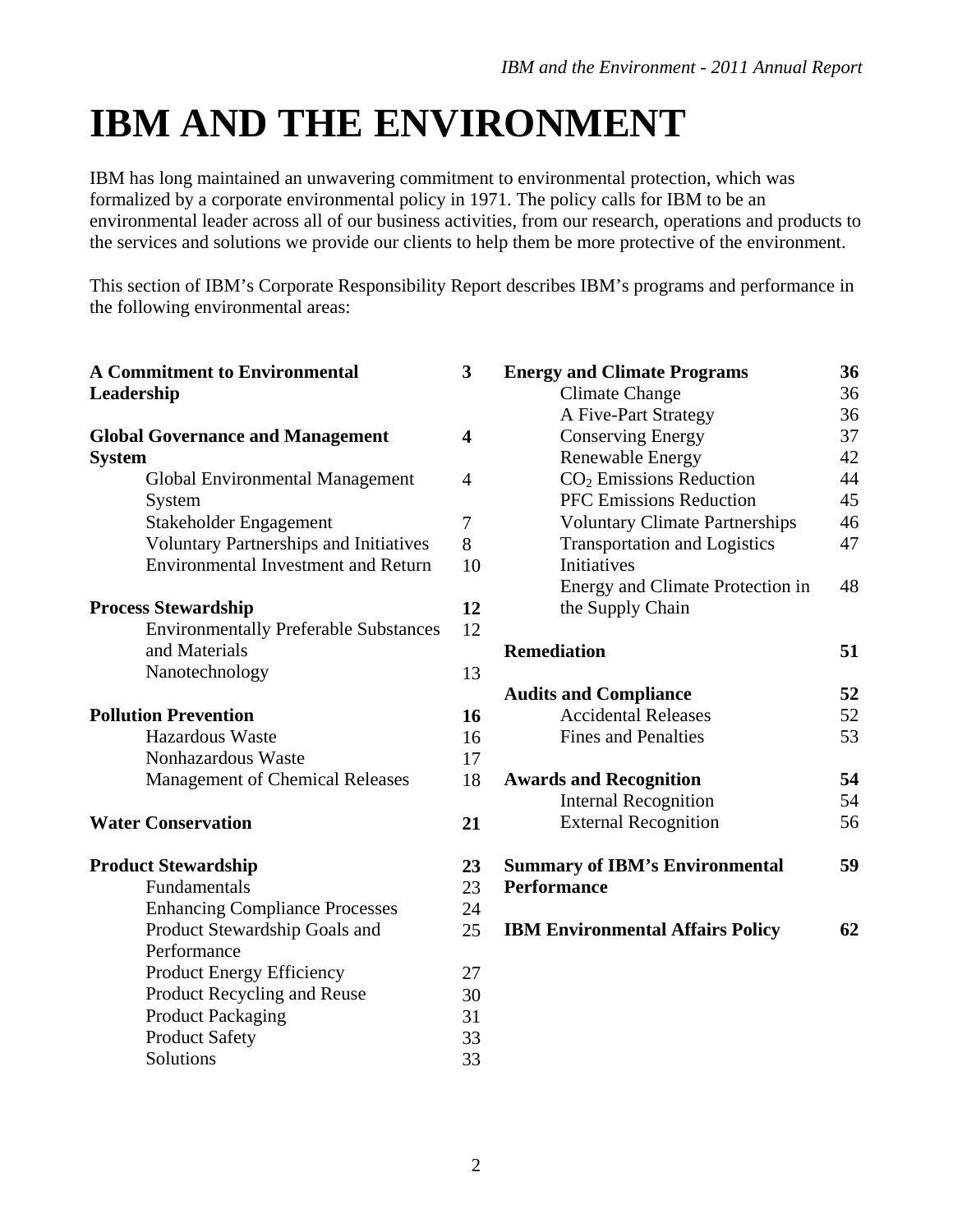# IBM AND THE ENVIRONMENT

IBM has long maintained an unwavering commitment to environmental protection, which was formalized by a corporate environmental policy in 1971. The policy calls for IBM to be an environmental leader across all of our business activities, from our research, operations and products to the services and solutions we provide our clients to help them be more protective of the environment.

This section of IBM's Corporate Responsibility Report describes IBM's programs and performance in the following environmental areas:

| Section | Page |
|---|---|
| **A Commitment to Environmental Leadership** | **3** |
| **Global Governance and Management System** | **4** |
| Global Environmental Management System | 4 |
| Stakeholder Engagement | 7 |
| Voluntary Partnerships and Initiatives | 8 |
| Environmental Investment and Return | 10 |
| **Process Stewardship** | **12** |
| Environmentally Preferable Substances and Materials | 12 |
| Nanotechnology | 13 |
| **Pollution Prevention** | **16** |
| Hazardous Waste | 16 |
| Nonhazardous Waste | 17 |
| Management of Chemical Releases | 18 |
| **Water Conservation** | **21** |
| **Product Stewardship** | **23** |
| Fundamentals | 23 |
| Enhancing Compliance Processes | 24 |
| Product Stewardship Goals and Performance | 25 |
| Product Energy Efficiency | 27 |
| Product Recycling and Reuse | 30 |
| Product Packaging | 31 |
| Product Safety | 33 |
| Solutions | 33 |
| **Energy and Climate Programs** | **36** |
| Climate Change | 36 |
| A Five-Part Strategy | 36 |
| Conserving Energy | 37 |
| Renewable Energy | 42 |
| $CO_2$ Emissions Reduction | 44 |
| PFC Emissions Reduction | 45 |
| Voluntary Climate Partnerships | 46 |
| Transportation and Logistics Initiatives | 47 |
| Energy and Climate Protection in the Supply Chain | 48 |
| **Remediation** | **51** |
| **Audits and Compliance** | **52** |
| Accidental Releases | 52 |
| Fines and Penalties | 53 |
| **Awards and Recognition** | **54** |
| Internal Recognition | 54 |
| External Recognition | 56 |
| **Summary of IBM's Environmental Performance** | **59** |
| **IBM Environmental Affairs Policy** | **62** |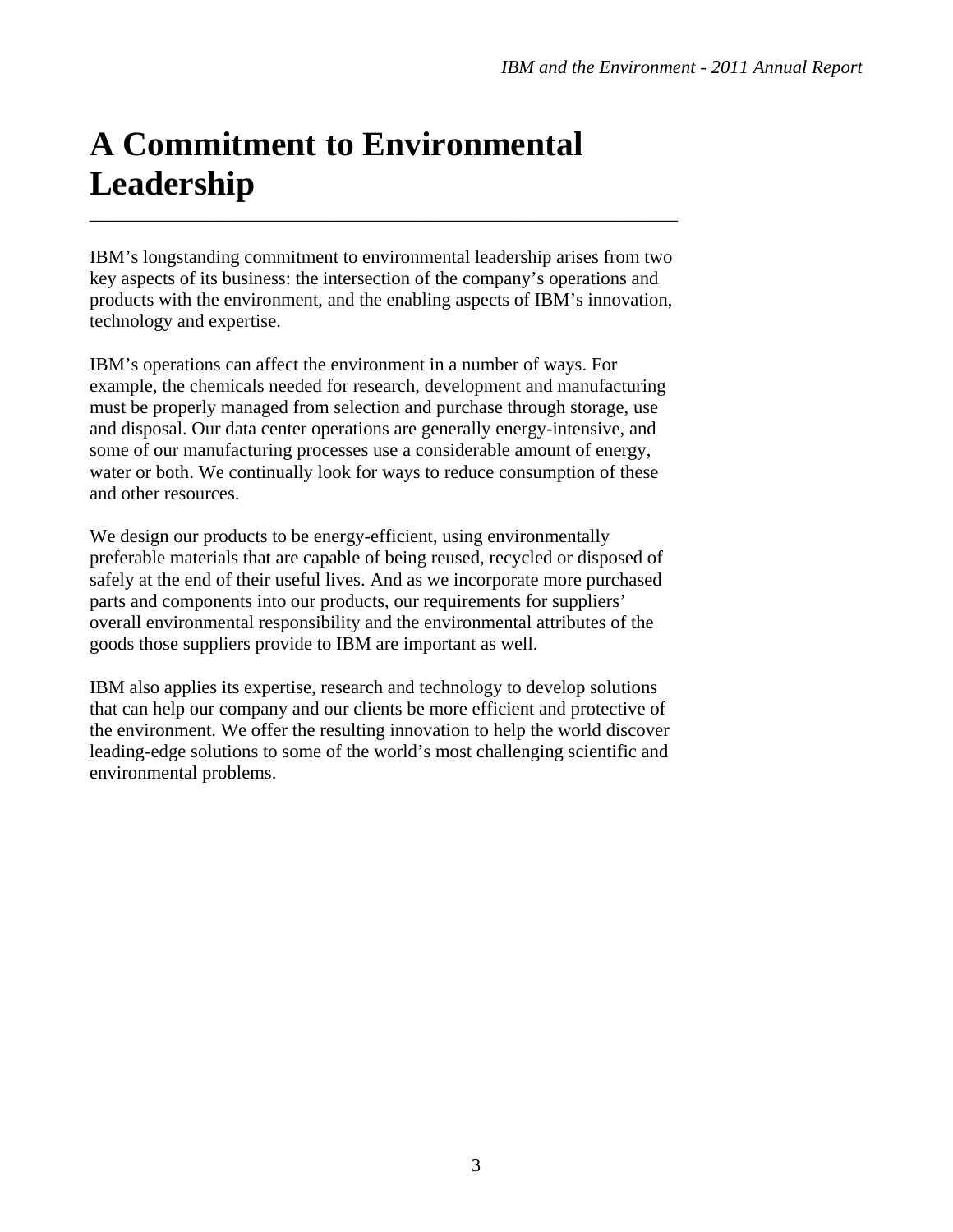# A Commitment to Environmental Leadership

IBM's longstanding commitment to environmental leadership arises from two key aspects of its business: the intersection of the company's operations and products with the environment, and the enabling aspects of IBM's innovation, technology and expertise.

IBM's operations can affect the environment in a number of ways. For example, the chemicals needed for research, development and manufacturing must be properly managed from selection and purchase through storage, use and disposal. Our data center operations are generally energy-intensive, and some of our manufacturing processes use a considerable amount of energy, water or both. We continually look for ways to reduce consumption of these and other resources.

We design our products to be energy-efficient, using environmentally preferable materials that are capable of being reused, recycled or disposed of safely at the end of their useful lives. And as we incorporate more purchased parts and components into our products, our requirements for suppliers' overall environmental responsibility and the environmental attributes of the goods those suppliers provide to IBM are important as well.

IBM also applies its expertise, research and technology to develop solutions that can help our company and our clients be more efficient and protective of the environment. We offer the resulting innovation to help the world discover leading-edge solutions to some of the world's most challenging scientific and environmental problems.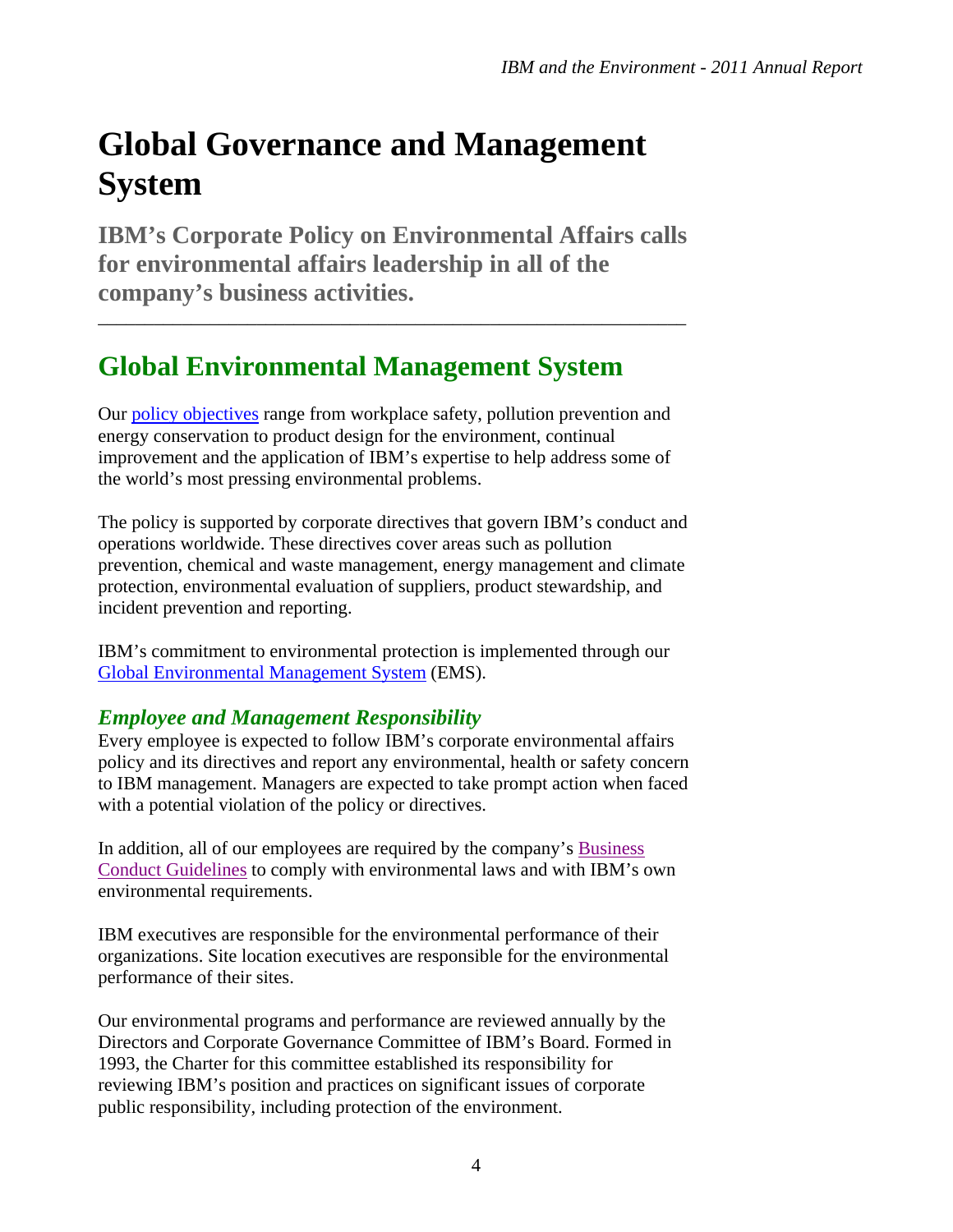# Global Governance and Management System

**IBM's Corporate Policy on Environmental Affairs calls for environmental affairs leadership in all of the company's business activities.**

---

## Global Environmental Management System

Our policy objectives range from workplace safety, pollution prevention and energy conservation to product design for the environment, continual improvement and the application of IBM's expertise to help address some of the world's most pressing environmental problems.

The policy is supported by corporate directives that govern IBM's conduct and operations worldwide. These directives cover areas such as pollution prevention, chemical and waste management, energy management and climate protection, environmental evaluation of suppliers, product stewardship, and incident prevention and reporting.

IBM's commitment to environmental protection is implemented through our Global Environmental Management System (EMS).

### *Employee and Management Responsibility*

Every employee is expected to follow IBM's corporate environmental affairs policy and its directives and report any environmental, health or safety concern to IBM management. Managers are expected to take prompt action when faced with a potential violation of the policy or directives.

In addition, all of our employees are required by the company's Business Conduct Guidelines to comply with environmental laws and with IBM's own environmental requirements.

IBM executives are responsible for the environmental performance of their organizations. Site location executives are responsible for the environmental performance of their sites.

Our environmental programs and performance are reviewed annually by the Directors and Corporate Governance Committee of IBM's Board. Formed in 1993, the Charter for this committee established its responsibility for reviewing IBM's position and practices on significant issues of corporate public responsibility, including protection of the environment.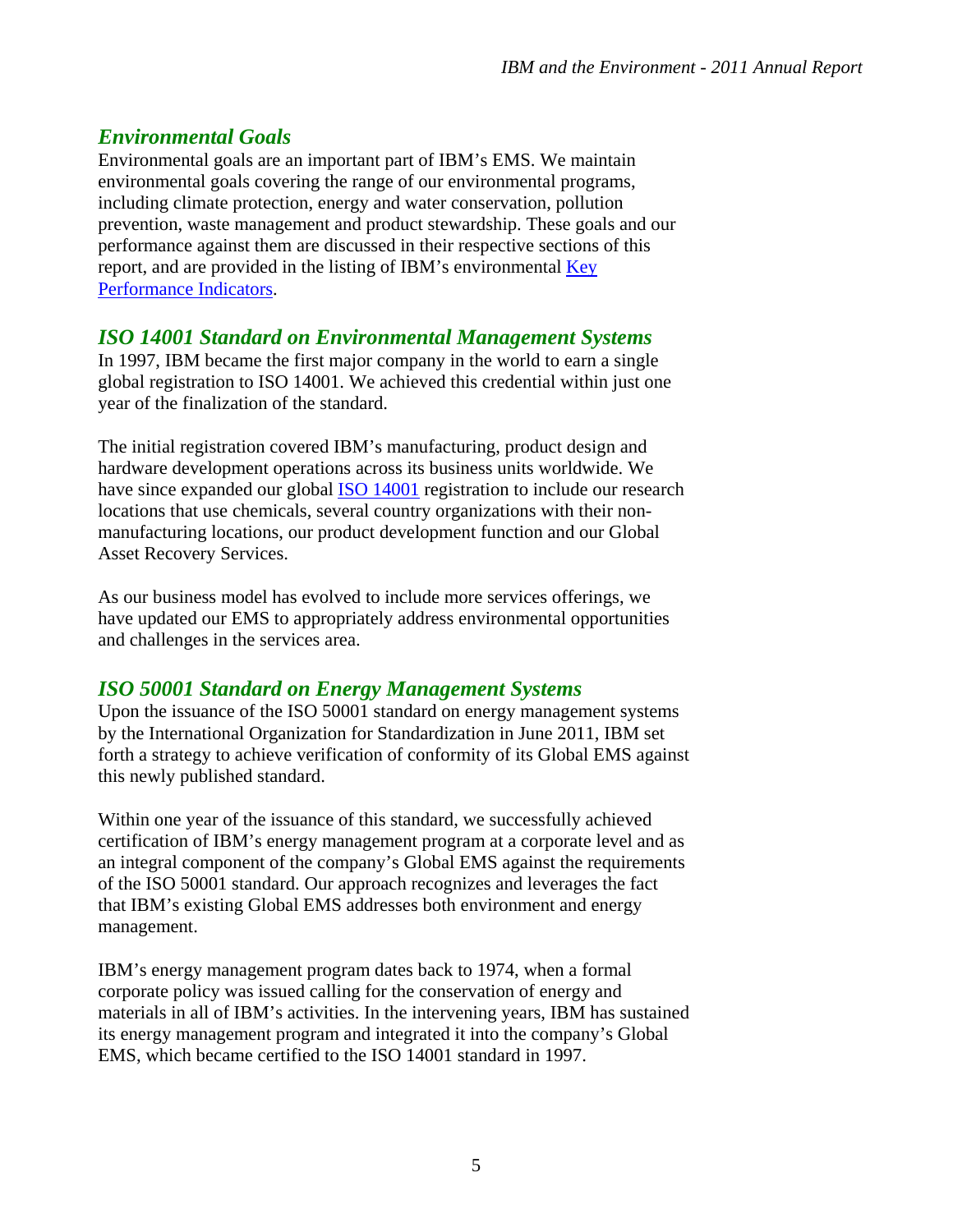## *Environmental Goals*

Environmental goals are an important part of IBM's EMS. We maintain environmental goals covering the range of our environmental programs, including climate protection, energy and water conservation, pollution prevention, waste management and product stewardship. These goals and our performance against them are discussed in their respective sections of this report, and are provided in the listing of IBM's environmental Key Performance Indicators.

## *ISO 14001 Standard on Environmental Management Systems*

In 1997, IBM became the first major company in the world to earn a single global registration to ISO 14001. We achieved this credential within just one year of the finalization of the standard.

The initial registration covered IBM's manufacturing, product design and hardware development operations across its business units worldwide. We have since expanded our global ISO 14001 registration to include our research locations that use chemicals, several country organizations with their non-manufacturing locations, our product development function and our Global Asset Recovery Services.

As our business model has evolved to include more services offerings, we have updated our EMS to appropriately address environmental opportunities and challenges in the services area.

## *ISO 50001 Standard on Energy Management Systems*

Upon the issuance of the ISO 50001 standard on energy management systems by the International Organization for Standardization in June 2011, IBM set forth a strategy to achieve verification of conformity of its Global EMS against this newly published standard.

Within one year of the issuance of this standard, we successfully achieved certification of IBM's energy management program at a corporate level and as an integral component of the company's Global EMS against the requirements of the ISO 50001 standard. Our approach recognizes and leverages the fact that IBM's existing Global EMS addresses both environment and energy management.

IBM's energy management program dates back to 1974, when a formal corporate policy was issued calling for the conservation of energy and materials in all of IBM's activities. In the intervening years, IBM has sustained its energy management program and integrated it into the company's Global EMS, which became certified to the ISO 14001 standard in 1997.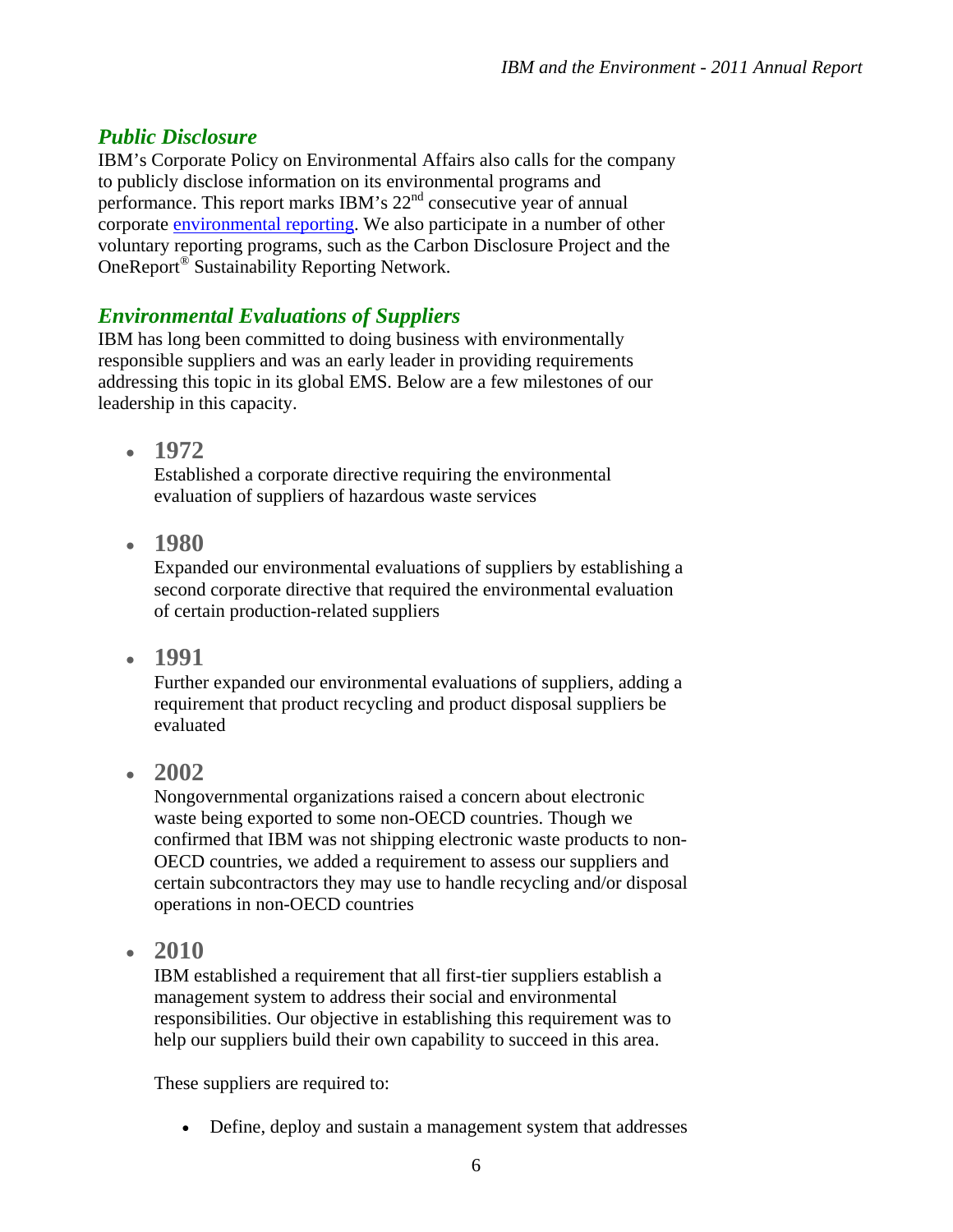## *Public Disclosure*

IBM's Corporate Policy on Environmental Affairs also calls for the company to publicly disclose information on its environmental programs and performance. This report marks IBM's 22nd consecutive year of annual corporate environmental reporting. We also participate in a number of other voluntary reporting programs, such as the Carbon Disclosure Project and the OneReport® Sustainability Reporting Network.

## *Environmental Evaluations of Suppliers*

IBM has long been committed to doing business with environmentally responsible suppliers and was an early leader in providing requirements addressing this topic in its global EMS. Below are a few milestones of our leadership in this capacity.

- **1972**
  Established a corporate directive requiring the environmental evaluation of suppliers of hazardous waste services

- **1980**
  Expanded our environmental evaluations of suppliers by establishing a second corporate directive that required the environmental evaluation of certain production-related suppliers

- **1991**
  Further expanded our environmental evaluations of suppliers, adding a requirement that product recycling and product disposal suppliers be evaluated

- **2002**
  Nongovernmental organizations raised a concern about electronic waste being exported to some non-OECD countries. Though we confirmed that IBM was not shipping electronic waste products to non-OECD countries, we added a requirement to assess our suppliers and certain subcontractors they may use to handle recycling and/or disposal operations in non-OECD countries

- **2010**
  IBM established a requirement that all first-tier suppliers establish a management system to address their social and environmental responsibilities. Our objective in establishing this requirement was to help our suppliers build their own capability to succeed in this area.

  These suppliers are required to:

  - Define, deploy and sustain a management system that addresses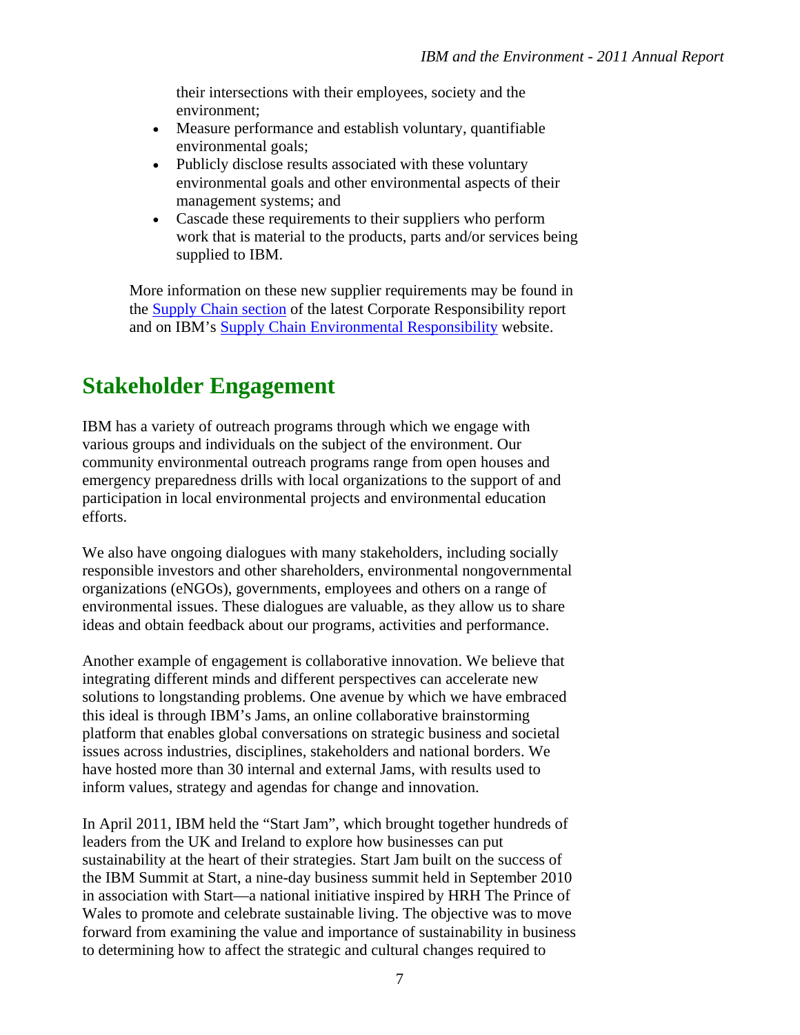their intersections with their employees, society and the environment;

- Measure performance and establish voluntary, quantifiable environmental goals;
- Publicly disclose results associated with these voluntary environmental goals and other environmental aspects of their management systems; and
- Cascade these requirements to their suppliers who perform work that is material to the products, parts and/or services being supplied to IBM.

More information on these new supplier requirements may be found in the Supply Chain section of the latest Corporate Responsibility report and on IBM's Supply Chain Environmental Responsibility website.

## Stakeholder Engagement

IBM has a variety of outreach programs through which we engage with various groups and individuals on the subject of the environment. Our community environmental outreach programs range from open houses and emergency preparedness drills with local organizations to the support of and participation in local environmental projects and environmental education efforts.

We also have ongoing dialogues with many stakeholders, including socially responsible investors and other shareholders, environmental nongovernmental organizations (eNGOs), governments, employees and others on a range of environmental issues. These dialogues are valuable, as they allow us to share ideas and obtain feedback about our programs, activities and performance.

Another example of engagement is collaborative innovation. We believe that integrating different minds and different perspectives can accelerate new solutions to longstanding problems. One avenue by which we have embraced this ideal is through IBM's Jams, an online collaborative brainstorming platform that enables global conversations on strategic business and societal issues across industries, disciplines, stakeholders and national borders. We have hosted more than 30 internal and external Jams, with results used to inform values, strategy and agendas for change and innovation.

In April 2011, IBM held the "Start Jam", which brought together hundreds of leaders from the UK and Ireland to explore how businesses can put sustainability at the heart of their strategies. Start Jam built on the success of the IBM Summit at Start, a nine-day business summit held in September 2010 in association with Start—a national initiative inspired by HRH The Prince of Wales to promote and celebrate sustainable living. The objective was to move forward from examining the value and importance of sustainability in business to determining how to affect the strategic and cultural changes required to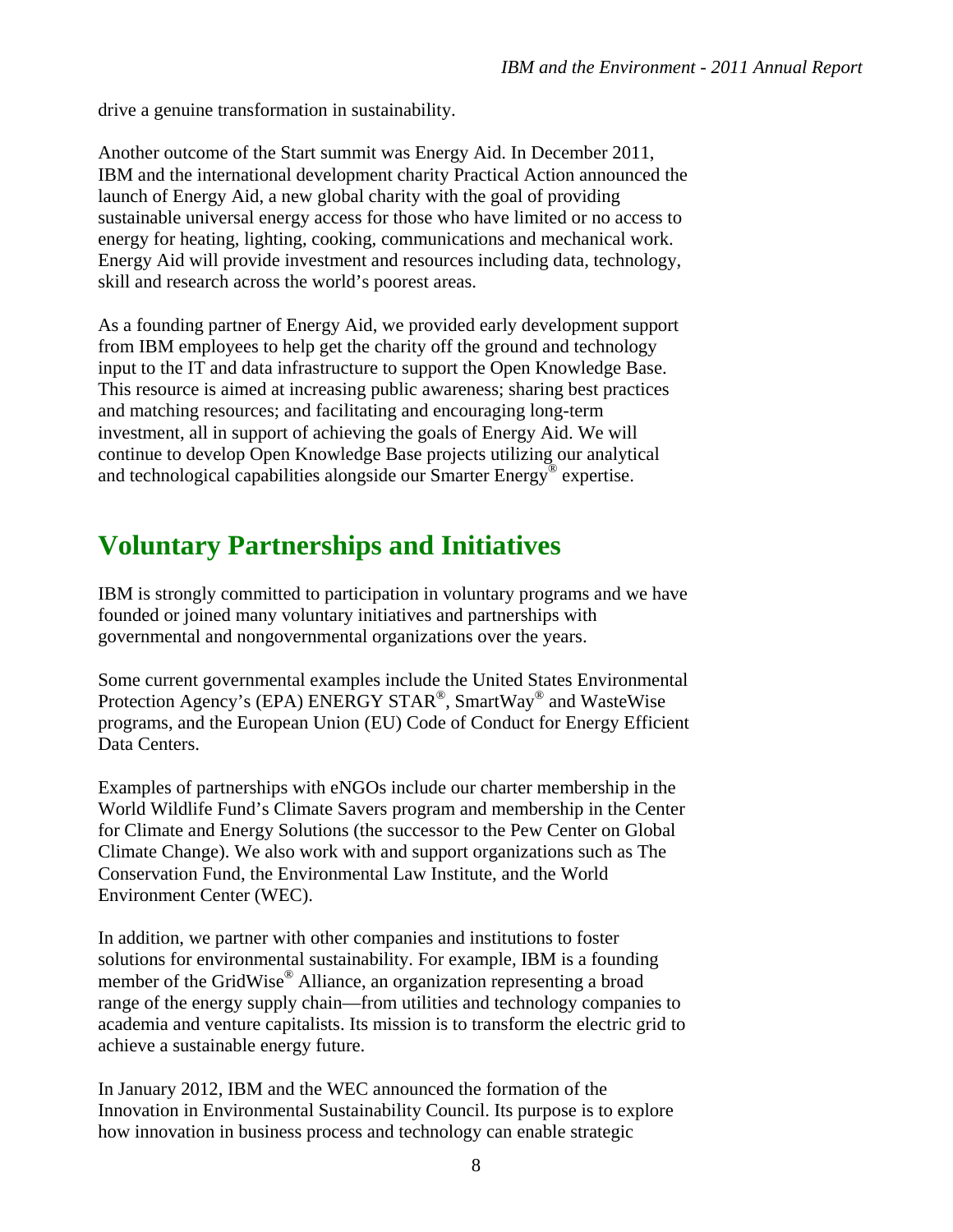drive a genuine transformation in sustainability.

Another outcome of the Start summit was Energy Aid. In December 2011, IBM and the international development charity Practical Action announced the launch of Energy Aid, a new global charity with the goal of providing sustainable universal energy access for those who have limited or no access to energy for heating, lighting, cooking, communications and mechanical work. Energy Aid will provide investment and resources including data, technology, skill and research across the world's poorest areas.

As a founding partner of Energy Aid, we provided early development support from IBM employees to help get the charity off the ground and technology input to the IT and data infrastructure to support the Open Knowledge Base. This resource is aimed at increasing public awareness; sharing best practices and matching resources; and facilitating and encouraging long-term investment, all in support of achieving the goals of Energy Aid. We will continue to develop Open Knowledge Base projects utilizing our analytical and technological capabilities alongside our Smarter Energy® expertise.

# Voluntary Partnerships and Initiatives

IBM is strongly committed to participation in voluntary programs and we have founded or joined many voluntary initiatives and partnerships with governmental and nongovernmental organizations over the years.

Some current governmental examples include the United States Environmental Protection Agency's (EPA) ENERGY STAR®, SmartWay® and WasteWise programs, and the European Union (EU) Code of Conduct for Energy Efficient Data Centers.

Examples of partnerships with eNGOs include our charter membership in the World Wildlife Fund's Climate Savers program and membership in the Center for Climate and Energy Solutions (the successor to the Pew Center on Global Climate Change). We also work with and support organizations such as The Conservation Fund, the Environmental Law Institute, and the World Environment Center (WEC).

In addition, we partner with other companies and institutions to foster solutions for environmental sustainability. For example, IBM is a founding member of the GridWise® Alliance, an organization representing a broad range of the energy supply chain—from utilities and technology companies to academia and venture capitalists. Its mission is to transform the electric grid to achieve a sustainable energy future.

In January 2012, IBM and the WEC announced the formation of the Innovation in Environmental Sustainability Council. Its purpose is to explore how innovation in business process and technology can enable strategic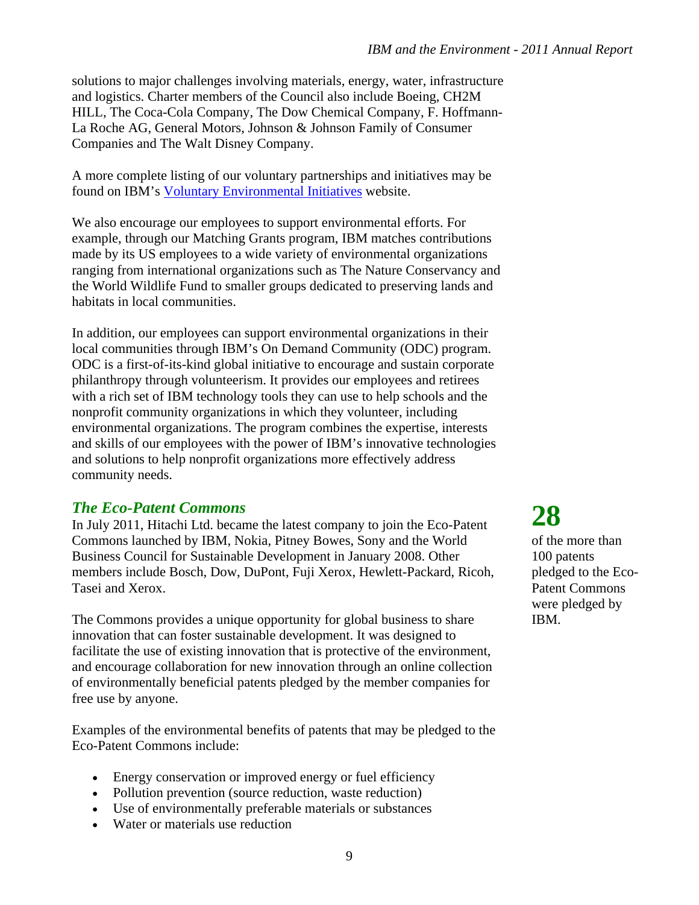solutions to major challenges involving materials, energy, water, infrastructure and logistics. Charter members of the Council also include Boeing, CH2M HILL, The Coca-Cola Company, The Dow Chemical Company, F. Hoffmann-La Roche AG, General Motors, Johnson & Johnson Family of Consumer Companies and The Walt Disney Company.

A more complete listing of our voluntary partnerships and initiatives may be found on IBM's Voluntary Environmental Initiatives website.

We also encourage our employees to support environmental efforts. For example, through our Matching Grants program, IBM matches contributions made by its US employees to a wide variety of environmental organizations ranging from international organizations such as The Nature Conservancy and the World Wildlife Fund to smaller groups dedicated to preserving lands and habitats in local communities.

In addition, our employees can support environmental organizations in their local communities through IBM's On Demand Community (ODC) program. ODC is a first-of-its-kind global initiative to encourage and sustain corporate philanthropy through volunteerism. It provides our employees and retirees with a rich set of IBM technology tools they can use to help schools and the nonprofit community organizations in which they volunteer, including environmental organizations. The program combines the expertise, interests and skills of our employees with the power of IBM's innovative technologies and solutions to help nonprofit organizations more effectively address community needs.

## *The Eco-Patent Commons*

In July 2011, Hitachi Ltd. became the latest company to join the Eco-Patent Commons launched by IBM, Nokia, Pitney Bowes, Sony and the World Business Council for Sustainable Development in January 2008. Other members include Bosch, Dow, DuPont, Fuji Xerox, Hewlett-Packard, Ricoh, Tasei and Xerox.

**28**

of the more than 100 patents pledged to the Eco-Patent Commons were pledged by IBM.

The Commons provides a unique opportunity for global business to share innovation that can foster sustainable development. It was designed to facilitate the use of existing innovation that is protective of the environment, and encourage collaboration for new innovation through an online collection of environmentally beneficial patents pledged by the member companies for free use by anyone.

Examples of the environmental benefits of patents that may be pledged to the Eco-Patent Commons include:

- Energy conservation or improved energy or fuel efficiency
- Pollution prevention (source reduction, waste reduction)
- Use of environmentally preferable materials or substances
- Water or materials use reduction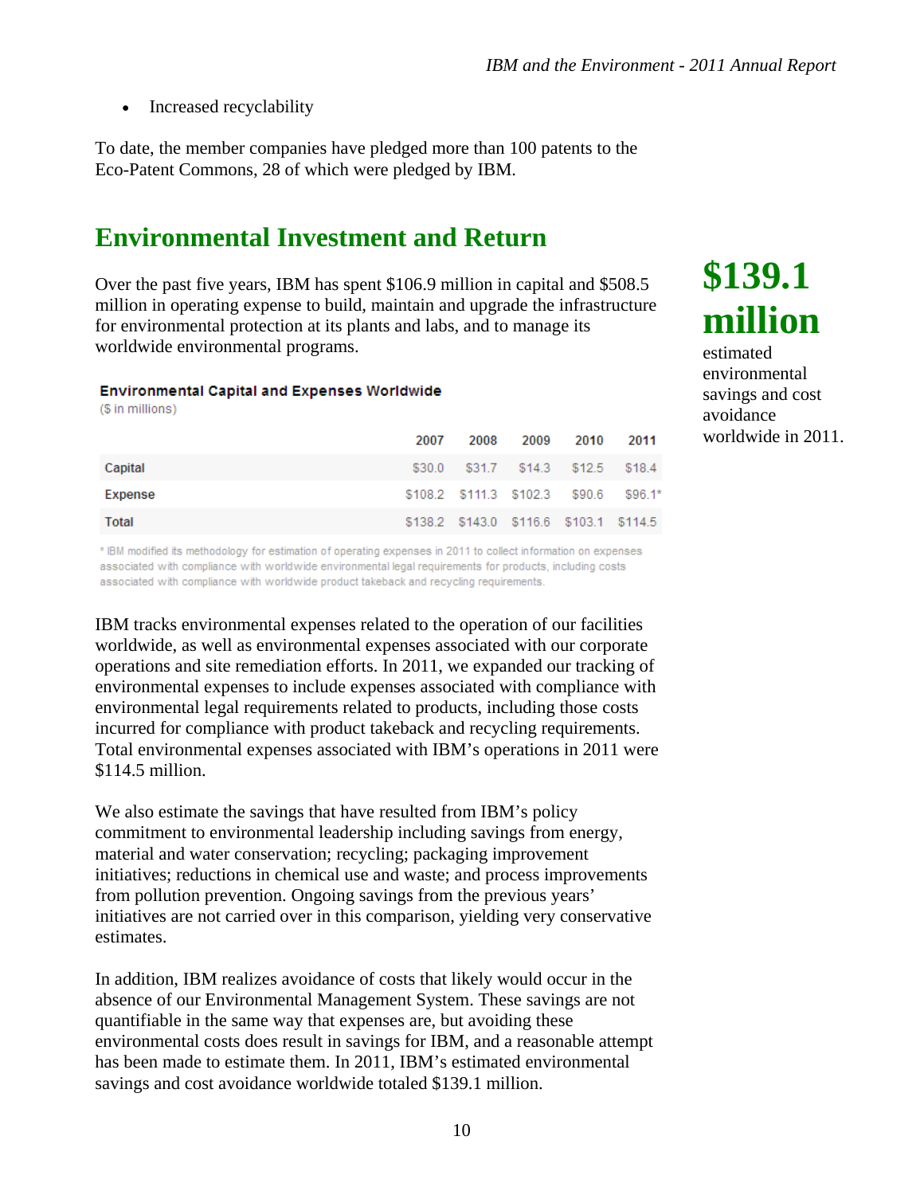- Increased recyclability

To date, the member companies have pledged more than 100 patents to the Eco-Patent Commons, 28 of which were pledged by IBM.

## Environmental Investment and Return

Over the past five years, IBM has spent $106.9 million in capital and $508.5 million in operating expense to build, maintain and upgrade the infrastructure for environmental protection at its plants and labs, and to manage its worldwide environmental programs.

**$139.1 million**

estimated environmental savings and cost avoidance worldwide in 2011.

**Environmental Capital and Expenses Worldwide**

($ in millions)

| | 2007 | 2008 | 2009 | 2010 | 2011 |
|---|---|---|---|---|---|
| Capital | $30.0 | $31.7 | $14.3 | $12.5 | $18.4 |
| Expense | $108.2 | $111.3 | $102.3 | $90.6 | $96.1* |
| Total | $138.2 | $143.0 | $116.6 | $103.1 | $114.5 |

* IBM modified its methodology for estimation of operating expenses in 2011 to collect information on expenses associated with compliance with worldwide environmental legal requirements for products, including costs associated with compliance with worldwide product takeback and recycling requirements.

IBM tracks environmental expenses related to the operation of our facilities worldwide, as well as environmental expenses associated with our corporate operations and site remediation efforts. In 2011, we expanded our tracking of environmental expenses to include expenses associated with compliance with environmental legal requirements related to products, including those costs incurred for compliance with product takeback and recycling requirements. Total environmental expenses associated with IBM's operations in 2011 were $114.5 million.

We also estimate the savings that have resulted from IBM's policy commitment to environmental leadership including savings from energy, material and water conservation; recycling; packaging improvement initiatives; reductions in chemical use and waste; and process improvements from pollution prevention. Ongoing savings from the previous years' initiatives are not carried over in this comparison, yielding very conservative estimates.

In addition, IBM realizes avoidance of costs that likely would occur in the absence of our Environmental Management System. These savings are not quantifiable in the same way that expenses are, but avoiding these environmental costs does result in savings for IBM, and a reasonable attempt has been made to estimate them. In 2011, IBM's estimated environmental savings and cost avoidance worldwide totaled $139.1 million.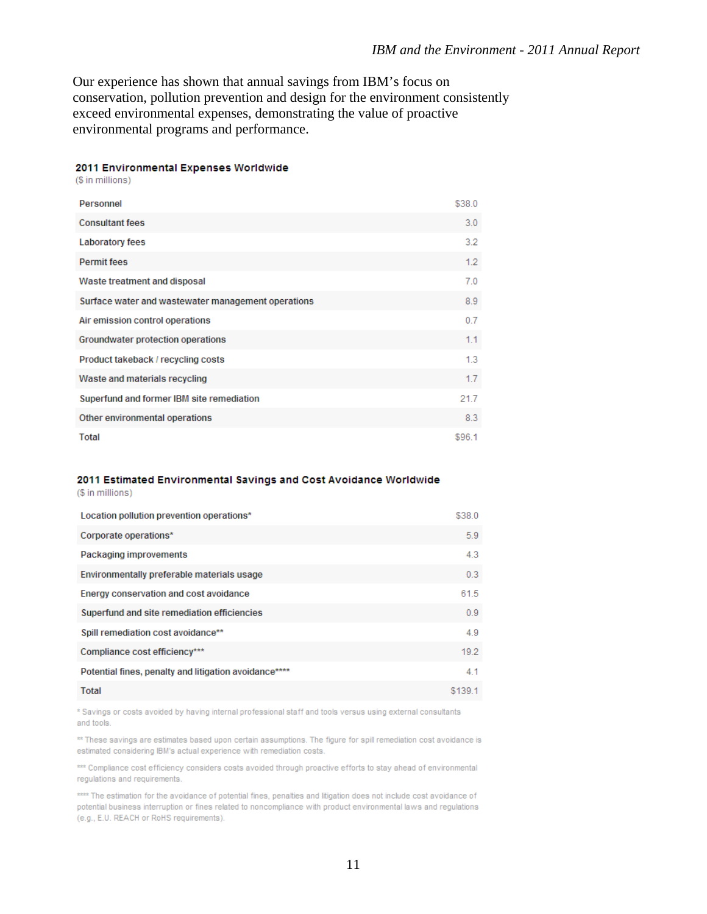Our experience has shown that annual savings from IBM's focus on conservation, pollution prevention and design for the environment consistently exceed environmental expenses, demonstrating the value of proactive environmental programs and performance.

**2011 Environmental Expenses Worldwide**
($ in millions)

| | |
|---|---|
| Personnel | $38.0 |
| Consultant fees | 3.0 |
| Laboratory fees | 3.2 |
| Permit fees | 1.2 |
| Waste treatment and disposal | 7.0 |
| Surface water and wastewater management operations | 8.9 |
| Air emission control operations | 0.7 |
| Groundwater protection operations | 1.1 |
| Product takeback / recycling costs | 1.3 |
| Waste and materials recycling | 1.7 |
| Superfund and former IBM site remediation | 21.7 |
| Other environmental operations | 8.3 |
| Total | $96.1 |

**2011 Estimated Environmental Savings and Cost Avoidance Worldwide**
($ in millions)

| | |
|---|---|
| Location pollution prevention operations* | $38.0 |
| Corporate operations* | 5.9 |
| Packaging improvements | 4.3 |
| Environmentally preferable materials usage | 0.3 |
| Energy conservation and cost avoidance | 61.5 |
| Superfund and site remediation efficiencies | 0.9 |
| Spill remediation cost avoidance** | 4.9 |
| Compliance cost efficiency*** | 19.2 |
| Potential fines, penalty and litigation avoidance**** | 4.1 |
| Total | $139.1 |

* Savings or costs avoided by having internal professional staff and tools versus using external consultants and tools.

** These savings are estimates based upon certain assumptions. The figure for spill remediation cost avoidance is estimated considering IBM's actual experience with remediation costs.

*** Compliance cost efficiency considers costs avoided through proactive efforts to stay ahead of environmental regulations and requirements.

**** The estimation for the avoidance of potential fines, penalties and litigation does not include cost avoidance of potential business interruption or fines related to noncompliance with product environmental laws and regulations (e.g., E.U. REACH or RoHS requirements).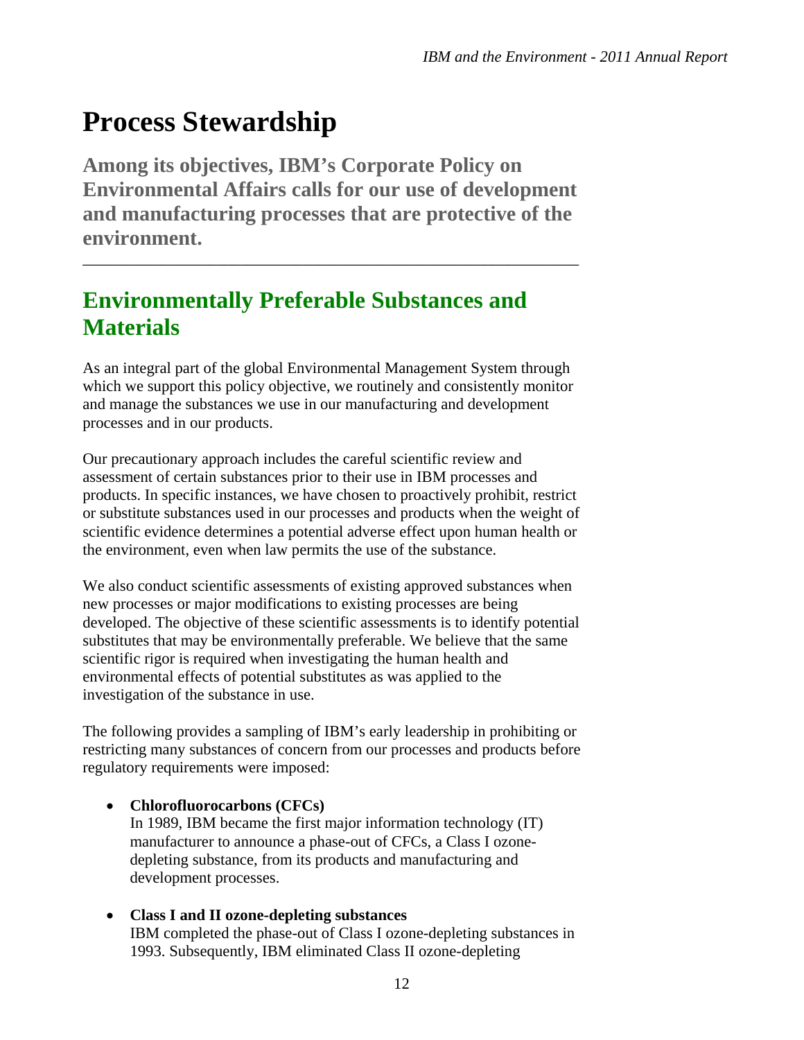# Process Stewardship

**Among its objectives, IBM's Corporate Policy on Environmental Affairs calls for our use of development and manufacturing processes that are protective of the environment.**

---

## Environmentally Preferable Substances and Materials

As an integral part of the global Environmental Management System through which we support this policy objective, we routinely and consistently monitor and manage the substances we use in our manufacturing and development processes and in our products.

Our precautionary approach includes the careful scientific review and assessment of certain substances prior to their use in IBM processes and products. In specific instances, we have chosen to proactively prohibit, restrict or substitute substances used in our processes and products when the weight of scientific evidence determines a potential adverse effect upon human health or the environment, even when law permits the use of the substance.

We also conduct scientific assessments of existing approved substances when new processes or major modifications to existing processes are being developed. The objective of these scientific assessments is to identify potential substitutes that may be environmentally preferable. We believe that the same scientific rigor is required when investigating the human health and environmental effects of potential substitutes as was applied to the investigation of the substance in use.

The following provides a sampling of IBM's early leadership in prohibiting or restricting many substances of concern from our processes and products before regulatory requirements were imposed:

- **Chlorofluorocarbons (CFCs)**
  In 1989, IBM became the first major information technology (IT) manufacturer to announce a phase-out of CFCs, a Class I ozone-depleting substance, from its products and manufacturing and development processes.

- **Class I and II ozone-depleting substances**
  IBM completed the phase-out of Class I ozone-depleting substances in 1993. Subsequently, IBM eliminated Class II ozone-depleting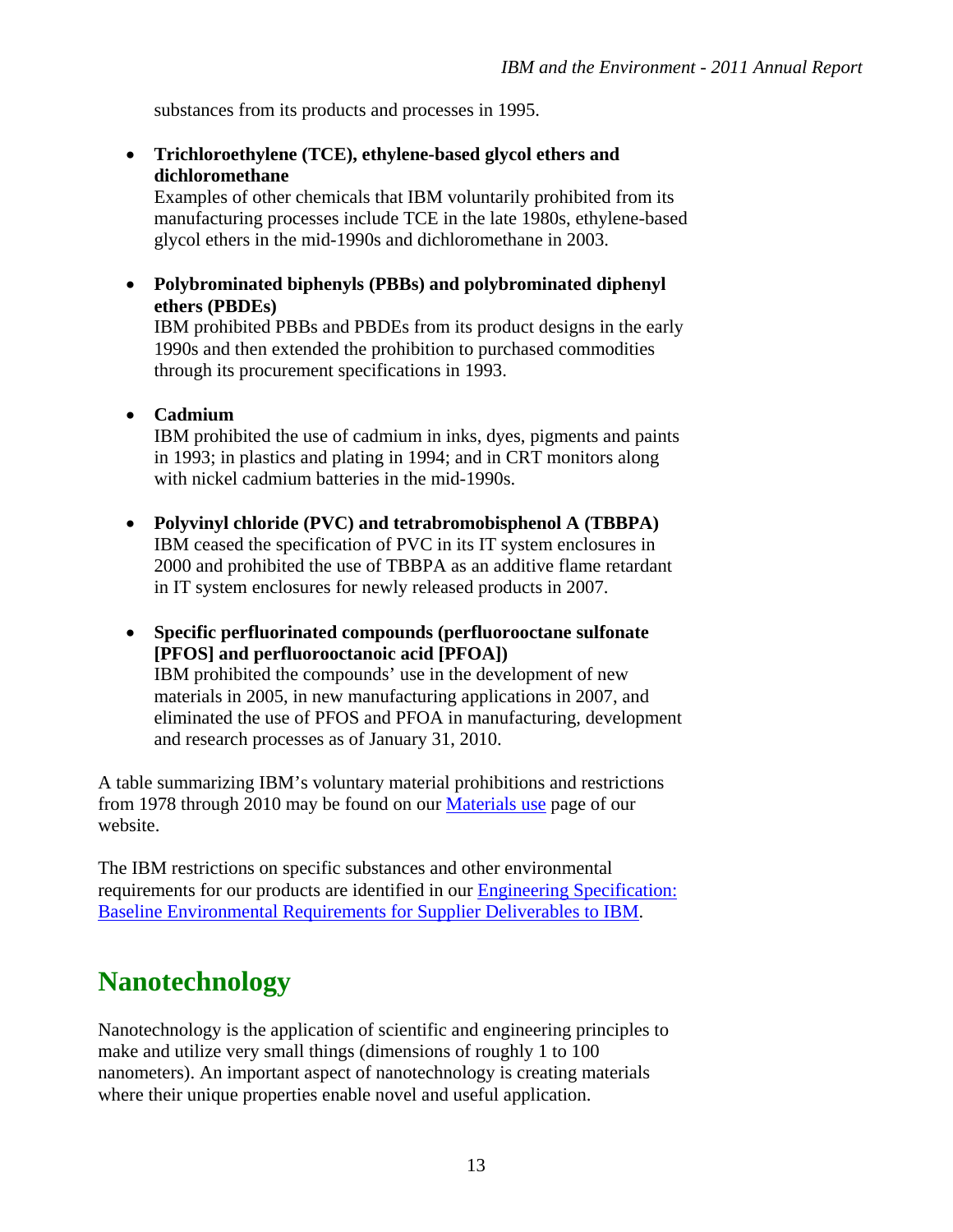substances from its products and processes in 1995.

- **Trichloroethylene (TCE), ethylene-based glycol ethers and dichloromethane**
  Examples of other chemicals that IBM voluntarily prohibited from its manufacturing processes include TCE in the late 1980s, ethylene-based glycol ethers in the mid-1990s and dichloromethane in 2003.

- **Polybrominated biphenyls (PBBs) and polybrominated diphenyl ethers (PBDEs)**
  IBM prohibited PBBs and PBDEs from its product designs in the early 1990s and then extended the prohibition to purchased commodities through its procurement specifications in 1993.

- **Cadmium**
  IBM prohibited the use of cadmium in inks, dyes, pigments and paints in 1993; in plastics and plating in 1994; and in CRT monitors along with nickel cadmium batteries in the mid-1990s.

- **Polyvinyl chloride (PVC) and tetrabromobisphenol A (TBBPA)**
  IBM ceased the specification of PVC in its IT system enclosures in 2000 and prohibited the use of TBBPA as an additive flame retardant in IT system enclosures for newly released products in 2007.

- **Specific perfluorinated compounds (perfluorooctane sulfonate [PFOS] and perfluorooctanoic acid [PFOA])**
  IBM prohibited the compounds' use in the development of new materials in 2005, in new manufacturing applications in 2007, and eliminated the use of PFOS and PFOA in manufacturing, development and research processes as of January 31, 2010.

A table summarizing IBM's voluntary material prohibitions and restrictions from 1978 through 2010 may be found on our Materials use page of our website.

The IBM restrictions on specific substances and other environmental requirements for our products are identified in our Engineering Specification: Baseline Environmental Requirements for Supplier Deliverables to IBM.

# Nanotechnology

Nanotechnology is the application of scientific and engineering principles to make and utilize very small things (dimensions of roughly 1 to 100 nanometers). An important aspect of nanotechnology is creating materials where their unique properties enable novel and useful application.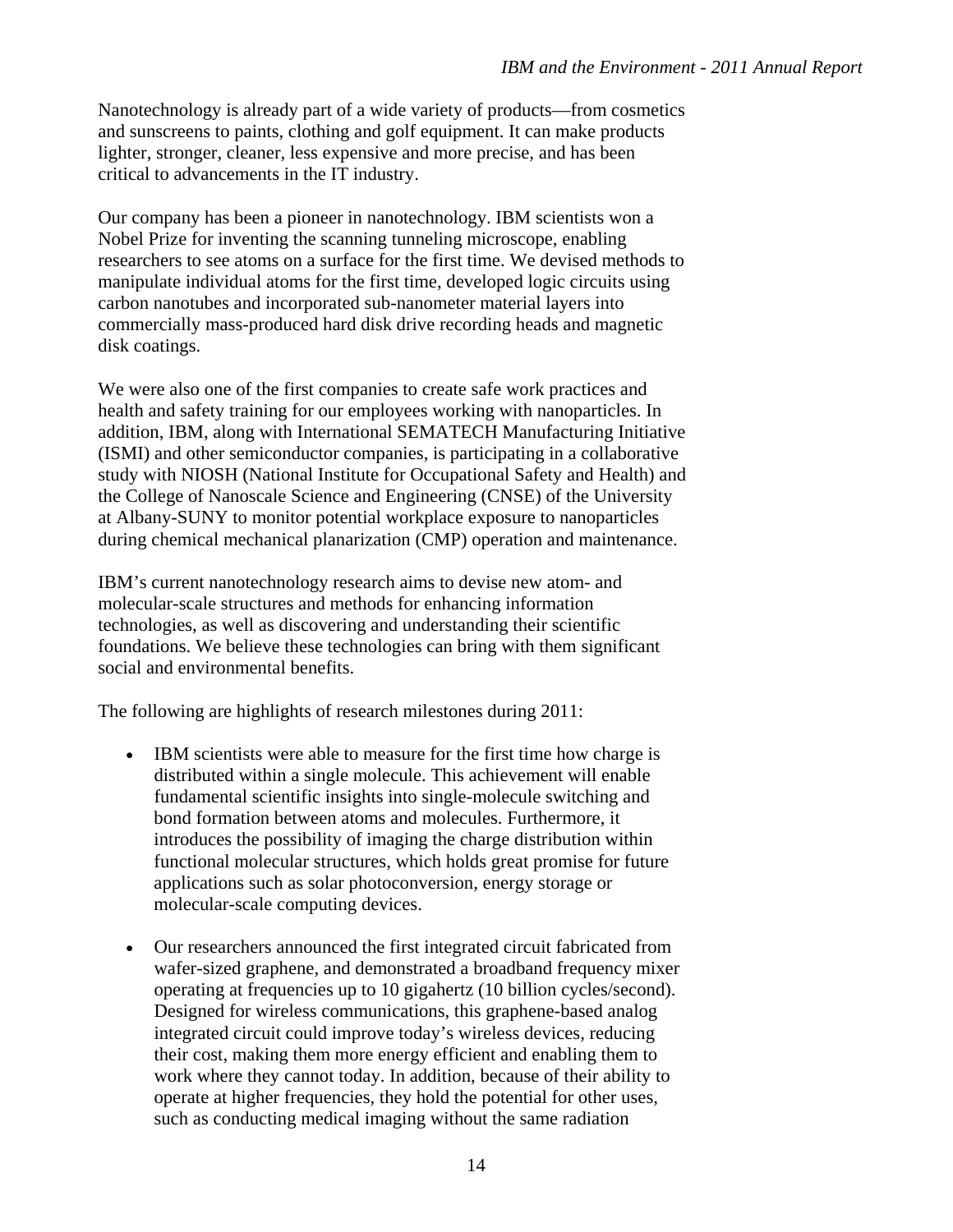Nanotechnology is already part of a wide variety of products—from cosmetics and sunscreens to paints, clothing and golf equipment. It can make products lighter, stronger, cleaner, less expensive and more precise, and has been critical to advancements in the IT industry.

Our company has been a pioneer in nanotechnology. IBM scientists won a Nobel Prize for inventing the scanning tunneling microscope, enabling researchers to see atoms on a surface for the first time. We devised methods to manipulate individual atoms for the first time, developed logic circuits using carbon nanotubes and incorporated sub-nanometer material layers into commercially mass-produced hard disk drive recording heads and magnetic disk coatings.

We were also one of the first companies to create safe work practices and health and safety training for our employees working with nanoparticles. In addition, IBM, along with International SEMATECH Manufacturing Initiative (ISMI) and other semiconductor companies, is participating in a collaborative study with NIOSH (National Institute for Occupational Safety and Health) and the College of Nanoscale Science and Engineering (CNSE) of the University at Albany-SUNY to monitor potential workplace exposure to nanoparticles during chemical mechanical planarization (CMP) operation and maintenance.

IBM's current nanotechnology research aims to devise new atom- and molecular-scale structures and methods for enhancing information technologies, as well as discovering and understanding their scientific foundations. We believe these technologies can bring with them significant social and environmental benefits.

The following are highlights of research milestones during 2011:

- IBM scientists were able to measure for the first time how charge is distributed within a single molecule. This achievement will enable fundamental scientific insights into single-molecule switching and bond formation between atoms and molecules. Furthermore, it introduces the possibility of imaging the charge distribution within functional molecular structures, which holds great promise for future applications such as solar photoconversion, energy storage or molecular-scale computing devices.

- Our researchers announced the first integrated circuit fabricated from wafer-sized graphene, and demonstrated a broadband frequency mixer operating at frequencies up to 10 gigahertz (10 billion cycles/second). Designed for wireless communications, this graphene-based analog integrated circuit could improve today's wireless devices, reducing their cost, making them more energy efficient and enabling them to work where they cannot today. In addition, because of their ability to operate at higher frequencies, they hold the potential for other uses, such as conducting medical imaging without the same radiation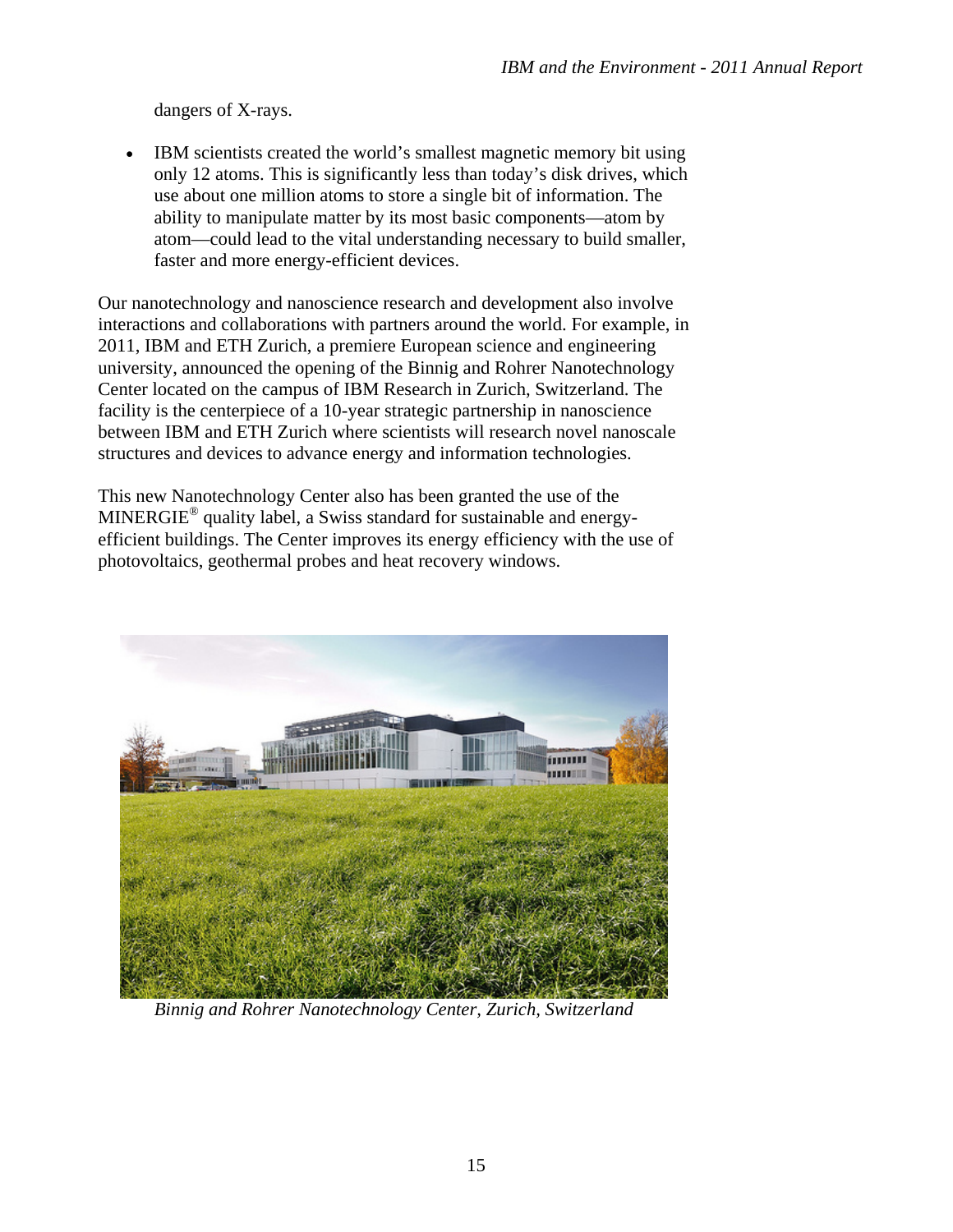dangers of X-rays.

- IBM scientists created the world's smallest magnetic memory bit using only 12 atoms. This is significantly less than today's disk drives, which use about one million atoms to store a single bit of information. The ability to manipulate matter by its most basic components—atom by atom—could lead to the vital understanding necessary to build smaller, faster and more energy-efficient devices.

Our nanotechnology and nanoscience research and development also involve interactions and collaborations with partners around the world. For example, in 2011, IBM and ETH Zurich, a premiere European science and engineering university, announced the opening of the Binnig and Rohrer Nanotechnology Center located on the campus of IBM Research in Zurich, Switzerland. The facility is the centerpiece of a 10-year strategic partnership in nanoscience between IBM and ETH Zurich where scientists will research novel nanoscale structures and devices to advance energy and information technologies.

This new Nanotechnology Center also has been granted the use of the MINERGIE® quality label, a Swiss standard for sustainable and energy-efficient buildings. The Center improves its energy efficiency with the use of photovoltaics, geothermal probes and heat recovery windows.

*Binnig and Rohrer Nanotechnology Center, Zurich, Switzerland*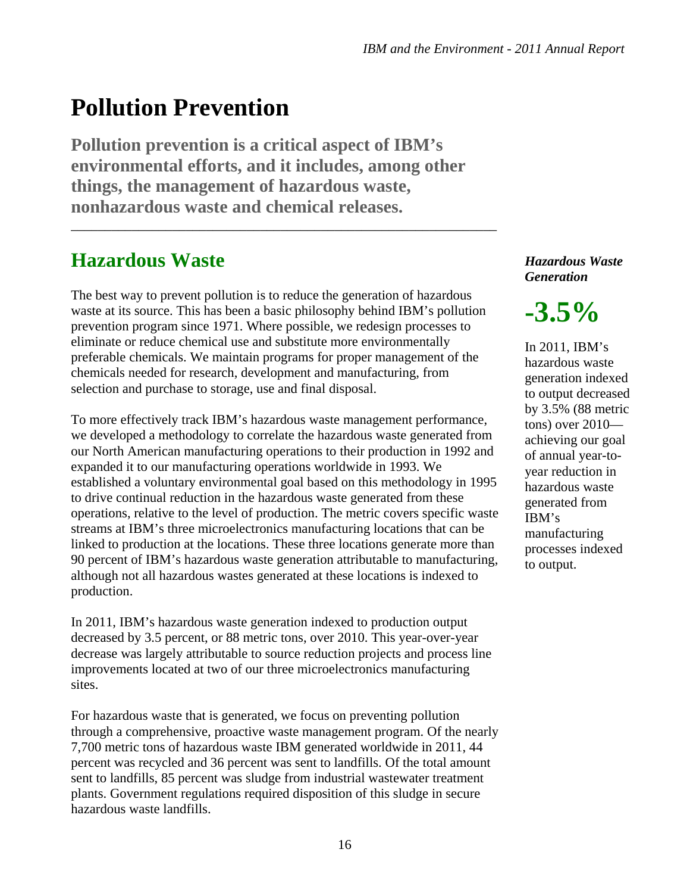# Pollution Prevention

**Pollution prevention is a critical aspect of IBM's environmental efforts, and it includes, among other things, the management of hazardous waste, nonhazardous waste and chemical releases.**

---

## Hazardous Waste

The best way to prevent pollution is to reduce the generation of hazardous waste at its source. This has been a basic philosophy behind IBM's pollution prevention program since 1971. Where possible, we redesign processes to eliminate or reduce chemical use and substitute more environmentally preferable chemicals. We maintain programs for proper management of the chemicals needed for research, development and manufacturing, from selection and purchase to storage, use and final disposal.

To more effectively track IBM's hazardous waste management performance, we developed a methodology to correlate the hazardous waste generated from our North American manufacturing operations to their production in 1992 and expanded it to our manufacturing operations worldwide in 1993. We established a voluntary environmental goal based on this methodology in 1995 to drive continual reduction in the hazardous waste generated from these operations, relative to the level of production. The metric covers specific waste streams at IBM's three microelectronics manufacturing locations that can be linked to production at the locations. These three locations generate more than 90 percent of IBM's hazardous waste generation attributable to manufacturing, although not all hazardous wastes generated at these locations is indexed to production.

In 2011, IBM's hazardous waste generation indexed to production output decreased by 3.5 percent, or 88 metric tons, over 2010. This year-over-year decrease was largely attributable to source reduction projects and process line improvements located at two of our three microelectronics manufacturing sites.

For hazardous waste that is generated, we focus on preventing pollution through a comprehensive, proactive waste management program. Of the nearly 7,700 metric tons of hazardous waste IBM generated worldwide in 2011, 44 percent was recycled and 36 percent was sent to landfills. Of the total amount sent to landfills, 85 percent was sludge from industrial wastewater treatment plants. Government regulations required disposition of this sludge in secure hazardous waste landfills.

***Hazardous Waste Generation***

**-3.5%**

In 2011, IBM's hazardous waste generation indexed to output decreased by 3.5% (88 metric tons) over 2010—achieving our goal of annual year-to-year reduction in hazardous waste generated from IBM's manufacturing processes indexed to output.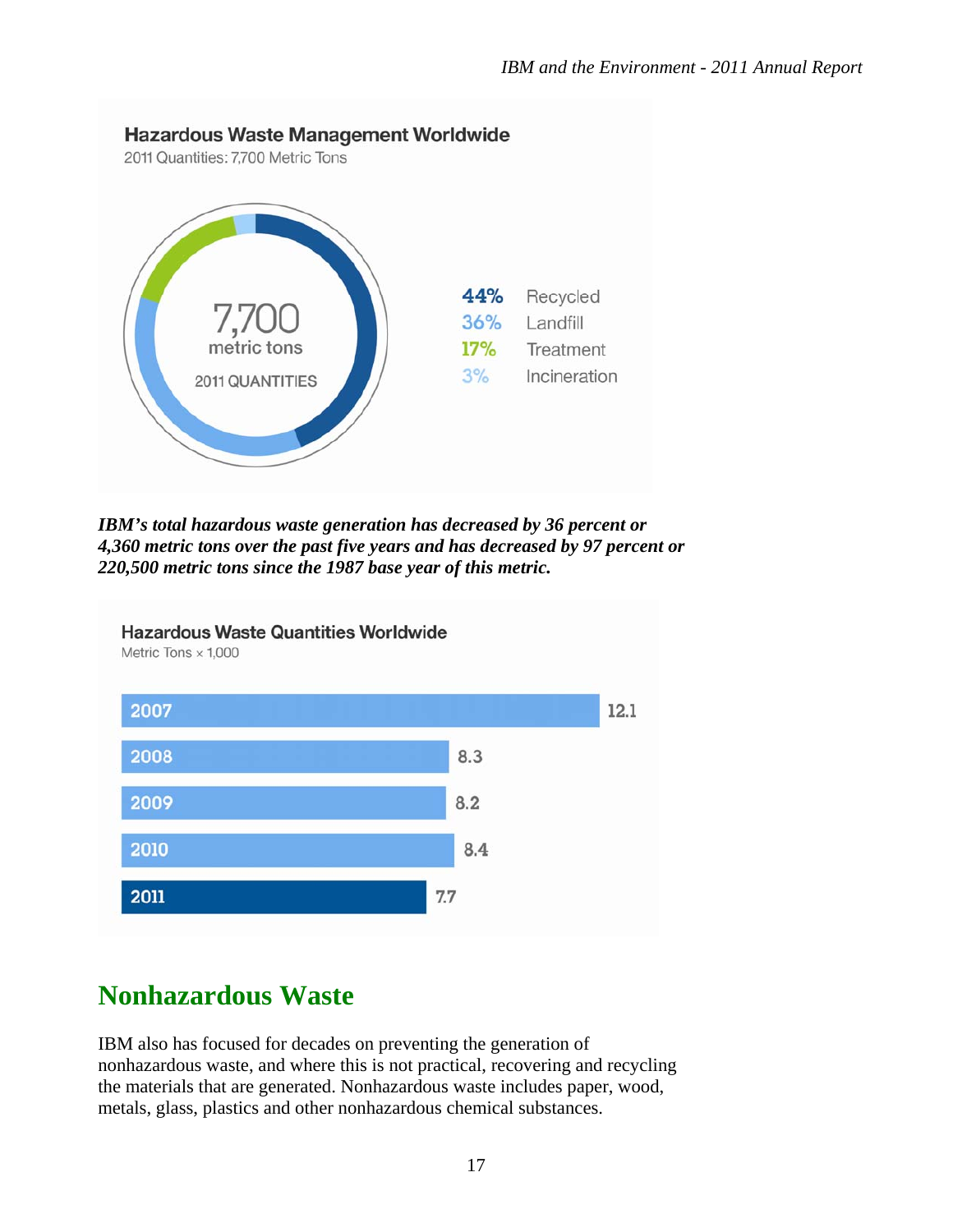**Hazardous Waste Management Worldwide**

2011 Quantities: 7,700 Metric Tons

7,700 metric tons

2011 QUANTITIES

| Percent | Method |
|---|---|
| 44% | Recycled |
| 36% | Landfill |
| 17% | Treatment |
| 3% | Incineration |

***IBM's total hazardous waste generation has decreased by 36 percent or 4,360 metric tons over the past five years and has decreased by 97 percent or 220,500 metric tons since the 1987 base year of this metric.***

**Hazardous Waste Quantities Worldwide**

Metric Tons × 1,000

| Year | Metric Tons × 1,000 |
|---|---|
| 2007 | 12.1 |
| 2008 | 8.3 |
| 2009 | 8.2 |
| 2010 | 8.4 |
| 2011 | 7.7 |

## Nonhazardous Waste

IBM also has focused for decades on preventing the generation of nonhazardous waste, and where this is not practical, recovering and recycling the materials that are generated. Nonhazardous waste includes paper, wood, metals, glass, plastics and other nonhazardous chemical substances.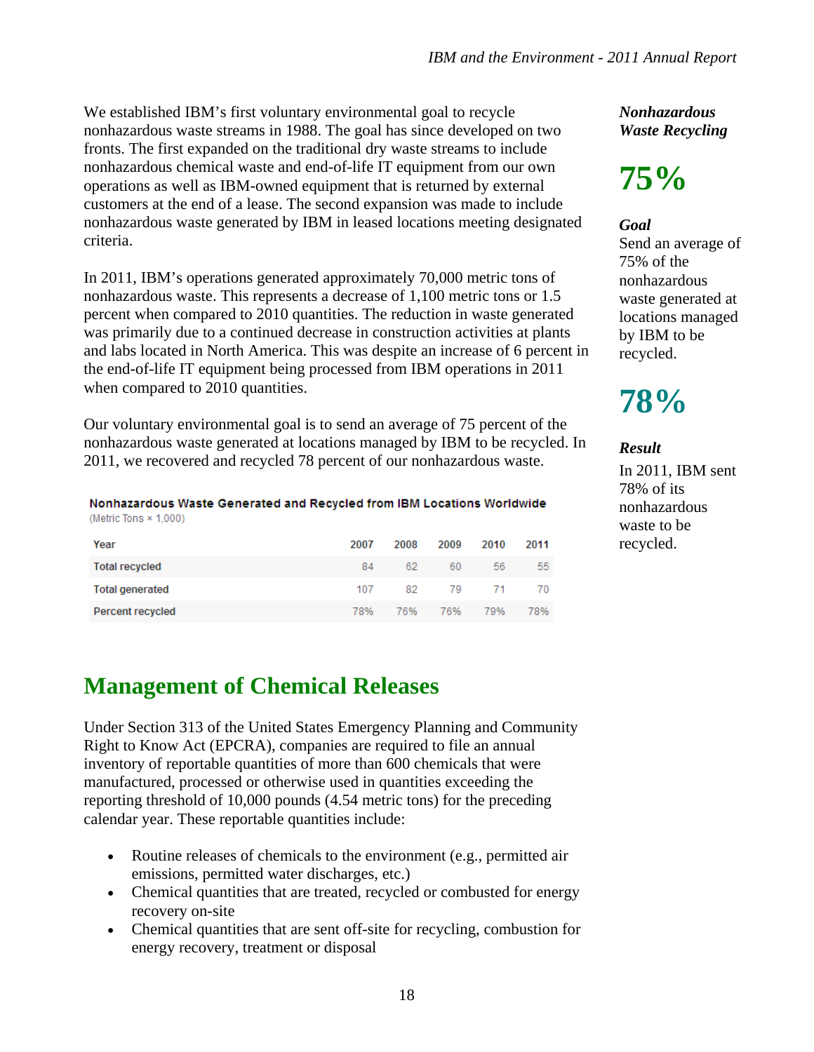We established IBM's first voluntary environmental goal to recycle nonhazardous waste streams in 1988. The goal has since developed on two fronts. The first expanded on the traditional dry waste streams to include nonhazardous chemical waste and end-of-life IT equipment from our own operations as well as IBM-owned equipment that is returned by external customers at the end of a lease. The second expansion was made to include nonhazardous waste generated by IBM in leased locations meeting designated criteria.

In 2011, IBM's operations generated approximately 70,000 metric tons of nonhazardous waste. This represents a decrease of 1,100 metric tons or 1.5 percent when compared to 2010 quantities. The reduction in waste generated was primarily due to a continued decrease in construction activities at plants and labs located in North America. This was despite an increase of 6 percent in the end-of-life IT equipment being processed from IBM operations in 2011 when compared to 2010 quantities.

Our voluntary environmental goal is to send an average of 75 percent of the nonhazardous waste generated at locations managed by IBM to be recycled. In 2011, we recovered and recycled 78 percent of our nonhazardous waste.

**Nonhazardous Waste Generated and Recycled from IBM Locations Worldwide**
(Metric Tons × 1,000)

| Year | 2007 | 2008 | 2009 | 2010 | 2011 |
|---|---|---|---|---|---|
| Total recycled | 84 | 62 | 60 | 56 | 55 |
| Total generated | 107 | 82 | 79 | 71 | 70 |
| Percent recycled | 78% | 76% | 76% | 79% | 78% |

***Nonhazardous Waste Recycling***

**75%**

***Goal***

Send an average of 75% of the nonhazardous waste generated at locations managed by IBM to be recycled.

**78%**

***Result***

In 2011, IBM sent 78% of its nonhazardous waste to be recycled.

## Management of Chemical Releases

Under Section 313 of the United States Emergency Planning and Community Right to Know Act (EPCRA), companies are required to file an annual inventory of reportable quantities of more than 600 chemicals that were manufactured, processed or otherwise used in quantities exceeding the reporting threshold of 10,000 pounds (4.54 metric tons) for the preceding calendar year. These reportable quantities include:

- Routine releases of chemicals to the environment (e.g., permitted air emissions, permitted water discharges, etc.)
- Chemical quantities that are treated, recycled or combusted for energy recovery on-site
- Chemical quantities that are sent off-site for recycling, combustion for energy recovery, treatment or disposal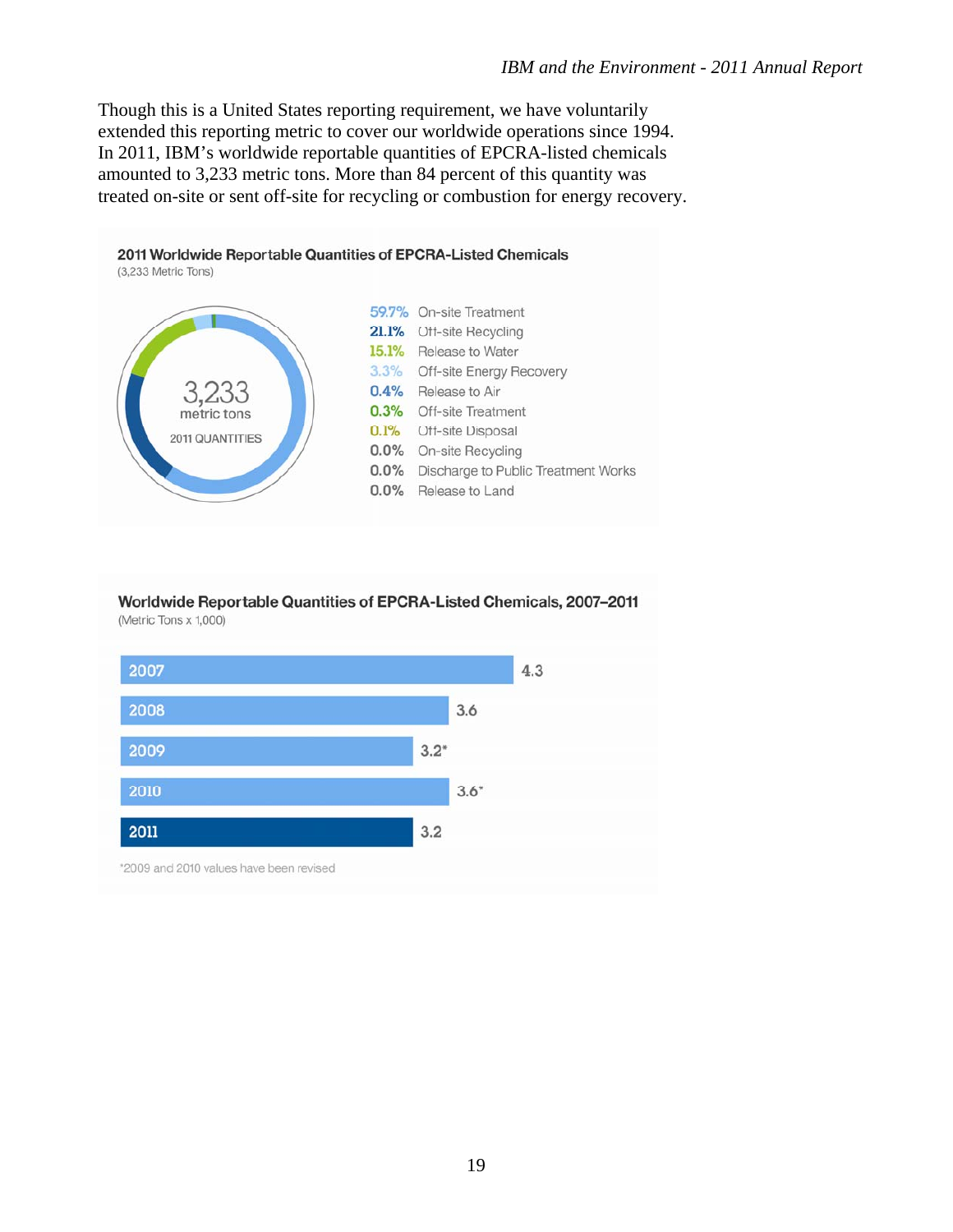Though this is a United States reporting requirement, we have voluntarily extended this reporting metric to cover our worldwide operations since 1994. In 2011, IBM's worldwide reportable quantities of EPCRA-listed chemicals amounted to 3,233 metric tons. More than 84 percent of this quantity was treated on-site or sent off-site for recycling or combustion for energy recovery.

**2011 Worldwide Reportable Quantities of EPCRA-Listed Chemicals**
(3,233 Metric Tons)

3,233 metric tons
2011 QUANTITIES

| Percentage | Category |
|---|---|
| 59.7% | On-site Treatment |
| 21.1% | Off-site Recycling |
| 15.1% | Release to Water |
| 3.3% | Off-site Energy Recovery |
| 0.4% | Release to Air |
| 0.3% | Off-site Treatment |
| 0.1% | Off-site Disposal |
| 0.0% | On-site Recycling |
| 0.0% | Discharge to Public Treatment Works |
| 0.0% | Release to Land |

**Worldwide Reportable Quantities of EPCRA-Listed Chemicals, 2007–2011**
(Metric Tons x 1,000)

| Year | Quantity |
|---|---|
| 2007 | 4.3 |
| 2008 | 3.6 |
| 2009 | 3.2* |
| 2010 | 3.6* |
| 2011 | 3.2 |

*2009 and 2010 values have been revised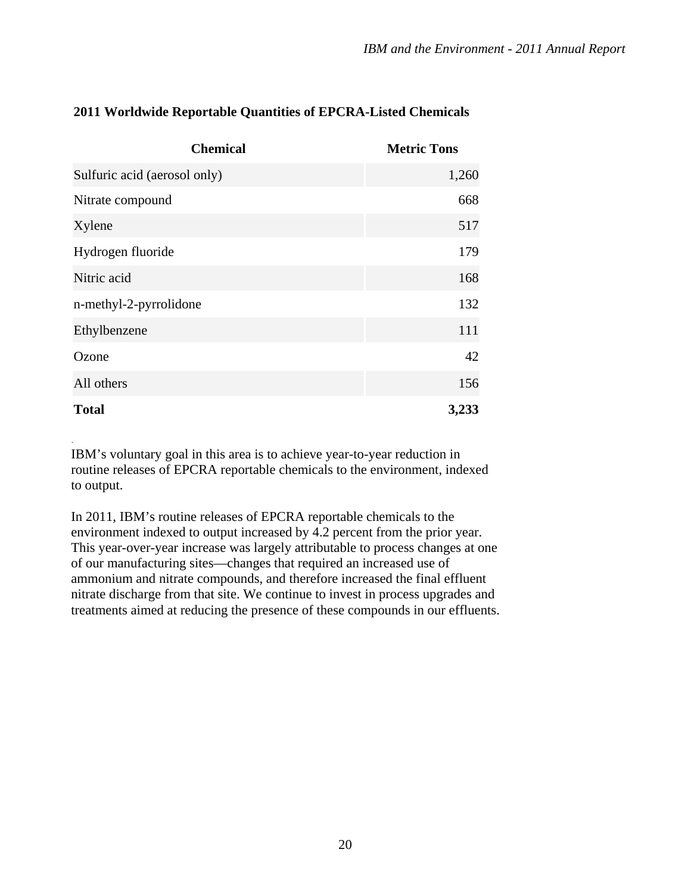**2011 Worldwide Reportable Quantities of EPCRA-Listed Chemicals**

| Chemical | Metric Tons |
| --- | --- |
| Sulfuric acid (aerosol only) | 1,260 |
| Nitrate compound | 668 |
| Xylene | 517 |
| Hydrogen fluoride | 179 |
| Nitric acid | 168 |
| n-methyl-2-pyrrolidone | 132 |
| Ethylbenzene | 111 |
| Ozone | 42 |
| All others | 156 |
| **Total** | **3,233** |

IBM's voluntary goal in this area is to achieve year-to-year reduction in routine releases of EPCRA reportable chemicals to the environment, indexed to output.

In 2011, IBM's routine releases of EPCRA reportable chemicals to the environment indexed to output increased by 4.2 percent from the prior year. This year-over-year increase was largely attributable to process changes at one of our manufacturing sites—changes that required an increased use of ammonium and nitrate compounds, and therefore increased the final effluent nitrate discharge from that site. We continue to invest in process upgrades and treatments aimed at reducing the presence of these compounds in our effluents.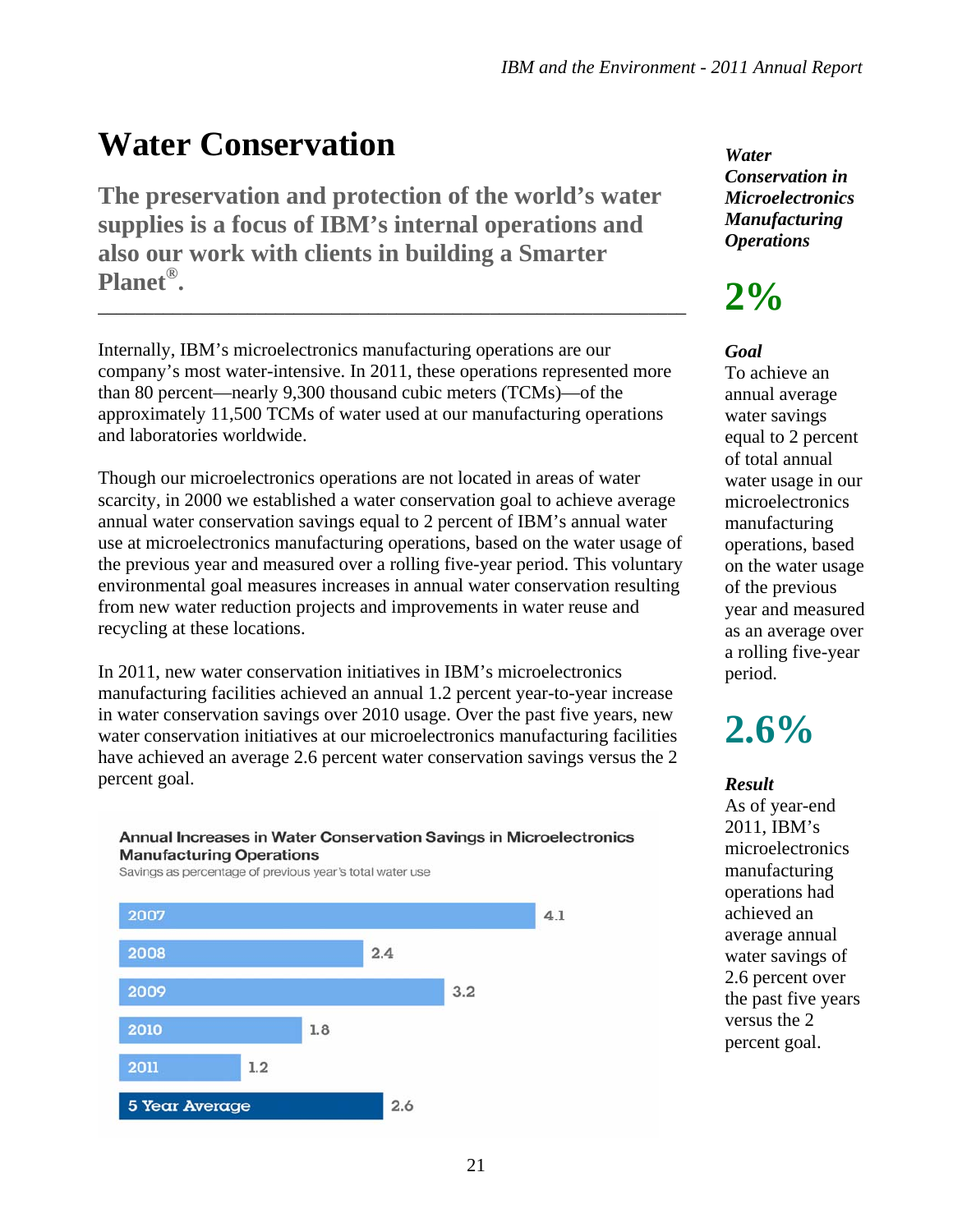# Water Conservation

**The preservation and protection of the world's water supplies is a focus of IBM's internal operations and also our work with clients in building a Smarter Planet®.**

---

Internally, IBM's microelectronics manufacturing operations are our company's most water-intensive. In 2011, these operations represented more than 80 percent—nearly 9,300 thousand cubic meters (TCMs)—of the approximately 11,500 TCMs of water used at our manufacturing operations and laboratories worldwide.

Though our microelectronics operations are not located in areas of water scarcity, in 2000 we established a water conservation goal to achieve average annual water conservation savings equal to 2 percent of IBM's annual water use at microelectronics manufacturing operations, based on the water usage of the previous year and measured over a rolling five-year period. This voluntary environmental goal measures increases in annual water conservation resulting from new water reduction projects and improvements in water reuse and recycling at these locations.

In 2011, new water conservation initiatives in IBM's microelectronics manufacturing facilities achieved an annual 1.2 percent year-to-year increase in water conservation savings over 2010 usage. Over the past five years, new water conservation initiatives at our microelectronics manufacturing facilities have achieved an average 2.6 percent water conservation savings versus the 2 percent goal.

**Annual Increases in Water Conservation Savings in Microelectronics Manufacturing Operations**

Savings as percentage of previous year's total water use

| Year | Savings (%) |
|---|---|
| 2007 | 4.1 |
| 2008 | 2.4 |
| 2009 | 3.2 |
| 2010 | 1.8 |
| 2011 | 1.2 |
| 5 Year Average | 2.6 |

***Water Conservation in Microelectronics Manufacturing Operations***

**2%**

***Goal***

To achieve an annual average water savings equal to 2 percent of total annual water usage in our microelectronics manufacturing operations, based on the water usage of the previous year and measured as an average over a rolling five-year period.

**2.6%**

***Result***

As of year-end 2011, IBM's microelectronics manufacturing operations had achieved an average annual water savings of 2.6 percent over the past five years versus the 2 percent goal.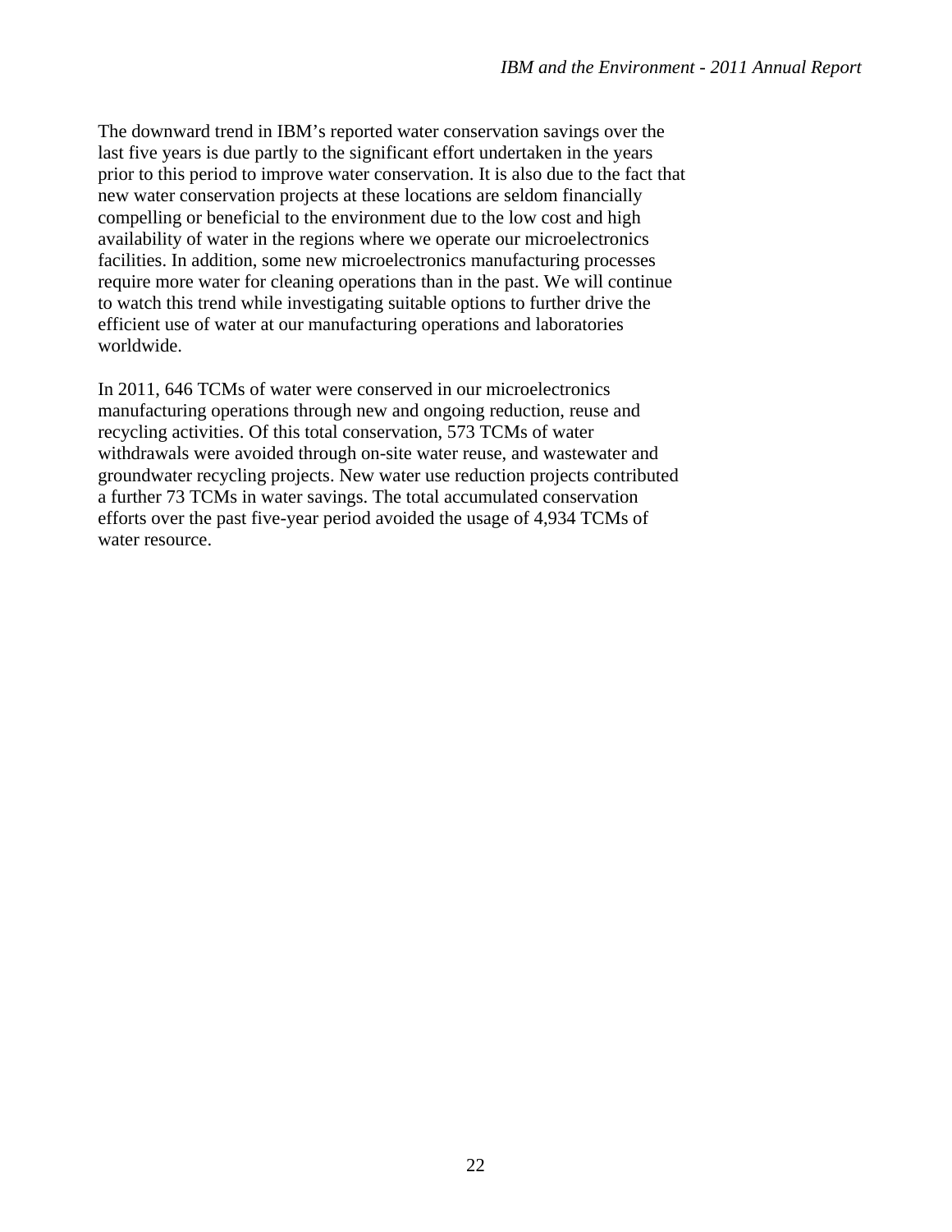The downward trend in IBM's reported water conservation savings over the last five years is due partly to the significant effort undertaken in the years prior to this period to improve water conservation. It is also due to the fact that new water conservation projects at these locations are seldom financially compelling or beneficial to the environment due to the low cost and high availability of water in the regions where we operate our microelectronics facilities. In addition, some new microelectronics manufacturing processes require more water for cleaning operations than in the past. We will continue to watch this trend while investigating suitable options to further drive the efficient use of water at our manufacturing operations and laboratories worldwide.

In 2011, 646 TCMs of water were conserved in our microelectronics manufacturing operations through new and ongoing reduction, reuse and recycling activities. Of this total conservation, 573 TCMs of water withdrawals were avoided through on-site water reuse, and wastewater and groundwater recycling projects. New water use reduction projects contributed a further 73 TCMs in water savings. The total accumulated conservation efforts over the past five-year period avoided the usage of 4,934 TCMs of water resource.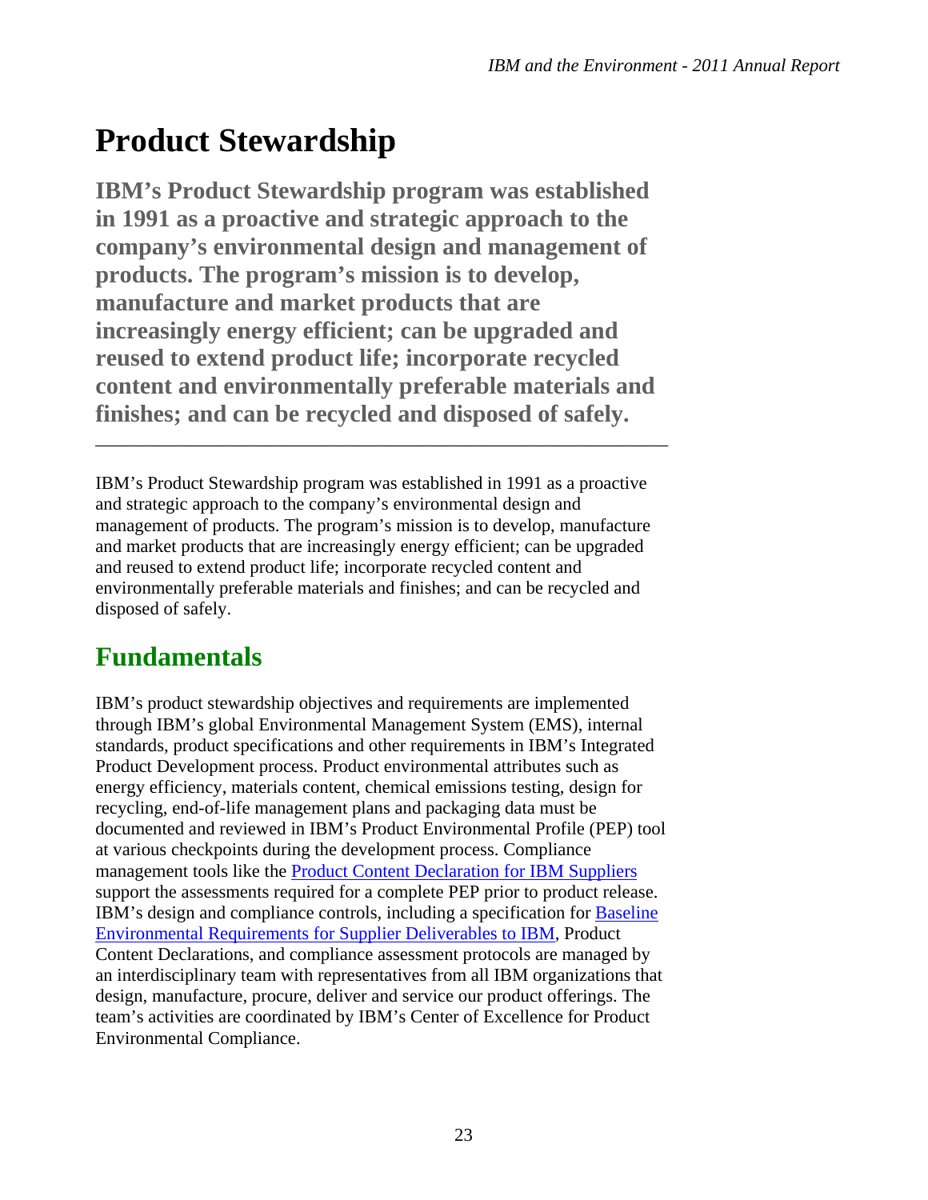# Product Stewardship

**IBM's Product Stewardship program was established in 1991 as a proactive and strategic approach to the company's environmental design and management of products. The program's mission is to develop, manufacture and market products that are increasingly energy efficient; can be upgraded and reused to extend product life; incorporate recycled content and environmentally preferable materials and finishes; and can be recycled and disposed of safely.**

---

IBM's Product Stewardship program was established in 1991 as a proactive and strategic approach to the company's environmental design and management of products. The program's mission is to develop, manufacture and market products that are increasingly energy efficient; can be upgraded and reused to extend product life; incorporate recycled content and environmentally preferable materials and finishes; and can be recycled and disposed of safely.

## Fundamentals

IBM's product stewardship objectives and requirements are implemented through IBM's global Environmental Management System (EMS), internal standards, product specifications and other requirements in IBM's Integrated Product Development process. Product environmental attributes such as energy efficiency, materials content, chemical emissions testing, design for recycling, end-of-life management plans and packaging data must be documented and reviewed in IBM's Product Environmental Profile (PEP) tool at various checkpoints during the development process. Compliance management tools like the Product Content Declaration for IBM Suppliers support the assessments required for a complete PEP prior to product release. IBM's design and compliance controls, including a specification for Baseline Environmental Requirements for Supplier Deliverables to IBM, Product Content Declarations, and compliance assessment protocols are managed by an interdisciplinary team with representatives from all IBM organizations that design, manufacture, procure, deliver and service our product offerings. The team's activities are coordinated by IBM's Center of Excellence for Product Environmental Compliance.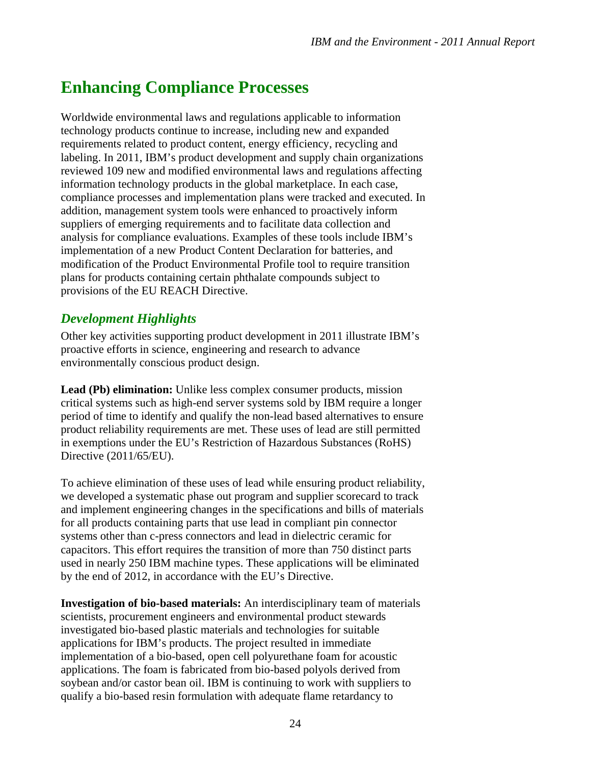## Enhancing Compliance Processes

Worldwide environmental laws and regulations applicable to information technology products continue to increase, including new and expanded requirements related to product content, energy efficiency, recycling and labeling. In 2011, IBM's product development and supply chain organizations reviewed 109 new and modified environmental laws and regulations affecting information technology products in the global marketplace. In each case, compliance processes and implementation plans were tracked and executed. In addition, management system tools were enhanced to proactively inform suppliers of emerging requirements and to facilitate data collection and analysis for compliance evaluations. Examples of these tools include IBM's implementation of a new Product Content Declaration for batteries, and modification of the Product Environmental Profile tool to require transition plans for products containing certain phthalate compounds subject to provisions of the EU REACH Directive.

### *Development Highlights*

Other key activities supporting product development in 2011 illustrate IBM's proactive efforts in science, engineering and research to advance environmentally conscious product design.

**Lead (Pb) elimination:** Unlike less complex consumer products, mission critical systems such as high-end server systems sold by IBM require a longer period of time to identify and qualify the non-lead based alternatives to ensure product reliability requirements are met. These uses of lead are still permitted in exemptions under the EU's Restriction of Hazardous Substances (RoHS) Directive (2011/65/EU).

To achieve elimination of these uses of lead while ensuring product reliability, we developed a systematic phase out program and supplier scorecard to track and implement engineering changes in the specifications and bills of materials for all products containing parts that use lead in compliant pin connector systems other than c-press connectors and lead in dielectric ceramic for capacitors. This effort requires the transition of more than 750 distinct parts used in nearly 250 IBM machine types. These applications will be eliminated by the end of 2012, in accordance with the EU's Directive.

**Investigation of bio-based materials:** An interdisciplinary team of materials scientists, procurement engineers and environmental product stewards investigated bio-based plastic materials and technologies for suitable applications for IBM's products. The project resulted in immediate implementation of a bio-based, open cell polyurethane foam for acoustic applications. The foam is fabricated from bio-based polyols derived from soybean and/or castor bean oil. IBM is continuing to work with suppliers to qualify a bio-based resin formulation with adequate flame retardancy to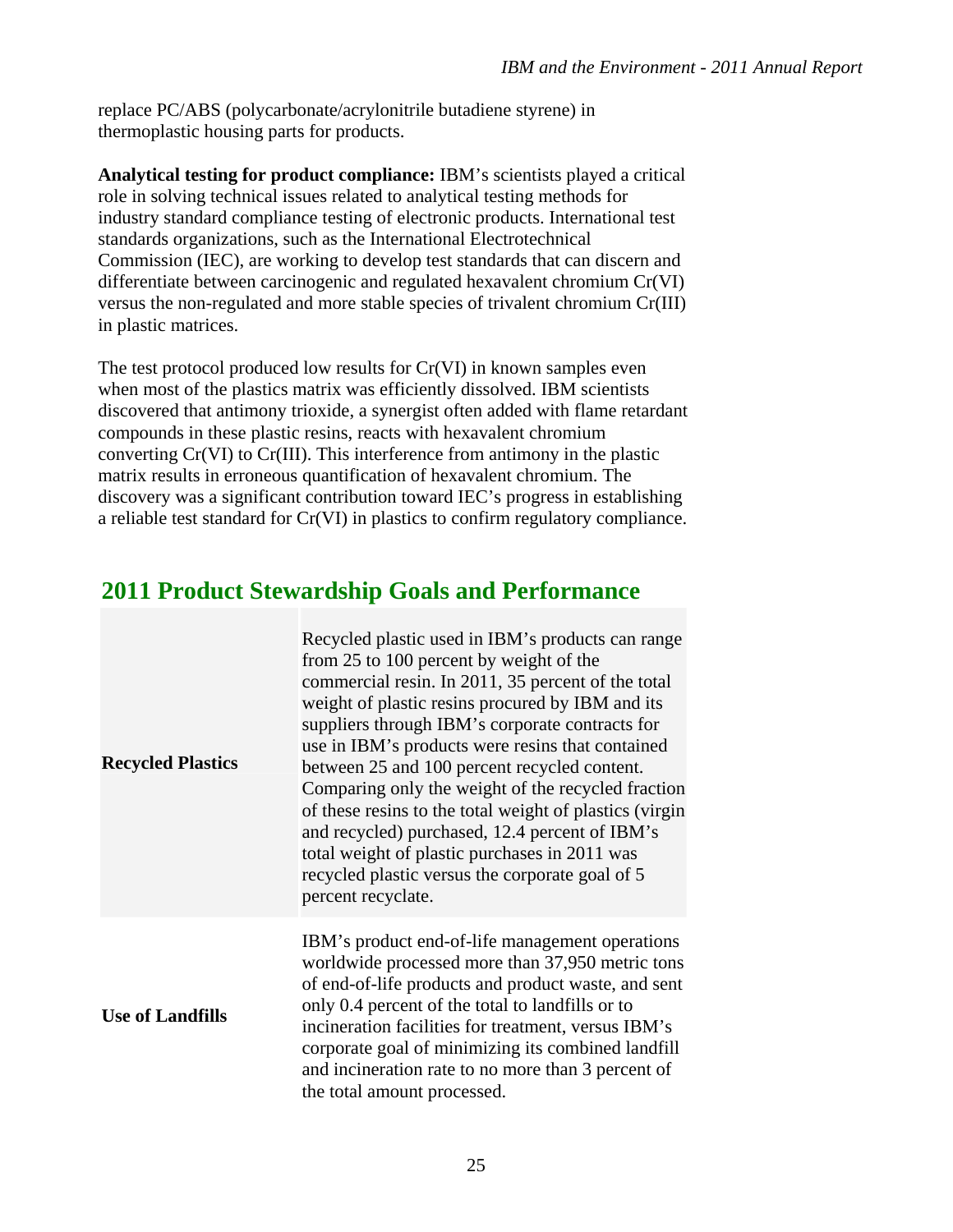replace PC/ABS (polycarbonate/acrylonitrile butadiene styrene) in thermoplastic housing parts for products.

**Analytical testing for product compliance:** IBM's scientists played a critical role in solving technical issues related to analytical testing methods for industry standard compliance testing of electronic products. International test standards organizations, such as the International Electrotechnical Commission (IEC), are working to develop test standards that can discern and differentiate between carcinogenic and regulated hexavalent chromium Cr(VI) versus the non-regulated and more stable species of trivalent chromium Cr(III) in plastic matrices.

The test protocol produced low results for Cr(VI) in known samples even when most of the plastics matrix was efficiently dissolved. IBM scientists discovered that antimony trioxide, a synergist often added with flame retardant compounds in these plastic resins, reacts with hexavalent chromium converting Cr(VI) to Cr(III). This interference from antimony in the plastic matrix results in erroneous quantification of hexavalent chromium. The discovery was a significant contribution toward IEC's progress in establishing a reliable test standard for Cr(VI) in plastics to confirm regulatory compliance.

## 2011 Product Stewardship Goals and Performance

| | |
|---|---|
| **Recycled Plastics** | Recycled plastic used in IBM's products can range from 25 to 100 percent by weight of the commercial resin. In 2011, 35 percent of the total weight of plastic resins procured by IBM and its suppliers through IBM's corporate contracts for use in IBM's products were resins that contained between 25 and 100 percent recycled content. Comparing only the weight of the recycled fraction of these resins to the total weight of plastics (virgin and recycled) purchased, 12.4 percent of IBM's total weight of plastic purchases in 2011 was recycled plastic versus the corporate goal of 5 percent recyclate. |
| **Use of Landfills** | IBM's product end-of-life management operations worldwide processed more than 37,950 metric tons of end-of-life products and product waste, and sent only 0.4 percent of the total to landfills or to incineration facilities for treatment, versus IBM's corporate goal of minimizing its combined landfill and incineration rate to no more than 3 percent of the total amount processed. |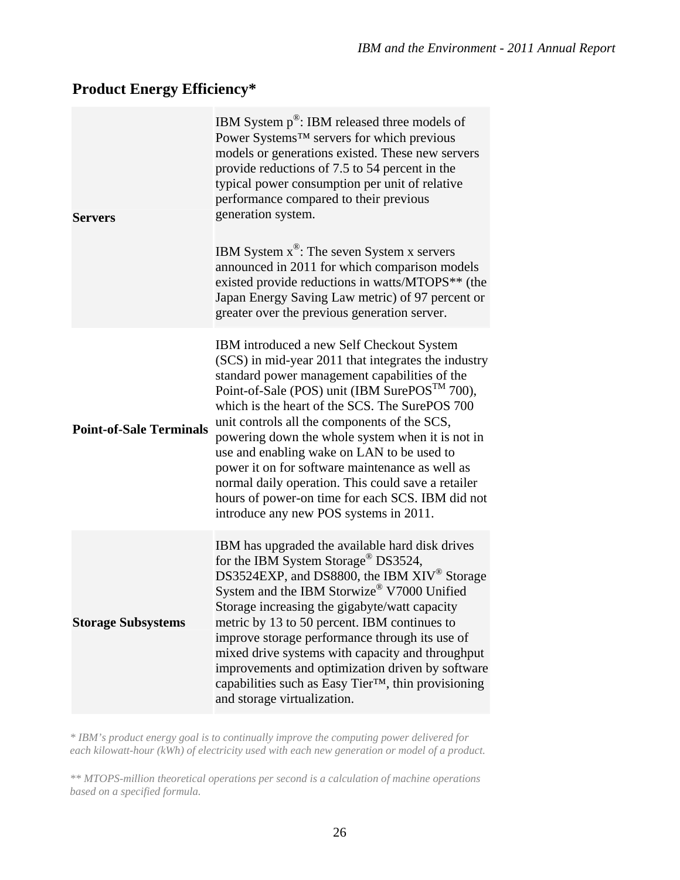## Product Energy Efficiency*

| | |
|---|---|
| **Servers** | IBM System p®: IBM released three models of Power Systems™ servers for which previous models or generations existed. These new servers provide reductions of 7.5 to 54 percent in the typical power consumption per unit of relative performance compared to their previous generation system.<br><br>IBM System x®: The seven System x servers announced in 2011 for which comparison models existed provide reductions in watts/MTOPS** (the Japan Energy Saving Law metric) of 97 percent or greater over the previous generation server. |
| **Point-of-Sale Terminals** | IBM introduced a new Self Checkout System (SCS) in mid-year 2011 that integrates the industry standard power management capabilities of the Point-of-Sale (POS) unit (IBM SurePOS™ 700), which is the heart of the SCS. The SurePOS 700 unit controls all the components of the SCS, powering down the whole system when it is not in use and enabling wake on LAN to be used to power it on for software maintenance as well as normal daily operation. This could save a retailer hours of power-on time for each SCS. IBM did not introduce any new POS systems in 2011. |
| **Storage Subsystems** | IBM has upgraded the available hard disk drives for the IBM System Storage® DS3524, DS3524EXP, and DS8800, the IBM XIV® Storage System and the IBM Storwize® V7000 Unified Storage increasing the gigabyte/watt capacity metric by 13 to 50 percent. IBM continues to improve storage performance through its use of mixed drive systems with capacity and throughput improvements and optimization driven by software capabilities such as Easy Tier™, thin provisioning and storage virtualization. |

*\* IBM's product energy goal is to continually improve the computing power delivered for each kilowatt-hour (kWh) of electricity used with each new generation or model of a product.*

*\*\* MTOPS-million theoretical operations per second is a calculation of machine operations based on a specified formula.*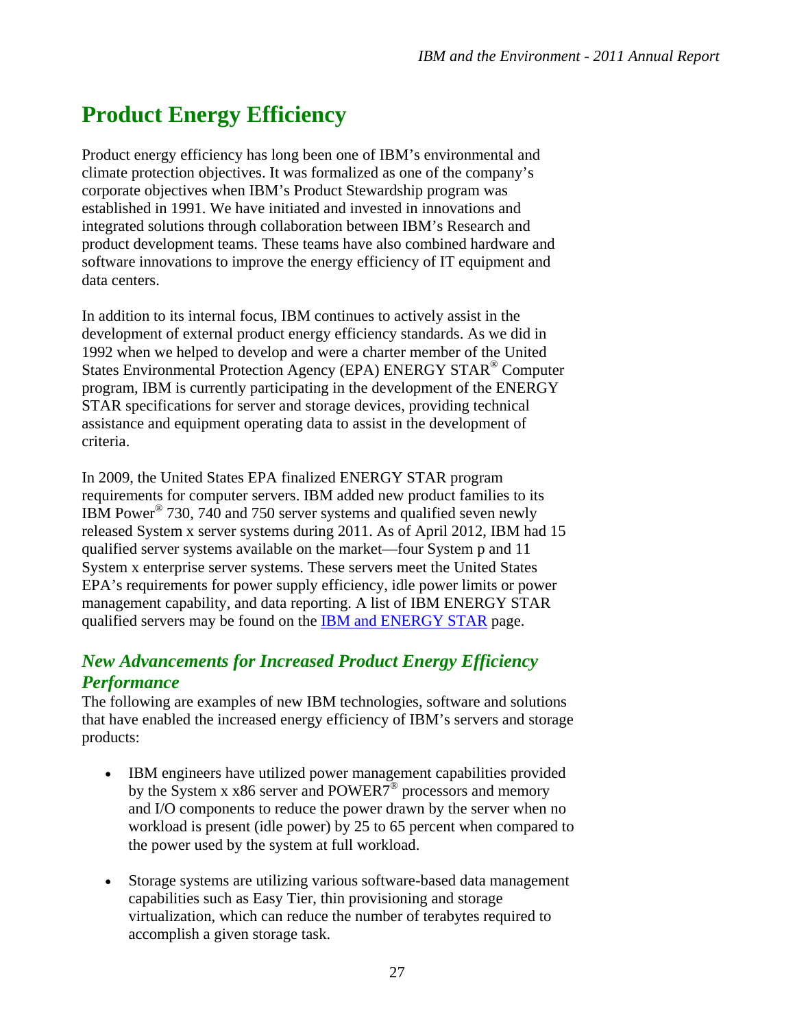# Product Energy Efficiency

Product energy efficiency has long been one of IBM's environmental and climate protection objectives. It was formalized as one of the company's corporate objectives when IBM's Product Stewardship program was established in 1991. We have initiated and invested in innovations and integrated solutions through collaboration between IBM's Research and product development teams. These teams have also combined hardware and software innovations to improve the energy efficiency of IT equipment and data centers.

In addition to its internal focus, IBM continues to actively assist in the development of external product energy efficiency standards. As we did in 1992 when we helped to develop and were a charter member of the United States Environmental Protection Agency (EPA) ENERGY STAR® Computer program, IBM is currently participating in the development of the ENERGY STAR specifications for server and storage devices, providing technical assistance and equipment operating data to assist in the development of criteria.

In 2009, the United States EPA finalized ENERGY STAR program requirements for computer servers. IBM added new product families to its IBM Power® 730, 740 and 750 server systems and qualified seven newly released System x server systems during 2011. As of April 2012, IBM had 15 qualified server systems available on the market—four System p and 11 System x enterprise server systems. These servers meet the United States EPA's requirements for power supply efficiency, idle power limits or power management capability, and data reporting. A list of IBM ENERGY STAR qualified servers may be found on the IBM and ENERGY STAR page.

## *New Advancements for Increased Product Energy Efficiency Performance*

The following are examples of new IBM technologies, software and solutions that have enabled the increased energy efficiency of IBM's servers and storage products:

- IBM engineers have utilized power management capabilities provided by the System x x86 server and POWER7® processors and memory and I/O components to reduce the power drawn by the server when no workload is present (idle power) by 25 to 65 percent when compared to the power used by the system at full workload.

- Storage systems are utilizing various software-based data management capabilities such as Easy Tier, thin provisioning and storage virtualization, which can reduce the number of terabytes required to accomplish a given storage task.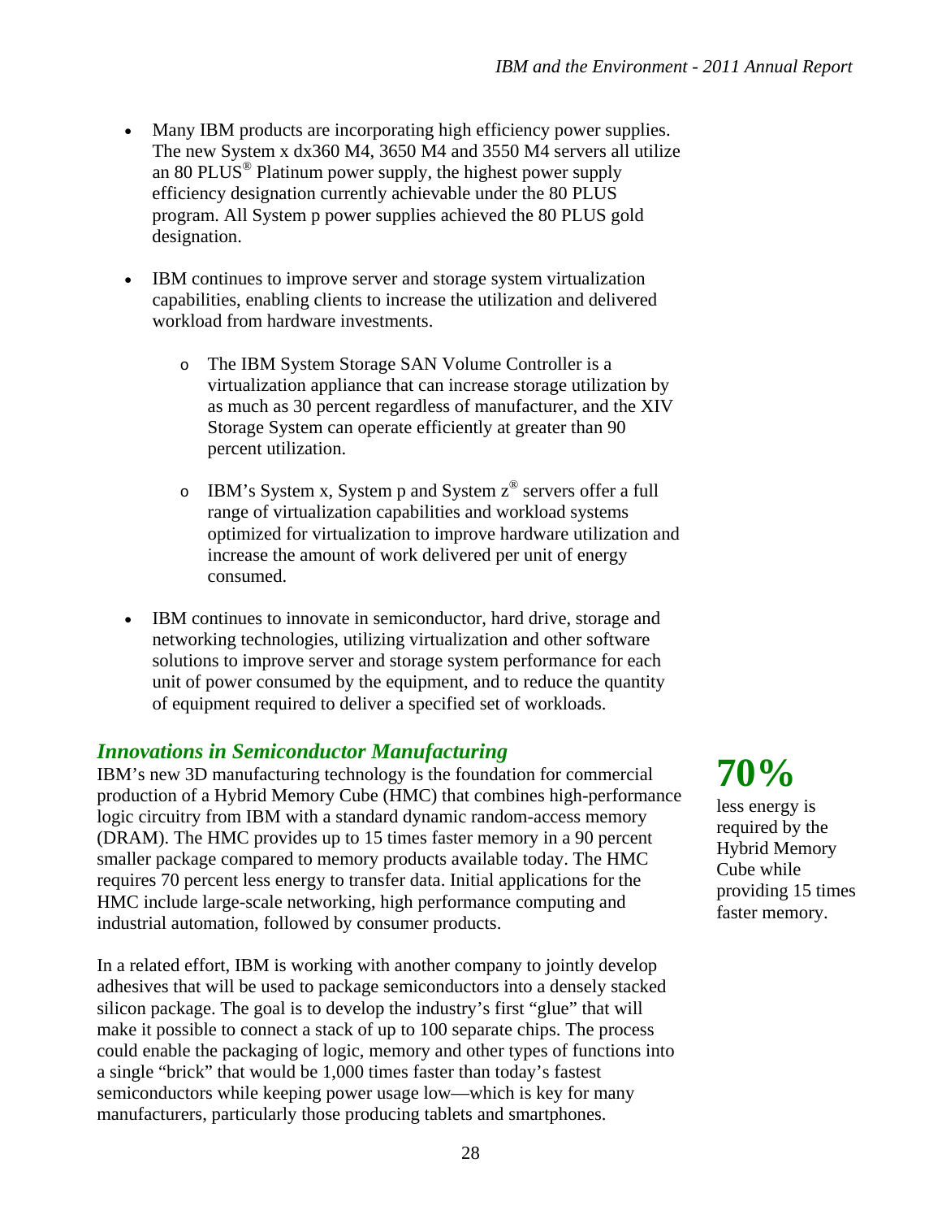- Many IBM products are incorporating high efficiency power supplies. The new System x dx360 M4, 3650 M4 and 3550 M4 servers all utilize an 80 PLUS® Platinum power supply, the highest power supply efficiency designation currently achievable under the 80 PLUS program. All System p power supplies achieved the 80 PLUS gold designation.

- IBM continues to improve server and storage system virtualization capabilities, enabling clients to increase the utilization and delivered workload from hardware investments.

  - The IBM System Storage SAN Volume Controller is a virtualization appliance that can increase storage utilization by as much as 30 percent regardless of manufacturer, and the XIV Storage System can operate efficiently at greater than 90 percent utilization.

  - IBM's System x, System p and System z® servers offer a full range of virtualization capabilities and workload systems optimized for virtualization to improve hardware utilization and increase the amount of work delivered per unit of energy consumed.

- IBM continues to innovate in semiconductor, hard drive, storage and networking technologies, utilizing virtualization and other software solutions to improve server and storage system performance for each unit of power consumed by the equipment, and to reduce the quantity of equipment required to deliver a specified set of workloads.

## *Innovations in Semiconductor Manufacturing*

IBM's new 3D manufacturing technology is the foundation for commercial production of a Hybrid Memory Cube (HMC) that combines high-performance logic circuitry from IBM with a standard dynamic random-access memory (DRAM). The HMC provides up to 15 times faster memory in a 90 percent smaller package compared to memory products available today. The HMC requires 70 percent less energy to transfer data. Initial applications for the HMC include large-scale networking, high performance computing and industrial automation, followed by consumer products.

**70%**

less energy is required by the Hybrid Memory Cube while providing 15 times faster memory.

In a related effort, IBM is working with another company to jointly develop adhesives that will be used to package semiconductors into a densely stacked silicon package. The goal is to develop the industry's first "glue" that will make it possible to connect a stack of up to 100 separate chips. The process could enable the packaging of logic, memory and other types of functions into a single "brick" that would be 1,000 times faster than today's fastest semiconductors while keeping power usage low—which is key for many manufacturers, particularly those producing tablets and smartphones.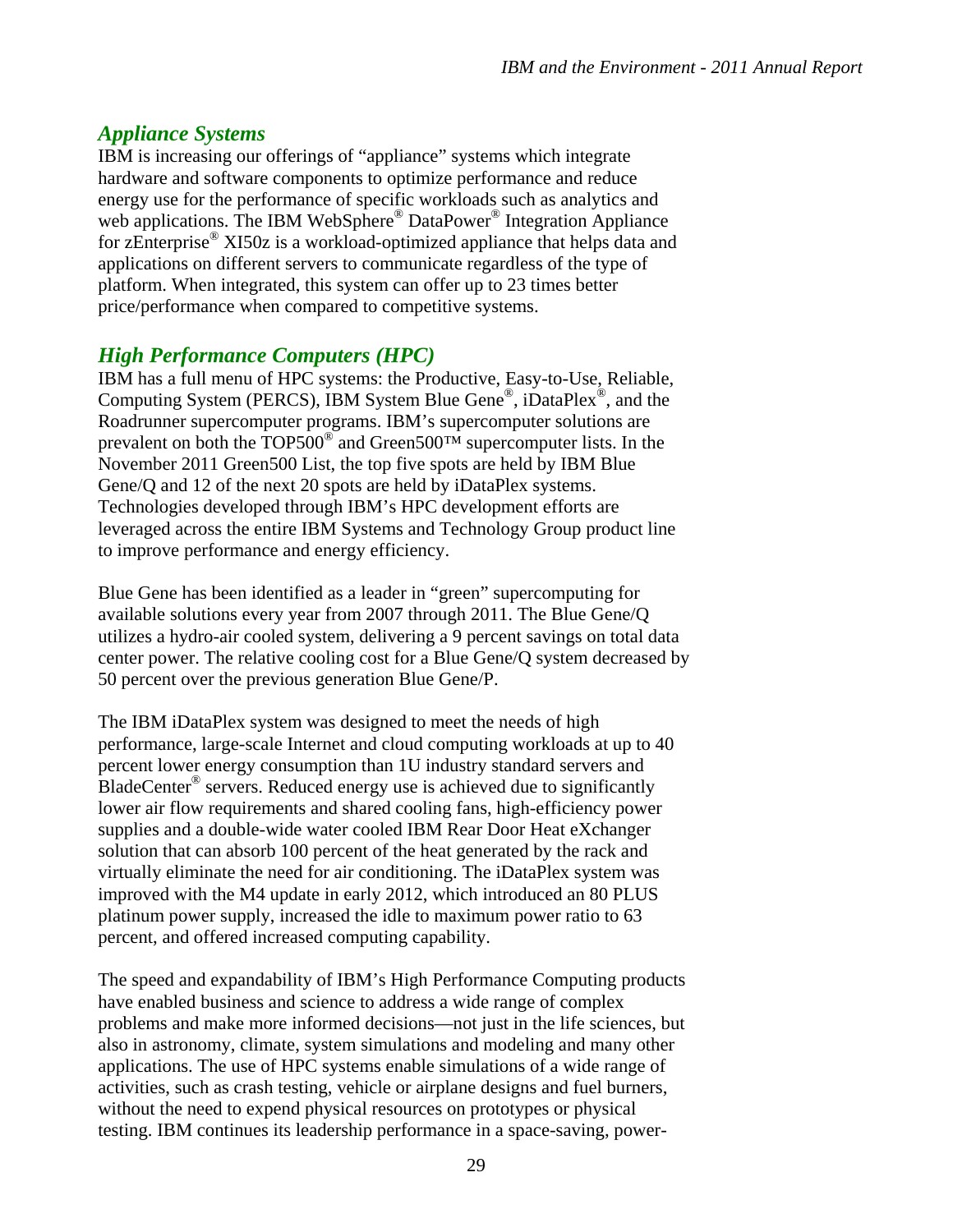## *Appliance Systems*

IBM is increasing our offerings of "appliance" systems which integrate hardware and software components to optimize performance and reduce energy use for the performance of specific workloads such as analytics and web applications. The IBM WebSphere® DataPower® Integration Appliance for zEnterprise® XI50z is a workload-optimized appliance that helps data and applications on different servers to communicate regardless of the type of platform. When integrated, this system can offer up to 23 times better price/performance when compared to competitive systems.

## *High Performance Computers (HPC)*

IBM has a full menu of HPC systems: the Productive, Easy-to-Use, Reliable, Computing System (PERCS), IBM System Blue Gene®, iDataPlex®, and the Roadrunner supercomputer programs. IBM's supercomputer solutions are prevalent on both the TOP500® and Green500™ supercomputer lists. In the November 2011 Green500 List, the top five spots are held by IBM Blue Gene/Q and 12 of the next 20 spots are held by iDataPlex systems. Technologies developed through IBM's HPC development efforts are leveraged across the entire IBM Systems and Technology Group product line to improve performance and energy efficiency.

Blue Gene has been identified as a leader in "green" supercomputing for available solutions every year from 2007 through 2011. The Blue Gene/Q utilizes a hydro-air cooled system, delivering a 9 percent savings on total data center power. The relative cooling cost for a Blue Gene/Q system decreased by 50 percent over the previous generation Blue Gene/P.

The IBM iDataPlex system was designed to meet the needs of high performance, large-scale Internet and cloud computing workloads at up to 40 percent lower energy consumption than 1U industry standard servers and BladeCenter® servers. Reduced energy use is achieved due to significantly lower air flow requirements and shared cooling fans, high-efficiency power supplies and a double-wide water cooled IBM Rear Door Heat eXchanger solution that can absorb 100 percent of the heat generated by the rack and virtually eliminate the need for air conditioning. The iDataPlex system was improved with the M4 update in early 2012, which introduced an 80 PLUS platinum power supply, increased the idle to maximum power ratio to 63 percent, and offered increased computing capability.

The speed and expandability of IBM's High Performance Computing products have enabled business and science to address a wide range of complex problems and make more informed decisions—not just in the life sciences, but also in astronomy, climate, system simulations and modeling and many other applications. The use of HPC systems enable simulations of a wide range of activities, such as crash testing, vehicle or airplane designs and fuel burners, without the need to expend physical resources on prototypes or physical testing. IBM continues its leadership performance in a space-saving, power-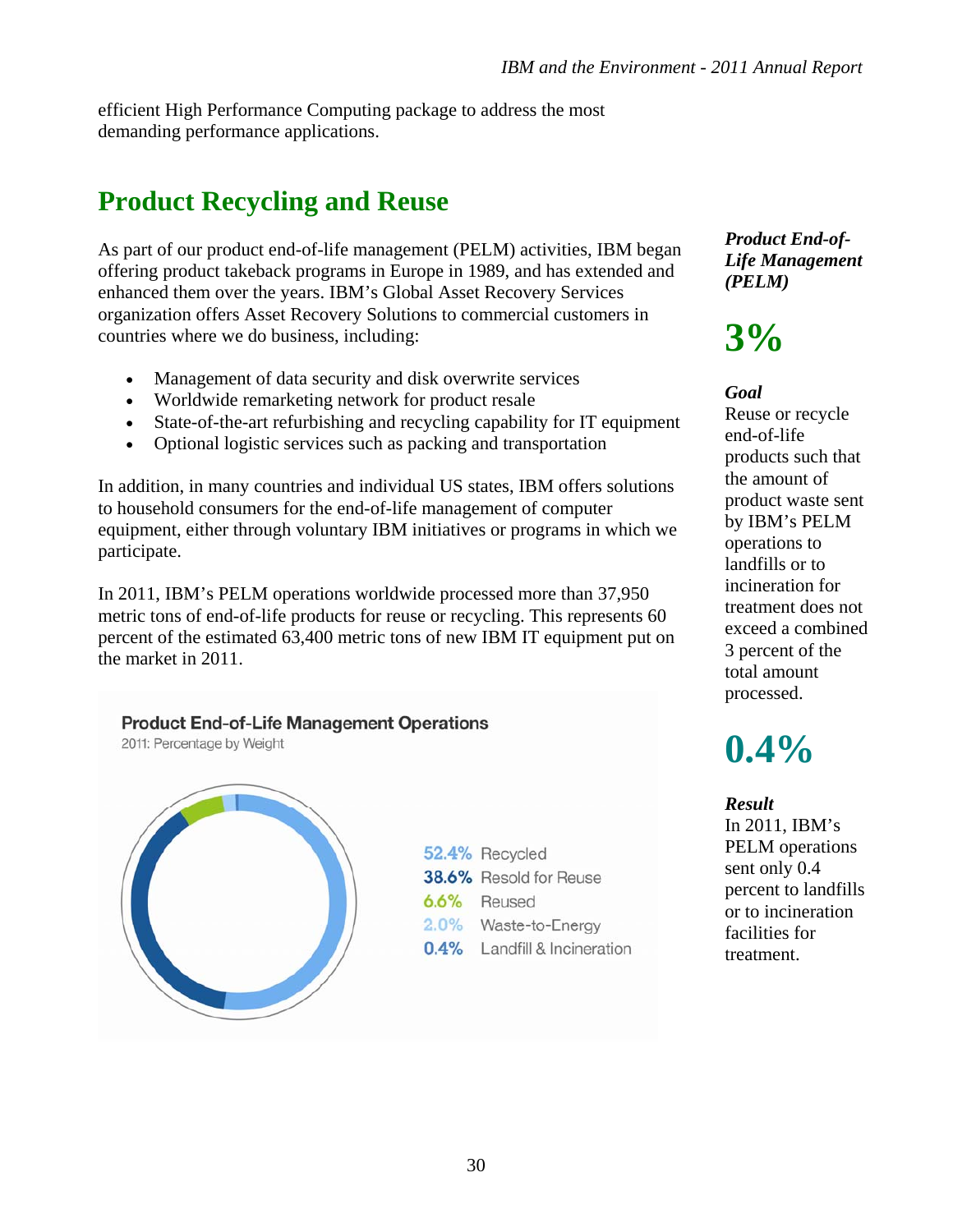efficient High Performance Computing package to address the most demanding performance applications.

## Product Recycling and Reuse

As part of our product end-of-life management (PELM) activities, IBM began offering product takeback programs in Europe in 1989, and has extended and enhanced them over the years. IBM's Global Asset Recovery Services organization offers Asset Recovery Solutions to commercial customers in countries where we do business, including:

- Management of data security and disk overwrite services
- Worldwide remarketing network for product resale
- State-of-the-art refurbishing and recycling capability for IT equipment
- Optional logistic services such as packing and transportation

In addition, in many countries and individual US states, IBM offers solutions to household consumers for the end-of-life management of computer equipment, either through voluntary IBM initiatives or programs in which we participate.

In 2011, IBM's PELM operations worldwide processed more than 37,950 metric tons of end-of-life products for reuse or recycling. This represents 60 percent of the estimated 63,400 metric tons of new IBM IT equipment put on the market in 2011.

**Product End-of-Life Management Operations**

2011: Percentage by Weight

| Percentage | Category |
|---|---|
| 52.4% | Recycled |
| 38.6% | Resold for Reuse |
| 6.6% | Reused |
| 2.0% | Waste-to-Energy |
| 0.4% | Landfill & Incineration |

***Product End-of-Life Management (PELM)***

**3%**

***Goal***

Reuse or recycle end-of-life products such that the amount of product waste sent by IBM's PELM operations to landfills or to incineration for treatment does not exceed a combined 3 percent of the total amount processed.

**0.4%**

***Result***

In 2011, IBM's PELM operations sent only 0.4 percent to landfills or to incineration facilities for treatment.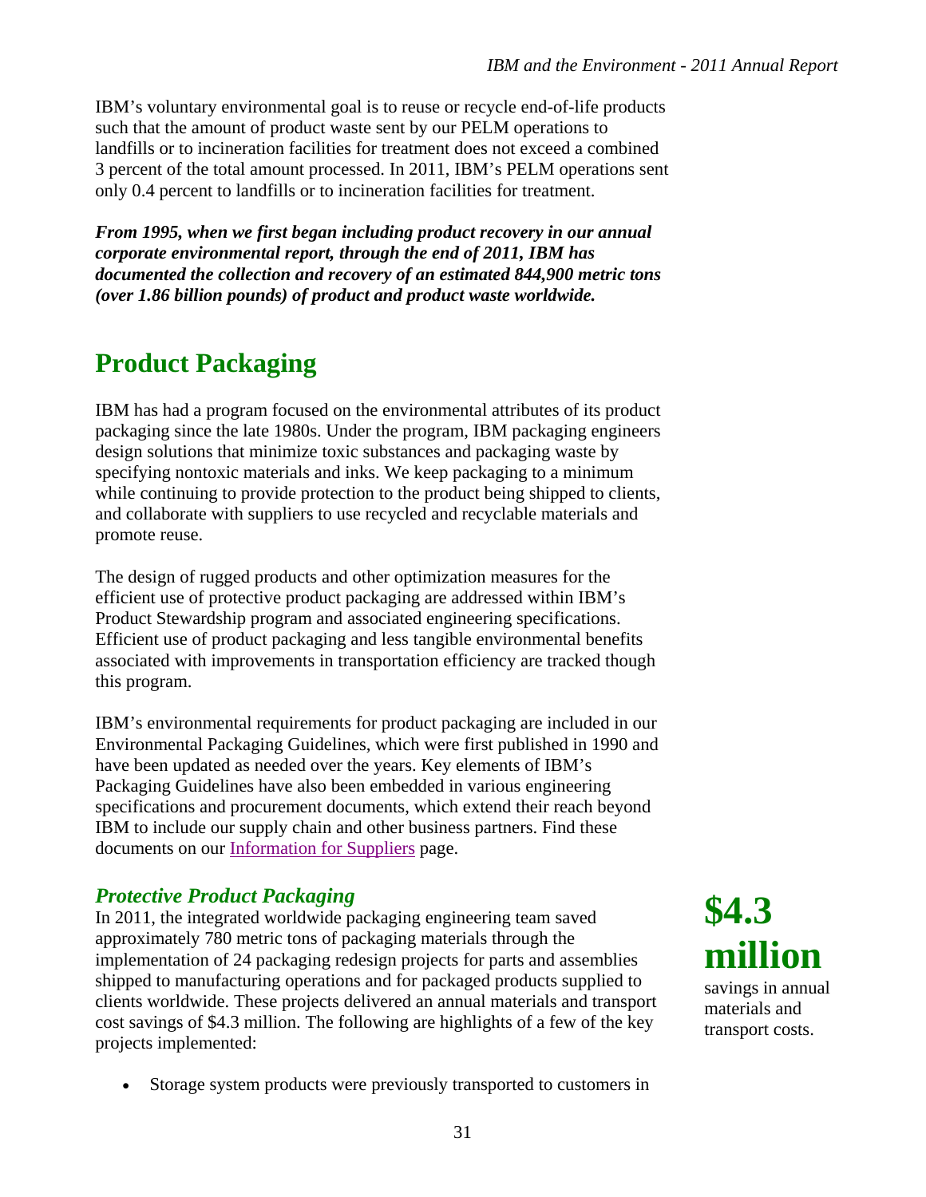IBM's voluntary environmental goal is to reuse or recycle end-of-life products such that the amount of product waste sent by our PELM operations to landfills or to incineration facilities for treatment does not exceed a combined 3 percent of the total amount processed. In 2011, IBM's PELM operations sent only 0.4 percent to landfills or to incineration facilities for treatment.

***From 1995, when we first began including product recovery in our annual corporate environmental report, through the end of 2011, IBM has documented the collection and recovery of an estimated 844,900 metric tons (over 1.86 billion pounds) of product and product waste worldwide.***

## Product Packaging

IBM has had a program focused on the environmental attributes of its product packaging since the late 1980s. Under the program, IBM packaging engineers design solutions that minimize toxic substances and packaging waste by specifying nontoxic materials and inks. We keep packaging to a minimum while continuing to provide protection to the product being shipped to clients, and collaborate with suppliers to use recycled and recyclable materials and promote reuse.

The design of rugged products and other optimization measures for the efficient use of protective product packaging are addressed within IBM's Product Stewardship program and associated engineering specifications. Efficient use of product packaging and less tangible environmental benefits associated with improvements in transportation efficiency are tracked though this program.

IBM's environmental requirements for product packaging are included in our Environmental Packaging Guidelines, which were first published in 1990 and have been updated as needed over the years. Key elements of IBM's Packaging Guidelines have also been embedded in various engineering specifications and procurement documents, which extend their reach beyond IBM to include our supply chain and other business partners. Find these documents on our Information for Suppliers page.

### *Protective Product Packaging*

In 2011, the integrated worldwide packaging engineering team saved approximately 780 metric tons of packaging materials through the implementation of 24 packaging redesign projects for parts and assemblies shipped to manufacturing operations and for packaged products supplied to clients worldwide. These projects delivered an annual materials and transport cost savings of $4.3 million. The following are highlights of a few of the key projects implemented:

**$4.3 million**
savings in annual materials and transport costs.

- Storage system products were previously transported to customers in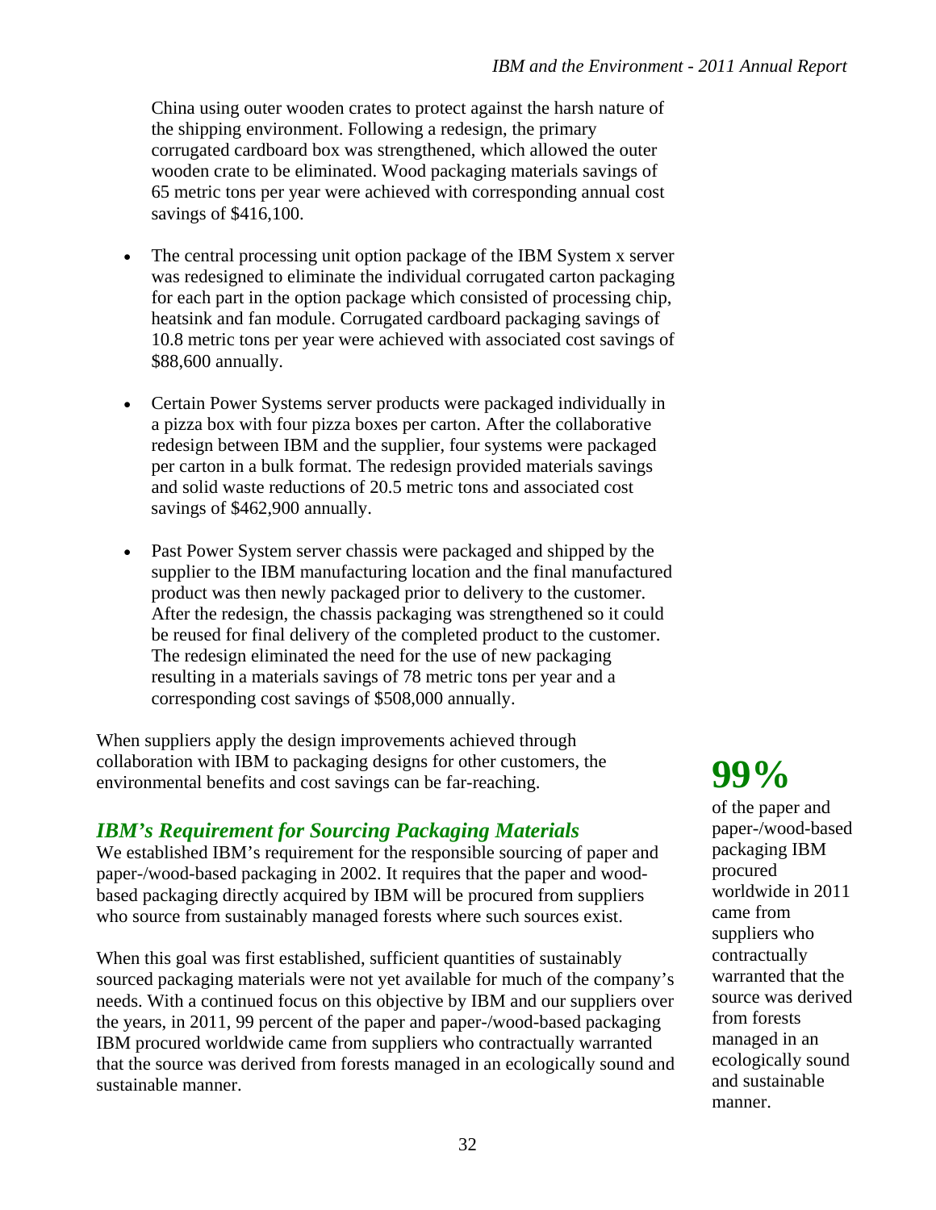China using outer wooden crates to protect against the harsh nature of the shipping environment. Following a redesign, the primary corrugated cardboard box was strengthened, which allowed the outer wooden crate to be eliminated. Wood packaging materials savings of 65 metric tons per year were achieved with corresponding annual cost savings of $416,100.

- The central processing unit option package of the IBM System x server was redesigned to eliminate the individual corrugated carton packaging for each part in the option package which consisted of processing chip, heatsink and fan module. Corrugated cardboard packaging savings of 10.8 metric tons per year were achieved with associated cost savings of $88,600 annually.

- Certain Power Systems server products were packaged individually in a pizza box with four pizza boxes per carton. After the collaborative redesign between IBM and the supplier, four systems were packaged per carton in a bulk format. The redesign provided materials savings and solid waste reductions of 20.5 metric tons and associated cost savings of $462,900 annually.

- Past Power System server chassis were packaged and shipped by the supplier to the IBM manufacturing location and the final manufactured product was then newly packaged prior to delivery to the customer. After the redesign, the chassis packaging was strengthened so it could be reused for final delivery of the completed product to the customer. The redesign eliminated the need for the use of new packaging resulting in a materials savings of 78 metric tons per year and a corresponding cost savings of $508,000 annually.

When suppliers apply the design improvements achieved through collaboration with IBM to packaging designs for other customers, the environmental benefits and cost savings can be far-reaching.

## *IBM's Requirement for Sourcing Packaging Materials*

We established IBM's requirement for the responsible sourcing of paper and paper-/wood-based packaging in 2002. It requires that the paper and wood-based packaging directly acquired by IBM will be procured from suppliers who source from sustainably managed forests where such sources exist.

When this goal was first established, sufficient quantities of sustainably sourced packaging materials were not yet available for much of the company's needs. With a continued focus on this objective by IBM and our suppliers over the years, in 2011, 99 percent of the paper and paper-/wood-based packaging IBM procured worldwide came from suppliers who contractually warranted that the source was derived from forests managed in an ecologically sound and sustainable manner.

**99%**

of the paper and paper-/wood-based packaging IBM procured worldwide in 2011 came from suppliers who contractually warranted that the source was derived from forests managed in an ecologically sound and sustainable manner.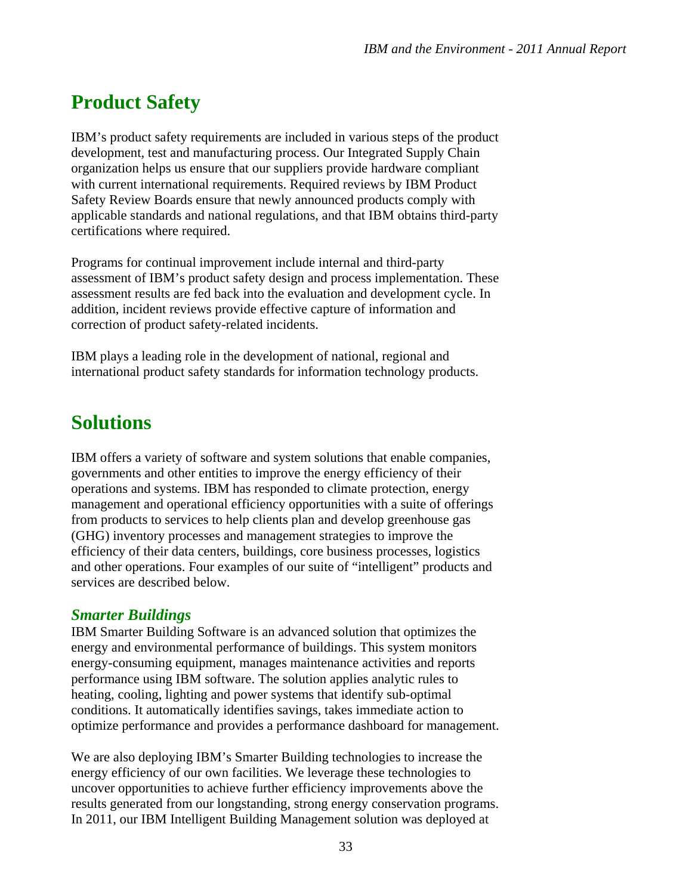## Product Safety

IBM's product safety requirements are included in various steps of the product development, test and manufacturing process. Our Integrated Supply Chain organization helps us ensure that our suppliers provide hardware compliant with current international requirements. Required reviews by IBM Product Safety Review Boards ensure that newly announced products comply with applicable standards and national regulations, and that IBM obtains third-party certifications where required.

Programs for continual improvement include internal and third-party assessment of IBM's product safety design and process implementation. These assessment results are fed back into the evaluation and development cycle. In addition, incident reviews provide effective capture of information and correction of product safety-related incidents.

IBM plays a leading role in the development of national, regional and international product safety standards for information technology products.

## Solutions

IBM offers a variety of software and system solutions that enable companies, governments and other entities to improve the energy efficiency of their operations and systems. IBM has responded to climate protection, energy management and operational efficiency opportunities with a suite of offerings from products to services to help clients plan and develop greenhouse gas (GHG) inventory processes and management strategies to improve the efficiency of their data centers, buildings, core business processes, logistics and other operations. Four examples of our suite of "intelligent" products and services are described below.

### *Smarter Buildings*

IBM Smarter Building Software is an advanced solution that optimizes the energy and environmental performance of buildings. This system monitors energy-consuming equipment, manages maintenance activities and reports performance using IBM software. The solution applies analytic rules to heating, cooling, lighting and power systems that identify sub-optimal conditions. It automatically identifies savings, takes immediate action to optimize performance and provides a performance dashboard for management.

We are also deploying IBM's Smarter Building technologies to increase the energy efficiency of our own facilities. We leverage these technologies to uncover opportunities to achieve further efficiency improvements above the results generated from our longstanding, strong energy conservation programs. In 2011, our IBM Intelligent Building Management solution was deployed at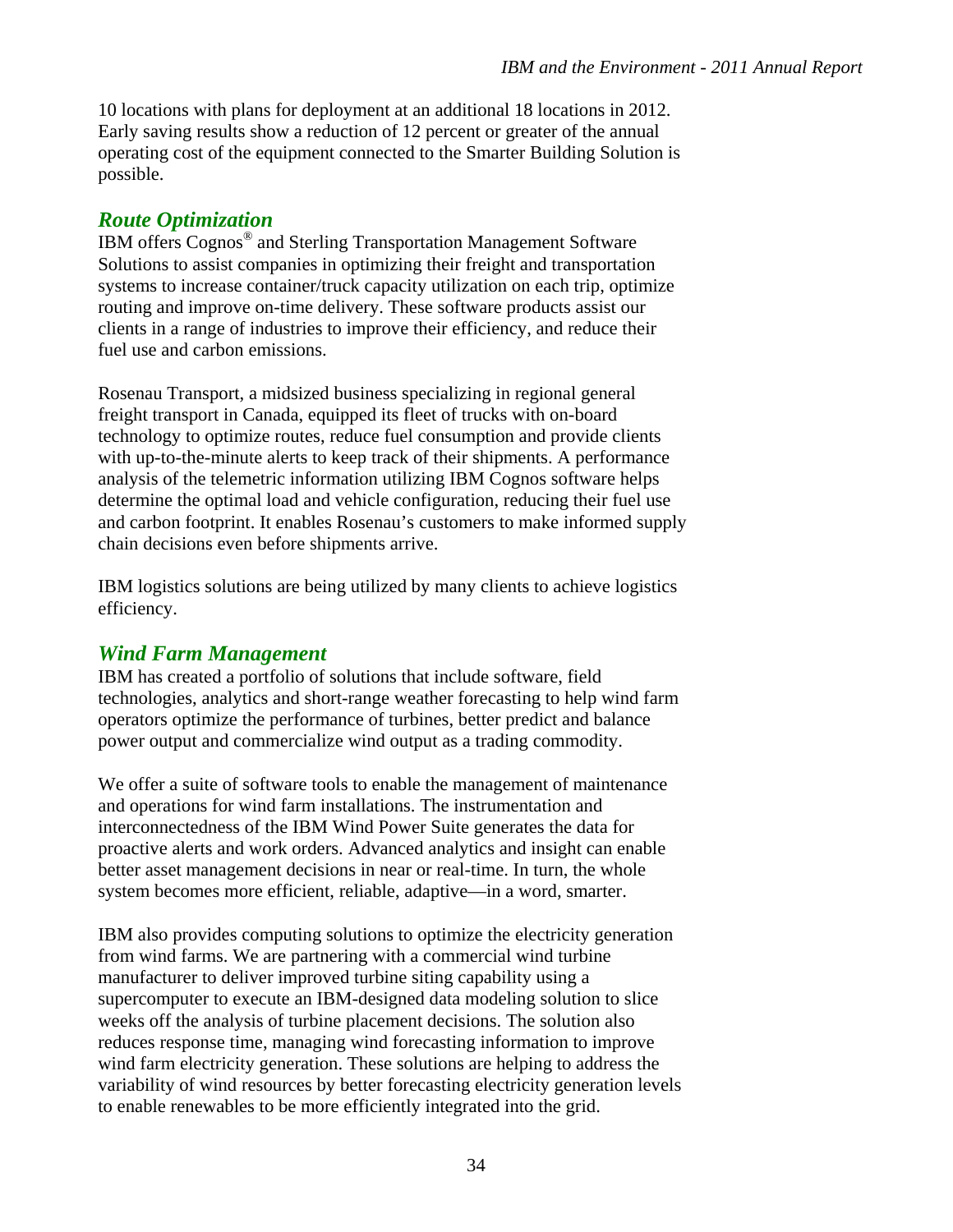10 locations with plans for deployment at an additional 18 locations in 2012. Early saving results show a reduction of 12 percent or greater of the annual operating cost of the equipment connected to the Smarter Building Solution is possible.

### *Route Optimization*

IBM offers Cognos® and Sterling Transportation Management Software Solutions to assist companies in optimizing their freight and transportation systems to increase container/truck capacity utilization on each trip, optimize routing and improve on-time delivery. These software products assist our clients in a range of industries to improve their efficiency, and reduce their fuel use and carbon emissions.

Rosenau Transport, a midsized business specializing in regional general freight transport in Canada, equipped its fleet of trucks with on-board technology to optimize routes, reduce fuel consumption and provide clients with up-to-the-minute alerts to keep track of their shipments. A performance analysis of the telemetric information utilizing IBM Cognos software helps determine the optimal load and vehicle configuration, reducing their fuel use and carbon footprint. It enables Rosenau's customers to make informed supply chain decisions even before shipments arrive.

IBM logistics solutions are being utilized by many clients to achieve logistics efficiency.

### *Wind Farm Management*

IBM has created a portfolio of solutions that include software, field technologies, analytics and short-range weather forecasting to help wind farm operators optimize the performance of turbines, better predict and balance power output and commercialize wind output as a trading commodity.

We offer a suite of software tools to enable the management of maintenance and operations for wind farm installations. The instrumentation and interconnectedness of the IBM Wind Power Suite generates the data for proactive alerts and work orders. Advanced analytics and insight can enable better asset management decisions in near or real-time. In turn, the whole system becomes more efficient, reliable, adaptive—in a word, smarter.

IBM also provides computing solutions to optimize the electricity generation from wind farms. We are partnering with a commercial wind turbine manufacturer to deliver improved turbine siting capability using a supercomputer to execute an IBM-designed data modeling solution to slice weeks off the analysis of turbine placement decisions. The solution also reduces response time, managing wind forecasting information to improve wind farm electricity generation. These solutions are helping to address the variability of wind resources by better forecasting electricity generation levels to enable renewables to be more efficiently integrated into the grid.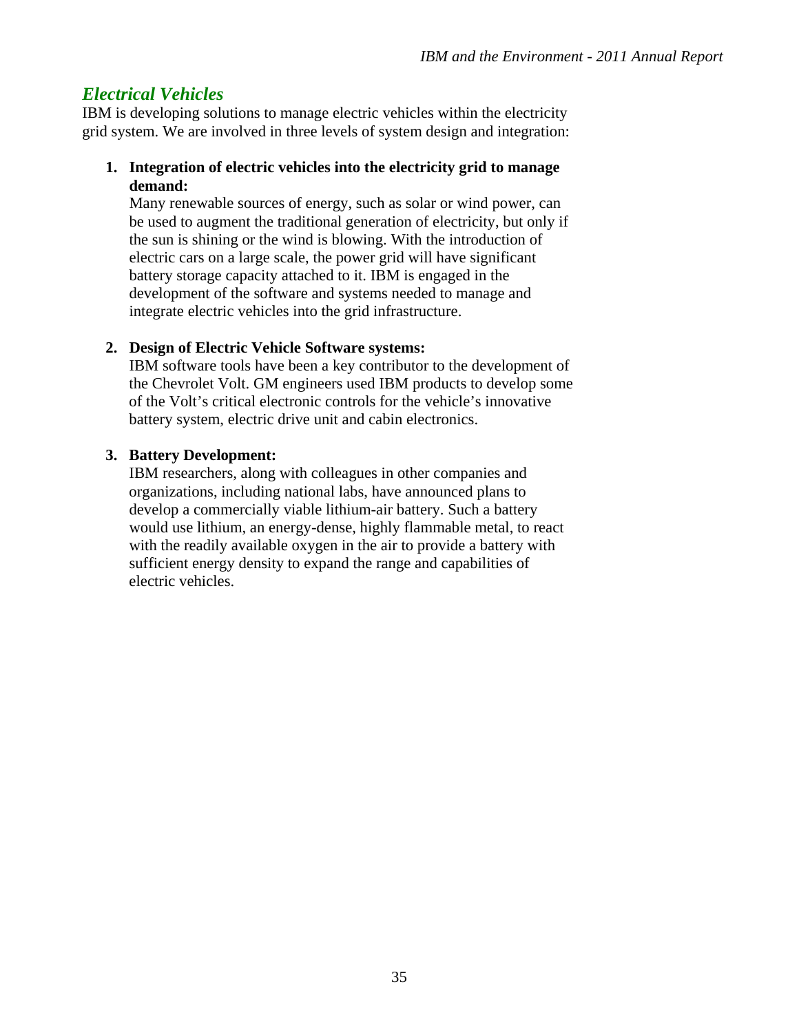## *Electrical Vehicles*

IBM is developing solutions to manage electric vehicles within the electricity grid system. We are involved in three levels of system design and integration:

1. **Integration of electric vehicles into the electricity grid to manage demand:**
   Many renewable sources of energy, such as solar or wind power, can be used to augment the traditional generation of electricity, but only if the sun is shining or the wind is blowing. With the introduction of electric cars on a large scale, the power grid will have significant battery storage capacity attached to it. IBM is engaged in the development of the software and systems needed to manage and integrate electric vehicles into the grid infrastructure.

2. **Design of Electric Vehicle Software systems:**
   IBM software tools have been a key contributor to the development of the Chevrolet Volt. GM engineers used IBM products to develop some of the Volt's critical electronic controls for the vehicle's innovative battery system, electric drive unit and cabin electronics.

3. **Battery Development:**
   IBM researchers, along with colleagues in other companies and organizations, including national labs, have announced plans to develop a commercially viable lithium-air battery. Such a battery would use lithium, an energy-dense, highly flammable metal, to react with the readily available oxygen in the air to provide a battery with sufficient energy density to expand the range and capabilities of electric vehicles.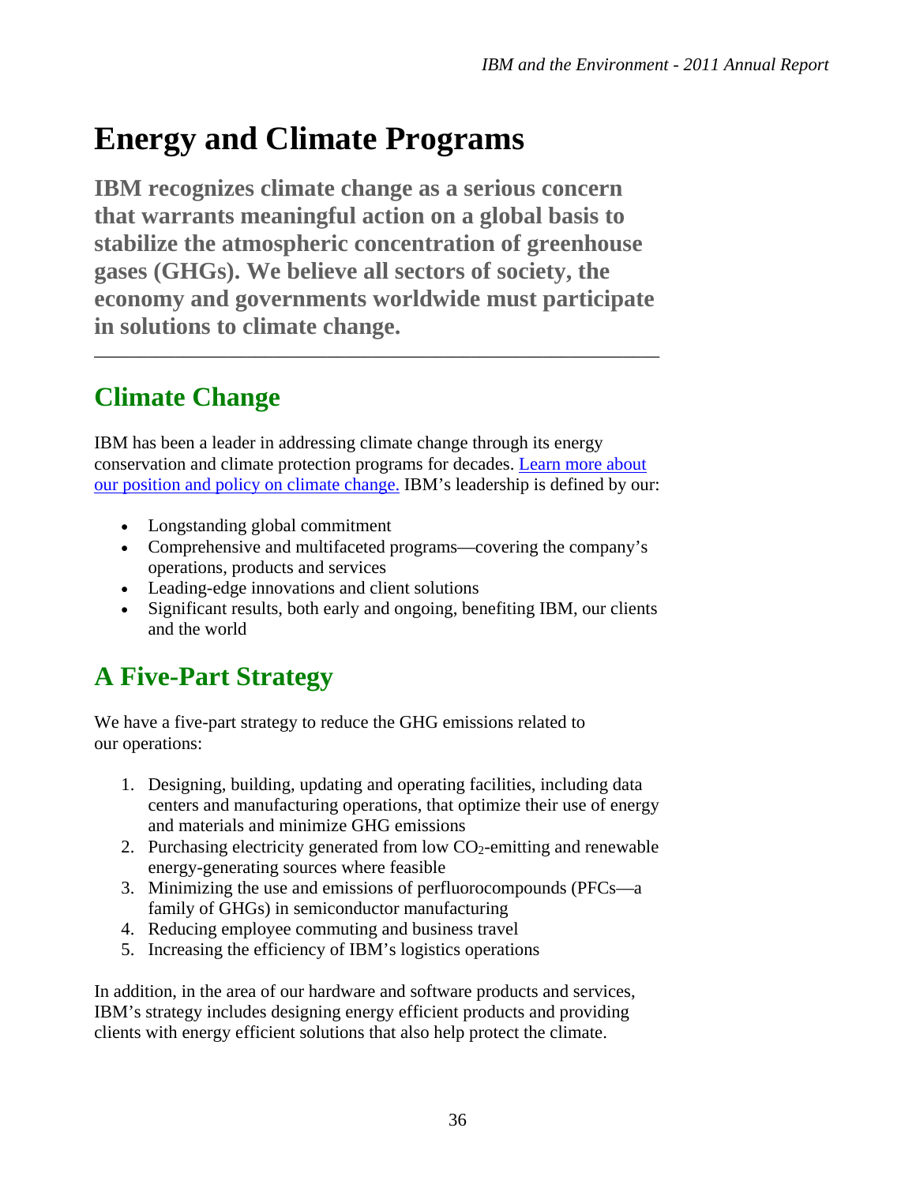# Energy and Climate Programs

**IBM recognizes climate change as a serious concern that warrants meaningful action on a global basis to stabilize the atmospheric concentration of greenhouse gases (GHGs). We believe all sectors of society, the economy and governments worldwide must participate in solutions to climate change.**

---

## Climate Change

IBM has been a leader in addressing climate change through its energy conservation and climate protection programs for decades. Learn more about our position and policy on climate change. IBM's leadership is defined by our:

- Longstanding global commitment
- Comprehensive and multifaceted programs—covering the company's operations, products and services
- Leading-edge innovations and client solutions
- Significant results, both early and ongoing, benefiting IBM, our clients and the world

## A Five-Part Strategy

We have a five-part strategy to reduce the GHG emissions related to our operations:

1. Designing, building, updating and operating facilities, including data centers and manufacturing operations, that optimize their use of energy and materials and minimize GHG emissions
2. Purchasing electricity generated from low $CO_2$-emitting and renewable energy-generating sources where feasible
3. Minimizing the use and emissions of perfluorocompounds (PFCs—a family of GHGs) in semiconductor manufacturing
4. Reducing employee commuting and business travel
5. Increasing the efficiency of IBM's logistics operations

In addition, in the area of our hardware and software products and services, IBM's strategy includes designing energy efficient products and providing clients with energy efficient solutions that also help protect the climate.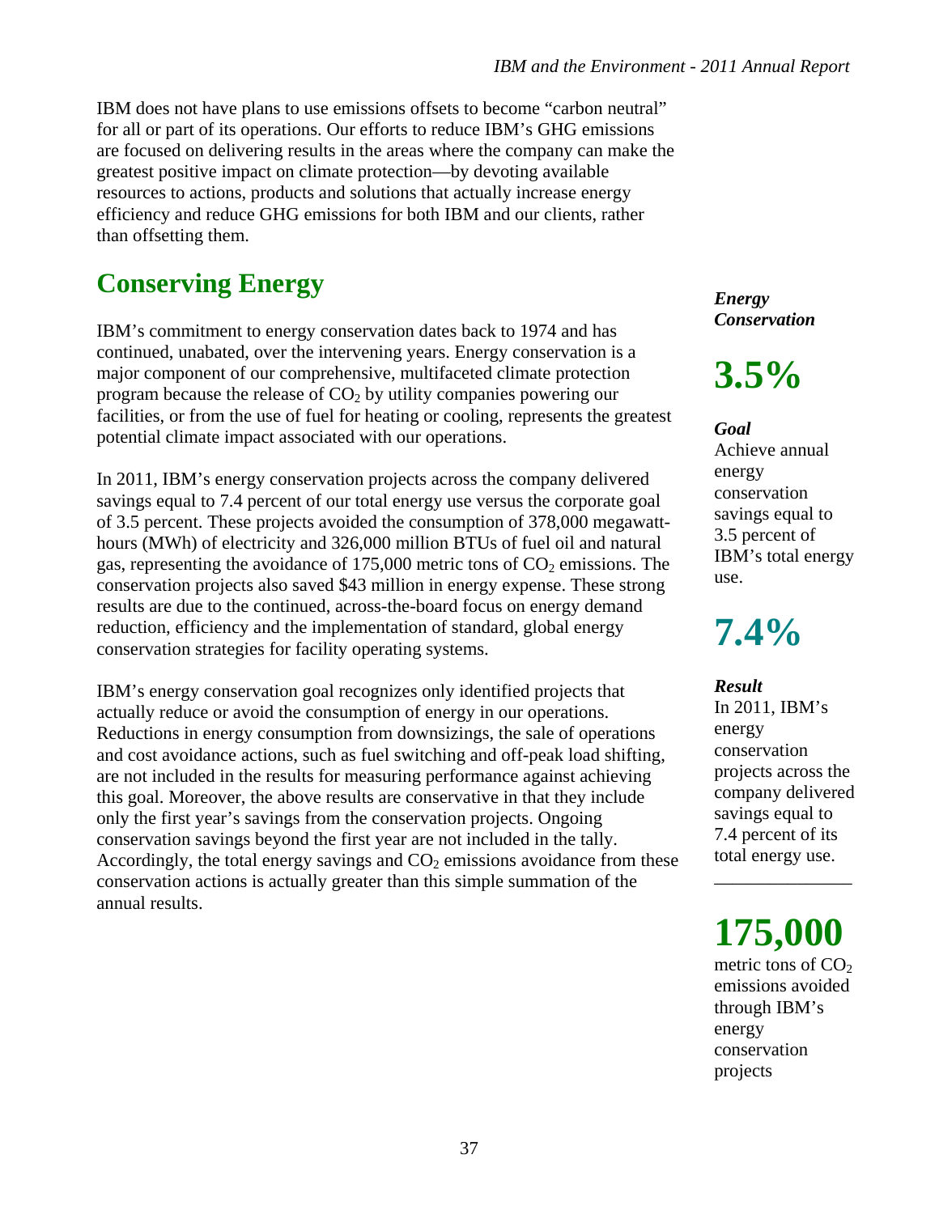IBM does not have plans to use emissions offsets to become "carbon neutral" for all or part of its operations. Our efforts to reduce IBM's GHG emissions are focused on delivering results in the areas where the company can make the greatest positive impact on climate protection—by devoting available resources to actions, products and solutions that actually increase energy efficiency and reduce GHG emissions for both IBM and our clients, rather than offsetting them.

## Conserving Energy

IBM's commitment to energy conservation dates back to 1974 and has continued, unabated, over the intervening years. Energy conservation is a major component of our comprehensive, multifaceted climate protection program because the release of $CO_2$ by utility companies powering our facilities, or from the use of fuel for heating or cooling, represents the greatest potential climate impact associated with our operations.

In 2011, IBM's energy conservation projects across the company delivered savings equal to 7.4 percent of our total energy use versus the corporate goal of 3.5 percent. These projects avoided the consumption of 378,000 megawatt-hours (MWh) of electricity and 326,000 million BTUs of fuel oil and natural gas, representing the avoidance of 175,000 metric tons of $CO_2$ emissions. The conservation projects also saved $43 million in energy expense. These strong results are due to the continued, across-the-board focus on energy demand reduction, efficiency and the implementation of standard, global energy conservation strategies for facility operating systems.

IBM's energy conservation goal recognizes only identified projects that actually reduce or avoid the consumption of energy in our operations. Reductions in energy consumption from downsizings, the sale of operations and cost avoidance actions, such as fuel switching and off-peak load shifting, are not included in the results for measuring performance against achieving this goal. Moreover, the above results are conservative in that they include only the first year's savings from the conservation projects. Ongoing conservation savings beyond the first year are not included in the tally. Accordingly, the total energy savings and $CO_2$ emissions avoidance from these conservation actions is actually greater than this simple summation of the annual results.

***Energy Conservation***

**3.5%**

***Goal***
Achieve annual energy conservation savings equal to 3.5 percent of IBM's total energy use.

**7.4%**

***Result***
In 2011, IBM's energy conservation projects across the company delivered savings equal to 7.4 percent of its total energy use.

---

**175,000**
metric tons of $CO_2$ emissions avoided through IBM's energy conservation projects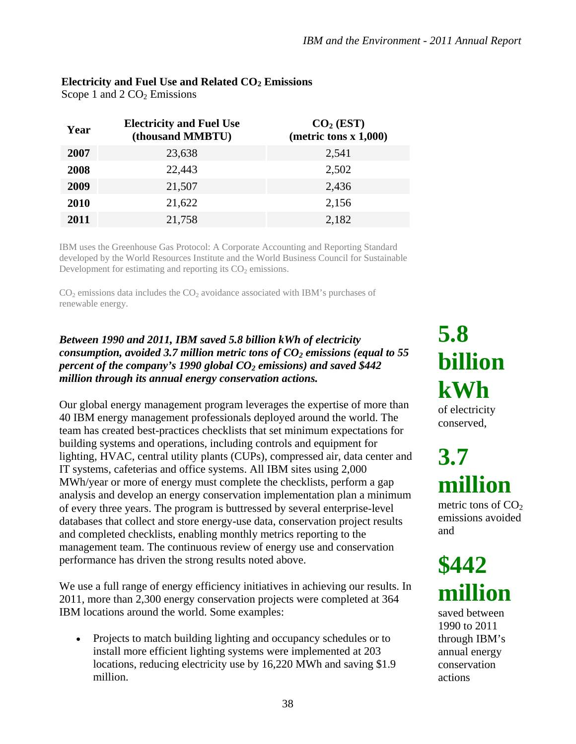**Electricity and Fuel Use and Related $CO_2$ Emissions**

Scope 1 and 2 $CO_2$ Emissions

| Year | Electricity and Fuel Use (thousand MMBTU) | $CO_2$ (EST) (metric tons x 1,000) |
|---|---|---|
| **2007** | 23,638 | 2,541 |
| **2008** | 22,443 | 2,502 |
| **2009** | 21,507 | 2,436 |
| **2010** | 21,622 | 2,156 |
| **2011** | 21,758 | 2,182 |

IBM uses the Greenhouse Gas Protocol: A Corporate Accounting and Reporting Standard developed by the World Resources Institute and the World Business Council for Sustainable Development for estimating and reporting its $CO_2$ emissions.

$CO_2$ emissions data includes the $CO_2$ avoidance associated with IBM's purchases of renewable energy.

***Between 1990 and 2011, IBM saved 5.8 billion kWh of electricity consumption, avoided 3.7 million metric tons of $CO_2$ emissions (equal to 55 percent of the company's 1990 global $CO_2$ emissions) and saved $442 million through its annual energy conservation actions.***

**5.8 billion kWh** of electricity conserved,

**3.7 million** metric tons of $CO_2$ emissions avoided and

**$442 million** saved between 1990 to 2011 through IBM's annual energy conservation actions

Our global energy management program leverages the expertise of more than 40 IBM energy management professionals deployed around the world. The team has created best-practices checklists that set minimum expectations for building systems and operations, including controls and equipment for lighting, HVAC, central utility plants (CUPs), compressed air, data center and IT systems, cafeterias and office systems. All IBM sites using 2,000 MWh/year or more of energy must complete the checklists, perform a gap analysis and develop an energy conservation implementation plan a minimum of every three years. The program is buttressed by several enterprise-level databases that collect and store energy-use data, conservation project results and completed checklists, enabling monthly metrics reporting to the management team. The continuous review of energy use and conservation performance has driven the strong results noted above.

We use a full range of energy efficiency initiatives in achieving our results. In 2011, more than 2,300 energy conservation projects were completed at 364 IBM locations around the world. Some examples:

- Projects to match building lighting and occupancy schedules or to install more efficient lighting systems were implemented at 203 locations, reducing electricity use by 16,220 MWh and saving $1.9 million.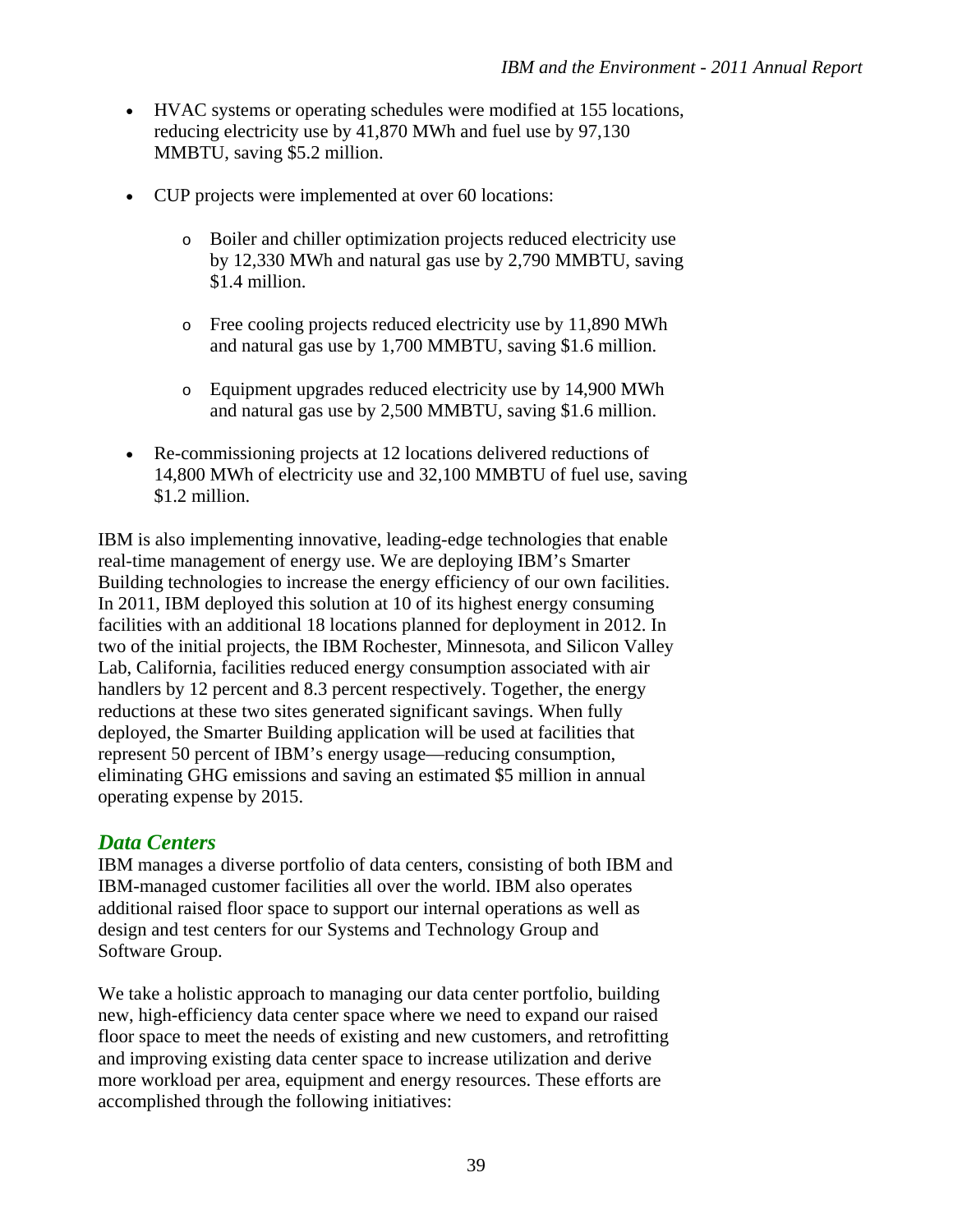- HVAC systems or operating schedules were modified at 155 locations, reducing electricity use by 41,870 MWh and fuel use by 97,130 MMBTU, saving $5.2 million.

- CUP projects were implemented at over 60 locations:

  - Boiler and chiller optimization projects reduced electricity use by 12,330 MWh and natural gas use by 2,790 MMBTU, saving $1.4 million.

  - Free cooling projects reduced electricity use by 11,890 MWh and natural gas use by 1,700 MMBTU, saving $1.6 million.

  - Equipment upgrades reduced electricity use by 14,900 MWh and natural gas use by 2,500 MMBTU, saving $1.6 million.

- Re-commissioning projects at 12 locations delivered reductions of 14,800 MWh of electricity use and 32,100 MMBTU of fuel use, saving $1.2 million.

IBM is also implementing innovative, leading-edge technologies that enable real-time management of energy use. We are deploying IBM's Smarter Building technologies to increase the energy efficiency of our own facilities. In 2011, IBM deployed this solution at 10 of its highest energy consuming facilities with an additional 18 locations planned for deployment in 2012. In two of the initial projects, the IBM Rochester, Minnesota, and Silicon Valley Lab, California, facilities reduced energy consumption associated with air handlers by 12 percent and 8.3 percent respectively. Together, the energy reductions at these two sites generated significant savings. When fully deployed, the Smarter Building application will be used at facilities that represent 50 percent of IBM's energy usage—reducing consumption, eliminating GHG emissions and saving an estimated $5 million in annual operating expense by 2015.

## *Data Centers*

IBM manages a diverse portfolio of data centers, consisting of both IBM and IBM-managed customer facilities all over the world. IBM also operates additional raised floor space to support our internal operations as well as design and test centers for our Systems and Technology Group and Software Group.

We take a holistic approach to managing our data center portfolio, building new, high-efficiency data center space where we need to expand our raised floor space to meet the needs of existing and new customers, and retrofitting and improving existing data center space to increase utilization and derive more workload per area, equipment and energy resources. These efforts are accomplished through the following initiatives: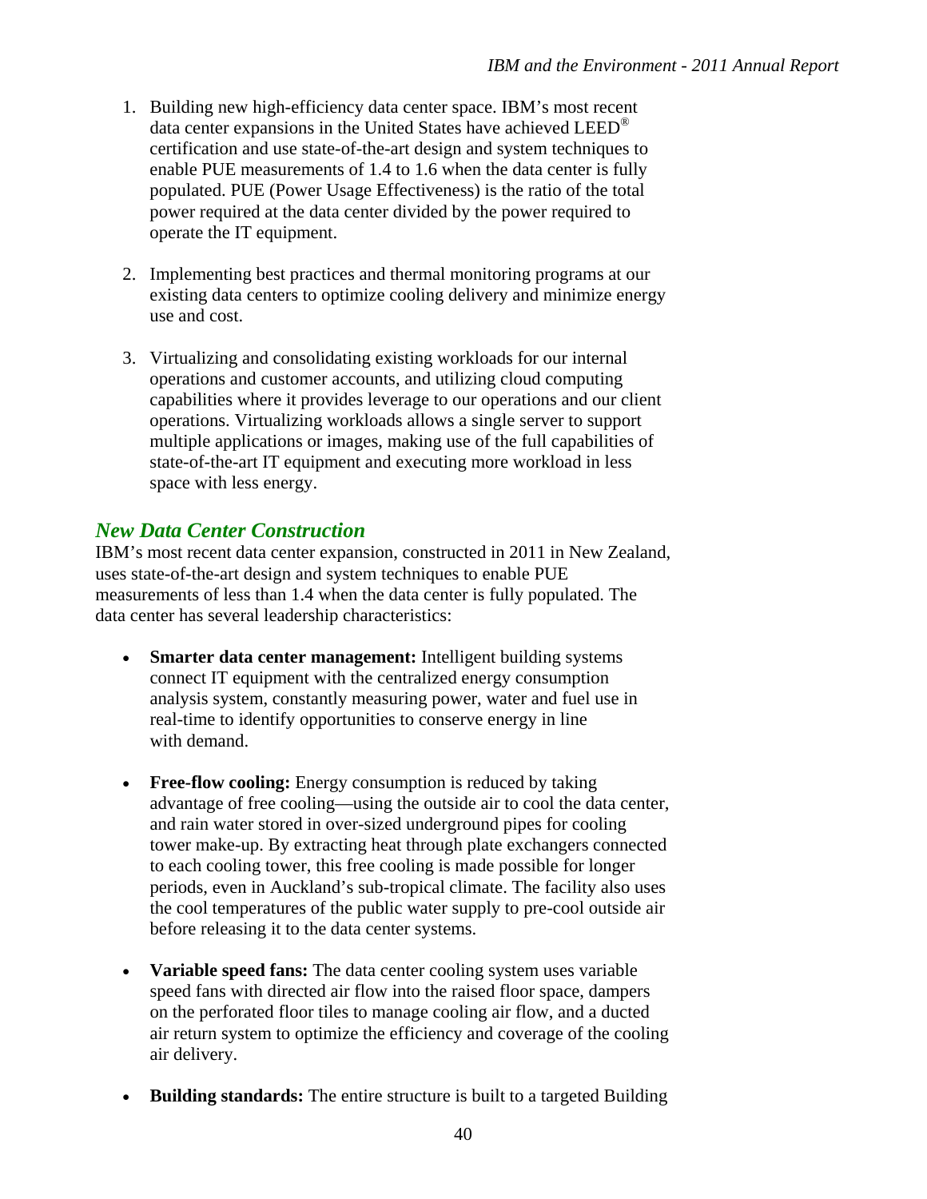1. Building new high-efficiency data center space. IBM's most recent data center expansions in the United States have achieved LEED® certification and use state-of-the-art design and system techniques to enable PUE measurements of 1.4 to 1.6 when the data center is fully populated. PUE (Power Usage Effectiveness) is the ratio of the total power required at the data center divided by the power required to operate the IT equipment.

2. Implementing best practices and thermal monitoring programs at our existing data centers to optimize cooling delivery and minimize energy use and cost.

3. Virtualizing and consolidating existing workloads for our internal operations and customer accounts, and utilizing cloud computing capabilities where it provides leverage to our operations and our client operations. Virtualizing workloads allows a single server to support multiple applications or images, making use of the full capabilities of state-of-the-art IT equipment and executing more workload in less space with less energy.

## *New Data Center Construction*

IBM's most recent data center expansion, constructed in 2011 in New Zealand, uses state-of-the-art design and system techniques to enable PUE measurements of less than 1.4 when the data center is fully populated. The data center has several leadership characteristics:

- **Smarter data center management:** Intelligent building systems connect IT equipment with the centralized energy consumption analysis system, constantly measuring power, water and fuel use in real-time to identify opportunities to conserve energy in line with demand.

- **Free-flow cooling:** Energy consumption is reduced by taking advantage of free cooling—using the outside air to cool the data center, and rain water stored in over-sized underground pipes for cooling tower make-up. By extracting heat through plate exchangers connected to each cooling tower, this free cooling is made possible for longer periods, even in Auckland's sub-tropical climate. The facility also uses the cool temperatures of the public water supply to pre-cool outside air before releasing it to the data center systems.

- **Variable speed fans:** The data center cooling system uses variable speed fans with directed air flow into the raised floor space, dampers on the perforated floor tiles to manage cooling air flow, and a ducted air return system to optimize the efficiency and coverage of the cooling air delivery.

- **Building standards:** The entire structure is built to a targeted Building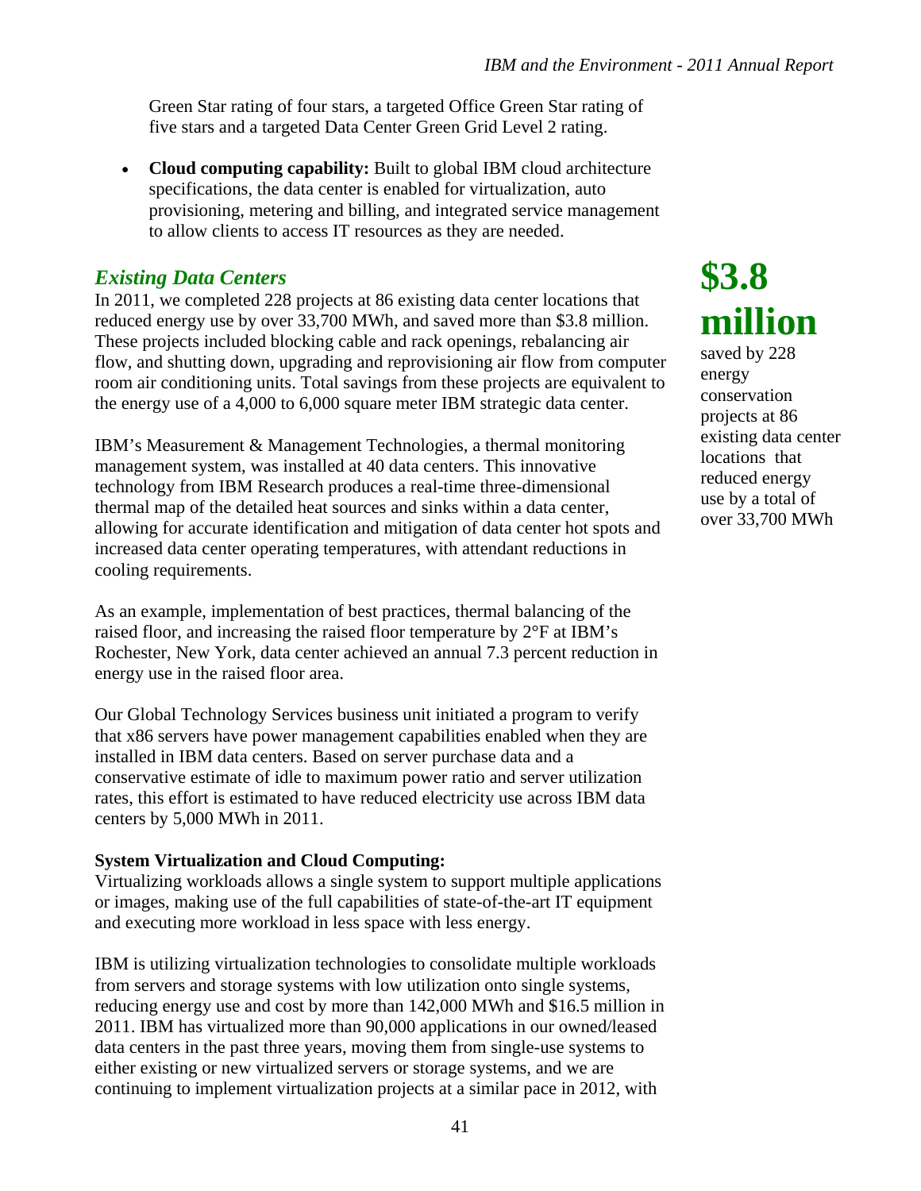Green Star rating of four stars, a targeted Office Green Star rating of five stars and a targeted Data Center Green Grid Level 2 rating.

- **Cloud computing capability:** Built to global IBM cloud architecture specifications, the data center is enabled for virtualization, auto provisioning, metering and billing, and integrated service management to allow clients to access IT resources as they are needed.

## *Existing Data Centers*

In 2011, we completed 228 projects at 86 existing data center locations that reduced energy use by over 33,700 MWh, and saved more than $3.8 million. These projects included blocking cable and rack openings, rebalancing air flow, and shutting down, upgrading and reprovisioning air flow from computer room air conditioning units. Total savings from these projects are equivalent to the energy use of a 4,000 to 6,000 square meter IBM strategic data center.

**$3.8 million**

saved by 228 energy conservation projects at 86 existing data center locations that reduced energy use by a total of over 33,700 MWh

IBM's Measurement & Management Technologies, a thermal monitoring management system, was installed at 40 data centers. This innovative technology from IBM Research produces a real-time three-dimensional thermal map of the detailed heat sources and sinks within a data center, allowing for accurate identification and mitigation of data center hot spots and increased data center operating temperatures, with attendant reductions in cooling requirements.

As an example, implementation of best practices, thermal balancing of the raised floor, and increasing the raised floor temperature by 2°F at IBM's Rochester, New York, data center achieved an annual 7.3 percent reduction in energy use in the raised floor area.

Our Global Technology Services business unit initiated a program to verify that x86 servers have power management capabilities enabled when they are installed in IBM data centers. Based on server purchase data and a conservative estimate of idle to maximum power ratio and server utilization rates, this effort is estimated to have reduced electricity use across IBM data centers by 5,000 MWh in 2011.

**System Virtualization and Cloud Computing:**

Virtualizing workloads allows a single system to support multiple applications or images, making use of the full capabilities of state-of-the-art IT equipment and executing more workload in less space with less energy.

IBM is utilizing virtualization technologies to consolidate multiple workloads from servers and storage systems with low utilization onto single systems, reducing energy use and cost by more than 142,000 MWh and $16.5 million in 2011. IBM has virtualized more than 90,000 applications in our owned/leased data centers in the past three years, moving them from single-use systems to either existing or new virtualized servers or storage systems, and we are continuing to implement virtualization projects at a similar pace in 2012, with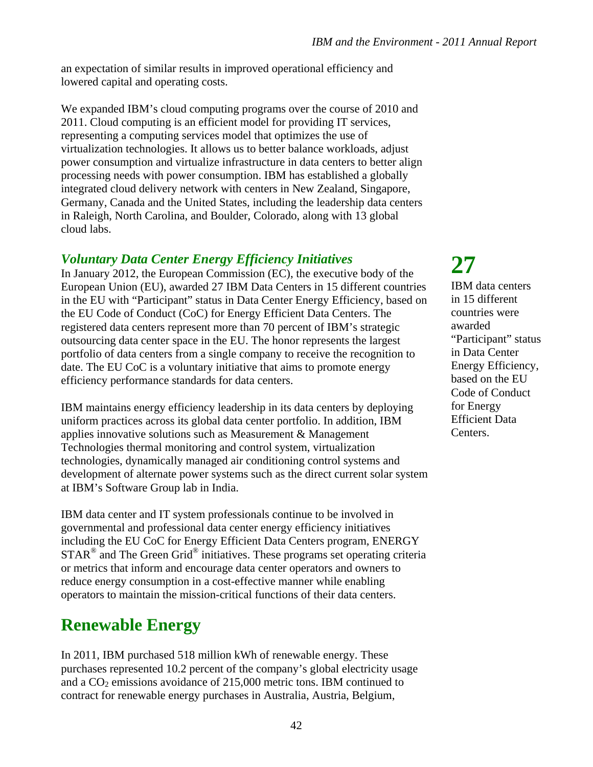an expectation of similar results in improved operational efficiency and lowered capital and operating costs.

We expanded IBM's cloud computing programs over the course of 2010 and 2011. Cloud computing is an efficient model for providing IT services, representing a computing services model that optimizes the use of virtualization technologies. It allows us to better balance workloads, adjust power consumption and virtualize infrastructure in data centers to better align processing needs with power consumption. IBM has established a globally integrated cloud delivery network with centers in New Zealand, Singapore, Germany, Canada and the United States, including the leadership data centers in Raleigh, North Carolina, and Boulder, Colorado, along with 13 global cloud labs.

### *Voluntary Data Center Energy Efficiency Initiatives*

In January 2012, the European Commission (EC), the executive body of the European Union (EU), awarded 27 IBM Data Centers in 15 different countries in the EU with "Participant" status in Data Center Energy Efficiency, based on the EU Code of Conduct (CoC) for Energy Efficient Data Centers. The registered data centers represent more than 70 percent of IBM's strategic outsourcing data center space in the EU. The honor represents the largest portfolio of data centers from a single company to receive the recognition to date. The EU CoC is a voluntary initiative that aims to promote energy efficiency performance standards for data centers.

**27**

IBM data centers in 15 different countries were awarded "Participant" status in Data Center Energy Efficiency, based on the EU Code of Conduct for Energy Efficient Data Centers.

IBM maintains energy efficiency leadership in its data centers by deploying uniform practices across its global data center portfolio. In addition, IBM applies innovative solutions such as Measurement & Management Technologies thermal monitoring and control system, virtualization technologies, dynamically managed air conditioning control systems and development of alternate power systems such as the direct current solar system at IBM's Software Group lab in India.

IBM data center and IT system professionals continue to be involved in governmental and professional data center energy efficiency initiatives including the EU CoC for Energy Efficient Data Centers program, ENERGY STAR® and The Green Grid® initiatives. These programs set operating criteria or metrics that inform and encourage data center operators and owners to reduce energy consumption in a cost-effective manner while enabling operators to maintain the mission-critical functions of their data centers.

## Renewable Energy

In 2011, IBM purchased 518 million kWh of renewable energy. These purchases represented 10.2 percent of the company's global electricity usage and a $CO_2$ emissions avoidance of 215,000 metric tons. IBM continued to contract for renewable energy purchases in Australia, Austria, Belgium,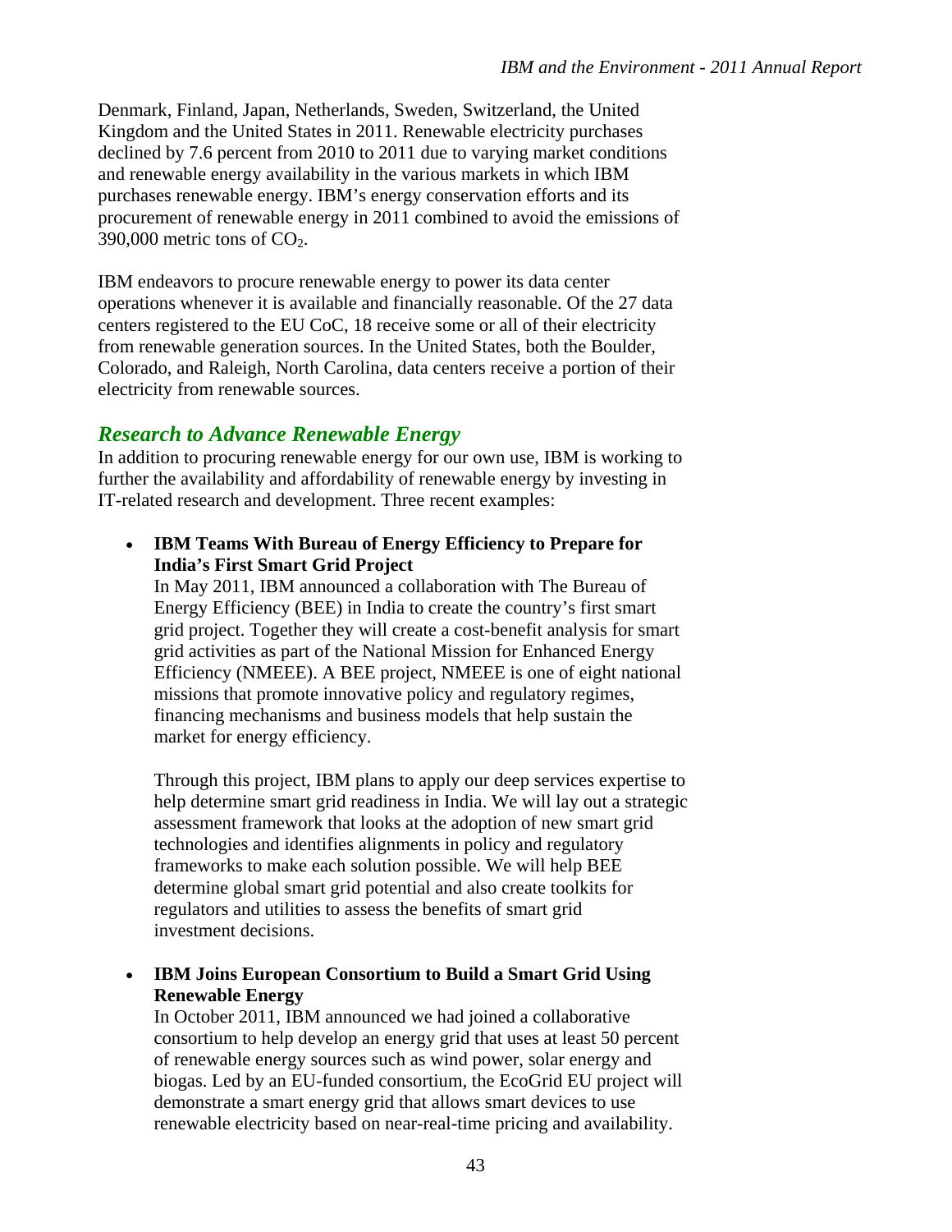Denmark, Finland, Japan, Netherlands, Sweden, Switzerland, the United Kingdom and the United States in 2011. Renewable electricity purchases declined by 7.6 percent from 2010 to 2011 due to varying market conditions and renewable energy availability in the various markets in which IBM purchases renewable energy. IBM's energy conservation efforts and its procurement of renewable energy in 2011 combined to avoid the emissions of 390,000 metric tons of $CO_2$.

IBM endeavors to procure renewable energy to power its data center operations whenever it is available and financially reasonable. Of the 27 data centers registered to the EU CoC, 18 receive some or all of their electricity from renewable generation sources. In the United States, both the Boulder, Colorado, and Raleigh, North Carolina, data centers receive a portion of their electricity from renewable sources.

## *Research to Advance Renewable Energy*

In addition to procuring renewable energy for our own use, IBM is working to further the availability and affordability of renewable energy by investing in IT-related research and development. Three recent examples:

- **IBM Teams With Bureau of Energy Efficiency to Prepare for India's First Smart Grid Project**
  In May 2011, IBM announced a collaboration with The Bureau of Energy Efficiency (BEE) in India to create the country's first smart grid project. Together they will create a cost-benefit analysis for smart grid activities as part of the National Mission for Enhanced Energy Efficiency (NMEEE). A BEE project, NMEEE is one of eight national missions that promote innovative policy and regulatory regimes, financing mechanisms and business models that help sustain the market for energy efficiency.

  Through this project, IBM plans to apply our deep services expertise to help determine smart grid readiness in India. We will lay out a strategic assessment framework that looks at the adoption of new smart grid technologies and identifies alignments in policy and regulatory frameworks to make each solution possible. We will help BEE determine global smart grid potential and also create toolkits for regulators and utilities to assess the benefits of smart grid investment decisions.

- **IBM Joins European Consortium to Build a Smart Grid Using Renewable Energy**
  In October 2011, IBM announced we had joined a collaborative consortium to help develop an energy grid that uses at least 50 percent of renewable energy sources such as wind power, solar energy and biogas. Led by an EU-funded consortium, the EcoGrid EU project will demonstrate a smart energy grid that allows smart devices to use renewable electricity based on near-real-time pricing and availability.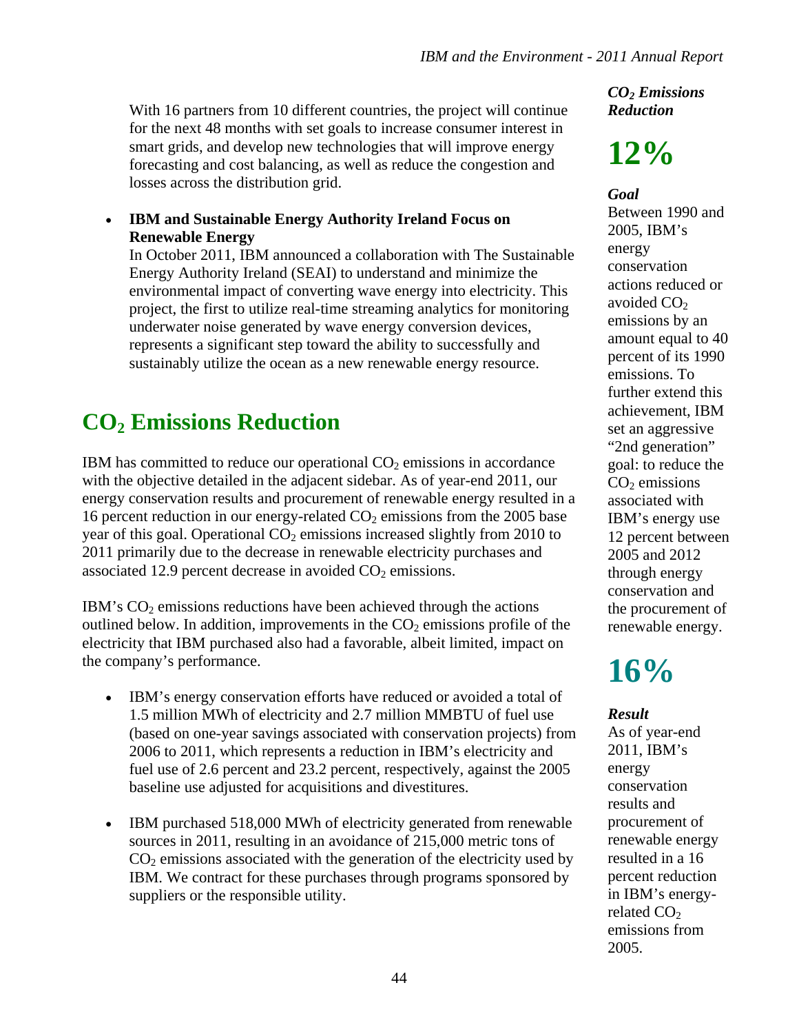With 16 partners from 10 different countries, the project will continue for the next 48 months with set goals to increase consumer interest in smart grids, and develop new technologies that will improve energy forecasting and cost balancing, as well as reduce the congestion and losses across the distribution grid.

- **IBM and Sustainable Energy Authority Ireland Focus on Renewable Energy**
  In October 2011, IBM announced a collaboration with The Sustainable Energy Authority Ireland (SEAI) to understand and minimize the environmental impact of converting wave energy into electricity. This project, the first to utilize real-time streaming analytics for monitoring underwater noise generated by wave energy conversion devices, represents a significant step toward the ability to successfully and sustainably utilize the ocean as a new renewable energy resource.

## $CO_2$ Emissions Reduction

IBM has committed to reduce our operational $CO_2$ emissions in accordance with the objective detailed in the adjacent sidebar. As of year-end 2011, our energy conservation results and procurement of renewable energy resulted in a 16 percent reduction in our energy-related $CO_2$ emissions from the 2005 base year of this goal. Operational $CO_2$ emissions increased slightly from 2010 to 2011 primarily due to the decrease in renewable electricity purchases and associated 12.9 percent decrease in avoided $CO_2$ emissions.

IBM's $CO_2$ emissions reductions have been achieved through the actions outlined below. In addition, improvements in the $CO_2$ emissions profile of the electricity that IBM purchased also had a favorable, albeit limited, impact on the company's performance.

- IBM's energy conservation efforts have reduced or avoided a total of 1.5 million MWh of electricity and 2.7 million MMBTU of fuel use (based on one-year savings associated with conservation projects) from 2006 to 2011, which represents a reduction in IBM's electricity and fuel use of 2.6 percent and 23.2 percent, respectively, against the 2005 baseline use adjusted for acquisitions and divestitures.

- IBM purchased 518,000 MWh of electricity generated from renewable sources in 2011, resulting in an avoidance of 215,000 metric tons of $CO_2$ emissions associated with the generation of the electricity used by IBM. We contract for these purchases through programs sponsored by suppliers or the responsible utility.

***$CO_2$ Emissions Reduction***

**12%**

***Goal***

Between 1990 and 2005, IBM's energy conservation actions reduced or avoided $CO_2$ emissions by an amount equal to 40 percent of its 1990 emissions. To further extend this achievement, IBM set an aggressive "2nd generation" goal: to reduce the $CO_2$ emissions associated with IBM's energy use 12 percent between 2005 and 2012 through energy conservation and the procurement of renewable energy.

**16%**

***Result***

As of year-end 2011, IBM's energy conservation results and procurement of renewable energy resulted in a 16 percent reduction in IBM's energy-related $CO_2$ emissions from 2005.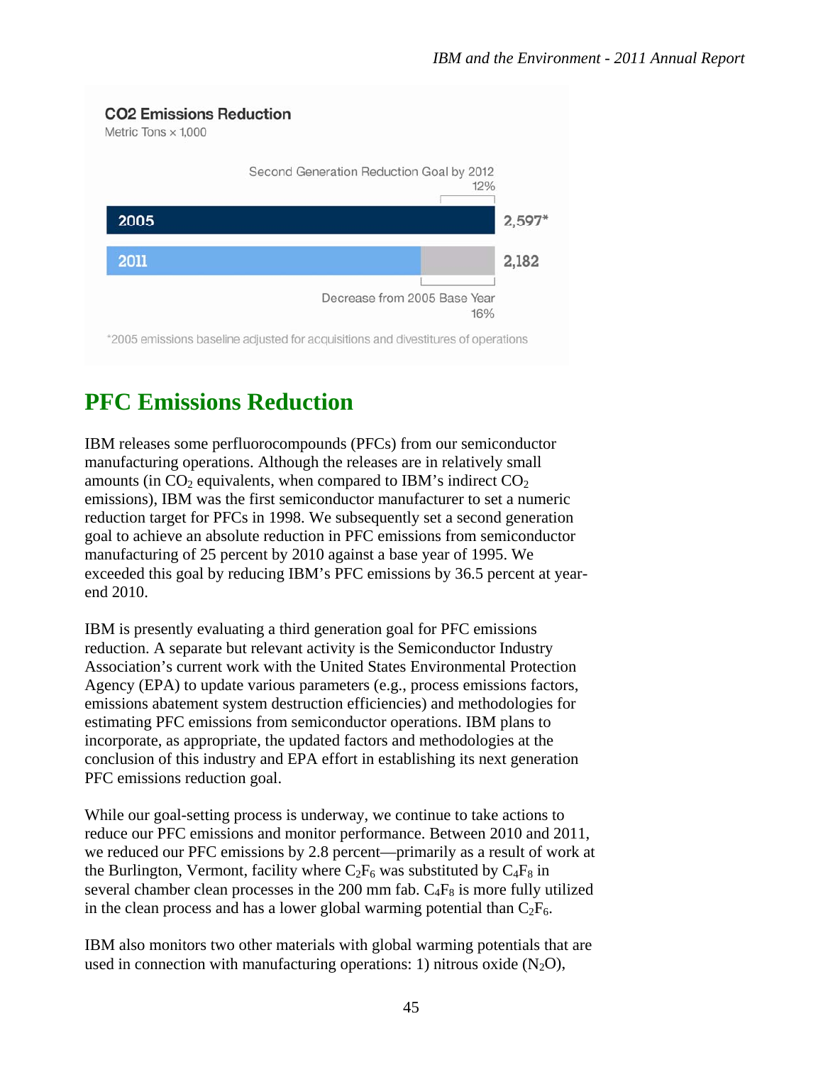**CO2 Emissions Reduction**

Metric Tons × 1,000

Second Generation Reduction Goal by 2012
12%

| Year | Emissions |
|---|---|
| 2005 | 2,597* |
| 2011 | 2,182 |

Decrease from 2005 Base Year
16%

*2005 emissions baseline adjusted for acquisitions and divestitures of operations

## PFC Emissions Reduction

IBM releases some perfluorocompounds (PFCs) from our semiconductor manufacturing operations. Although the releases are in relatively small amounts (in $CO_2$ equivalents, when compared to IBM's indirect $CO_2$ emissions), IBM was the first semiconductor manufacturer to set a numeric reduction target for PFCs in 1998. We subsequently set a second generation goal to achieve an absolute reduction in PFC emissions from semiconductor manufacturing of 25 percent by 2010 against a base year of 1995. We exceeded this goal by reducing IBM's PFC emissions by 36.5 percent at year-end 2010.

IBM is presently evaluating a third generation goal for PFC emissions reduction. A separate but relevant activity is the Semiconductor Industry Association's current work with the United States Environmental Protection Agency (EPA) to update various parameters (e.g., process emissions factors, emissions abatement system destruction efficiencies) and methodologies for estimating PFC emissions from semiconductor operations. IBM plans to incorporate, as appropriate, the updated factors and methodologies at the conclusion of this industry and EPA effort in establishing its next generation PFC emissions reduction goal.

While our goal-setting process is underway, we continue to take actions to reduce our PFC emissions and monitor performance. Between 2010 and 2011, we reduced our PFC emissions by 2.8 percent—primarily as a result of work at the Burlington, Vermont, facility where $C_2F_6$ was substituted by $C_4F_8$ in several chamber clean processes in the 200 mm fab. $C_4F_8$ is more fully utilized in the clean process and has a lower global warming potential than $C_2F_6$.

IBM also monitors two other materials with global warming potentials that are used in connection with manufacturing operations: 1) nitrous oxide ($N_2O$),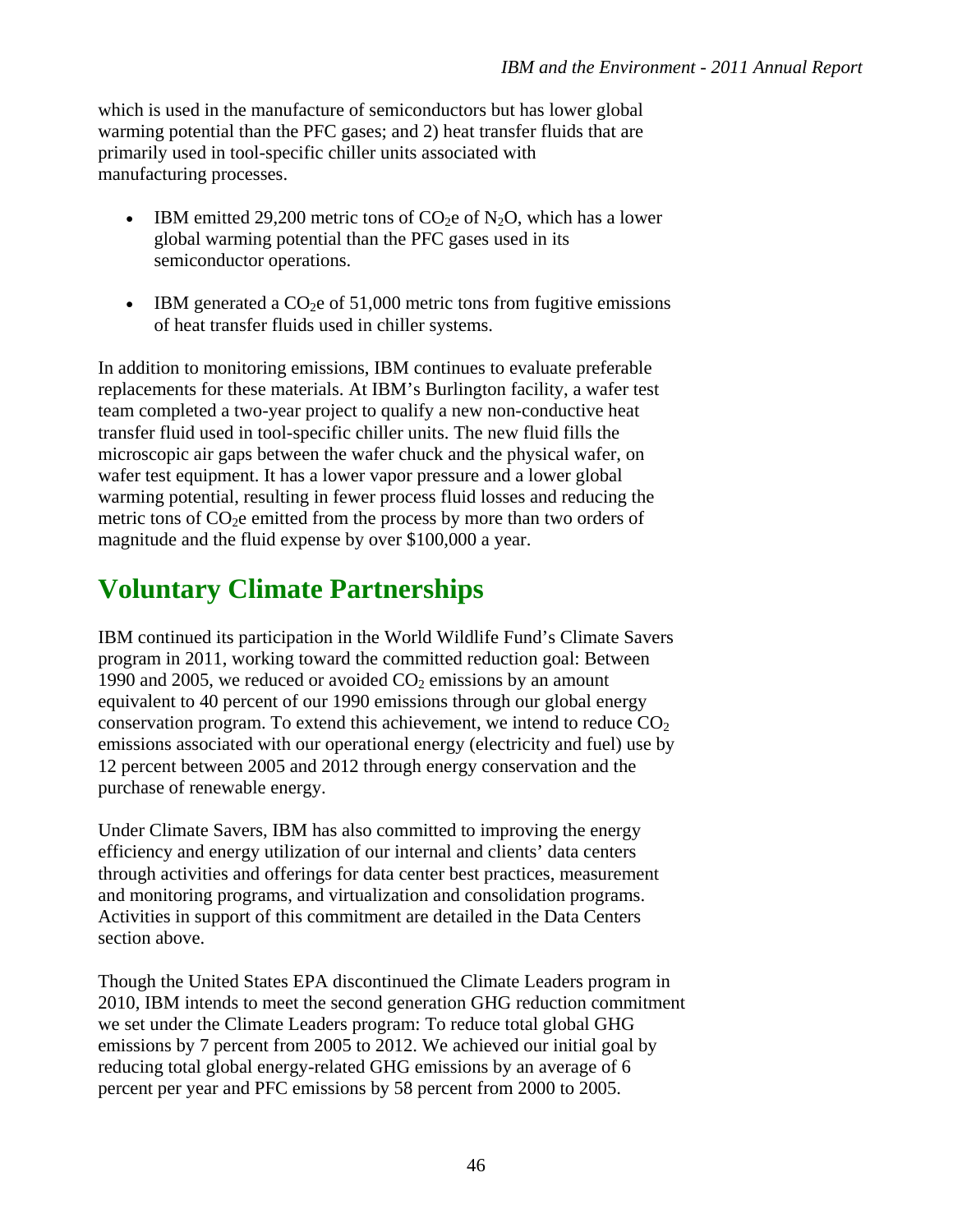which is used in the manufacture of semiconductors but has lower global warming potential than the PFC gases; and 2) heat transfer fluids that are primarily used in tool-specific chiller units associated with manufacturing processes.

- IBM emitted 29,200 metric tons of $CO_2e$ of $N_2O$, which has a lower global warming potential than the PFC gases used in its semiconductor operations.
- IBM generated a $CO_2e$ of 51,000 metric tons from fugitive emissions of heat transfer fluids used in chiller systems.

In addition to monitoring emissions, IBM continues to evaluate preferable replacements for these materials. At IBM's Burlington facility, a wafer test team completed a two-year project to qualify a new non-conductive heat transfer fluid used in tool-specific chiller units. The new fluid fills the microscopic air gaps between the wafer chuck and the physical wafer, on wafer test equipment. It has a lower vapor pressure and a lower global warming potential, resulting in fewer process fluid losses and reducing the metric tons of $CO_2e$ emitted from the process by more than two orders of magnitude and the fluid expense by over $100,000 a year.

# Voluntary Climate Partnerships

IBM continued its participation in the World Wildlife Fund's Climate Savers program in 2011, working toward the committed reduction goal: Between 1990 and 2005, we reduced or avoided $CO_2$ emissions by an amount equivalent to 40 percent of our 1990 emissions through our global energy conservation program. To extend this achievement, we intend to reduce $CO_2$ emissions associated with our operational energy (electricity and fuel) use by 12 percent between 2005 and 2012 through energy conservation and the purchase of renewable energy.

Under Climate Savers, IBM has also committed to improving the energy efficiency and energy utilization of our internal and clients' data centers through activities and offerings for data center best practices, measurement and monitoring programs, and virtualization and consolidation programs. Activities in support of this commitment are detailed in the Data Centers section above.

Though the United States EPA discontinued the Climate Leaders program in 2010, IBM intends to meet the second generation GHG reduction commitment we set under the Climate Leaders program: To reduce total global GHG emissions by 7 percent from 2005 to 2012. We achieved our initial goal by reducing total global energy-related GHG emissions by an average of 6 percent per year and PFC emissions by 58 percent from 2000 to 2005.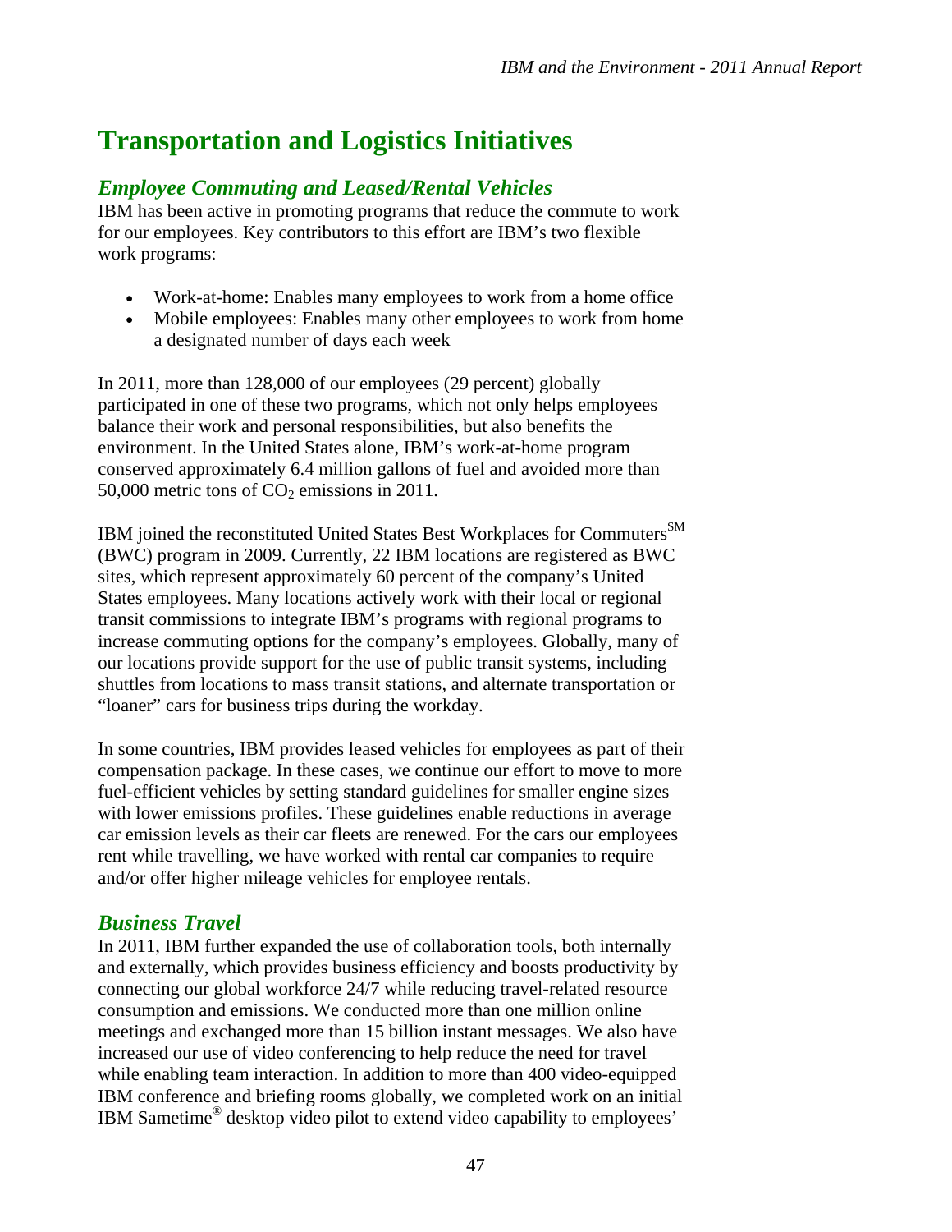# Transportation and Logistics Initiatives

## *Employee Commuting and Leased/Rental Vehicles*

IBM has been active in promoting programs that reduce the commute to work for our employees. Key contributors to this effort are IBM's two flexible work programs:

- Work-at-home: Enables many employees to work from a home office
- Mobile employees: Enables many other employees to work from home a designated number of days each week

In 2011, more than 128,000 of our employees (29 percent) globally participated in one of these two programs, which not only helps employees balance their work and personal responsibilities, but also benefits the environment. In the United States alone, IBM's work-at-home program conserved approximately 6.4 million gallons of fuel and avoided more than 50,000 metric tons of $CO_2$ emissions in 2011.

IBM joined the reconstituted United States Best Workplaces for Commuters℠ (BWC) program in 2009. Currently, 22 IBM locations are registered as BWC sites, which represent approximately 60 percent of the company's United States employees. Many locations actively work with their local or regional transit commissions to integrate IBM's programs with regional programs to increase commuting options for the company's employees. Globally, many of our locations provide support for the use of public transit systems, including shuttles from locations to mass transit stations, and alternate transportation or "loaner" cars for business trips during the workday.

In some countries, IBM provides leased vehicles for employees as part of their compensation package. In these cases, we continue our effort to move to more fuel-efficient vehicles by setting standard guidelines for smaller engine sizes with lower emissions profiles. These guidelines enable reductions in average car emission levels as their car fleets are renewed. For the cars our employees rent while travelling, we have worked with rental car companies to require and/or offer higher mileage vehicles for employee rentals.

## *Business Travel*

In 2011, IBM further expanded the use of collaboration tools, both internally and externally, which provides business efficiency and boosts productivity by connecting our global workforce 24/7 while reducing travel-related resource consumption and emissions. We conducted more than one million online meetings and exchanged more than 15 billion instant messages. We also have increased our use of video conferencing to help reduce the need for travel while enabling team interaction. In addition to more than 400 video-equipped IBM conference and briefing rooms globally, we completed work on an initial IBM Sametime® desktop video pilot to extend video capability to employees'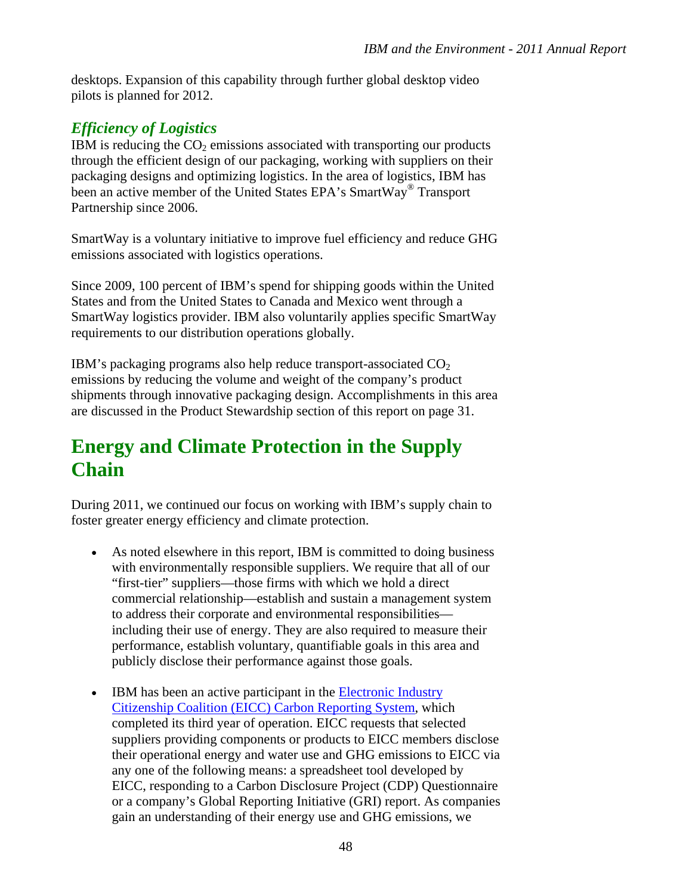desktops. Expansion of this capability through further global desktop video pilots is planned for 2012.

### *Efficiency of Logistics*

IBM is reducing the $CO_2$ emissions associated with transporting our products through the efficient design of our packaging, working with suppliers on their packaging designs and optimizing logistics. In the area of logistics, IBM has been an active member of the United States EPA's SmartWay® Transport Partnership since 2006.

SmartWay is a voluntary initiative to improve fuel efficiency and reduce GHG emissions associated with logistics operations.

Since 2009, 100 percent of IBM's spend for shipping goods within the United States and from the United States to Canada and Mexico went through a SmartWay logistics provider. IBM also voluntarily applies specific SmartWay requirements to our distribution operations globally.

IBM's packaging programs also help reduce transport-associated $CO_2$ emissions by reducing the volume and weight of the company's product shipments through innovative packaging design. Accomplishments in this area are discussed in the Product Stewardship section of this report on page 31.

## Energy and Climate Protection in the Supply Chain

During 2011, we continued our focus on working with IBM's supply chain to foster greater energy efficiency and climate protection.

- As noted elsewhere in this report, IBM is committed to doing business with environmentally responsible suppliers. We require that all of our "first-tier" suppliers—those firms with which we hold a direct commercial relationship—establish and sustain a management system to address their corporate and environmental responsibilities—including their use of energy. They are also required to measure their performance, establish voluntary, quantifiable goals in this area and publicly disclose their performance against those goals.

- IBM has been an active participant in the Electronic Industry Citizenship Coalition (EICC) Carbon Reporting System, which completed its third year of operation. EICC requests that selected suppliers providing components or products to EICC members disclose their operational energy and water use and GHG emissions to EICC via any one of the following means: a spreadsheet tool developed by EICC, responding to a Carbon Disclosure Project (CDP) Questionnaire or a company's Global Reporting Initiative (GRI) report. As companies gain an understanding of their energy use and GHG emissions, we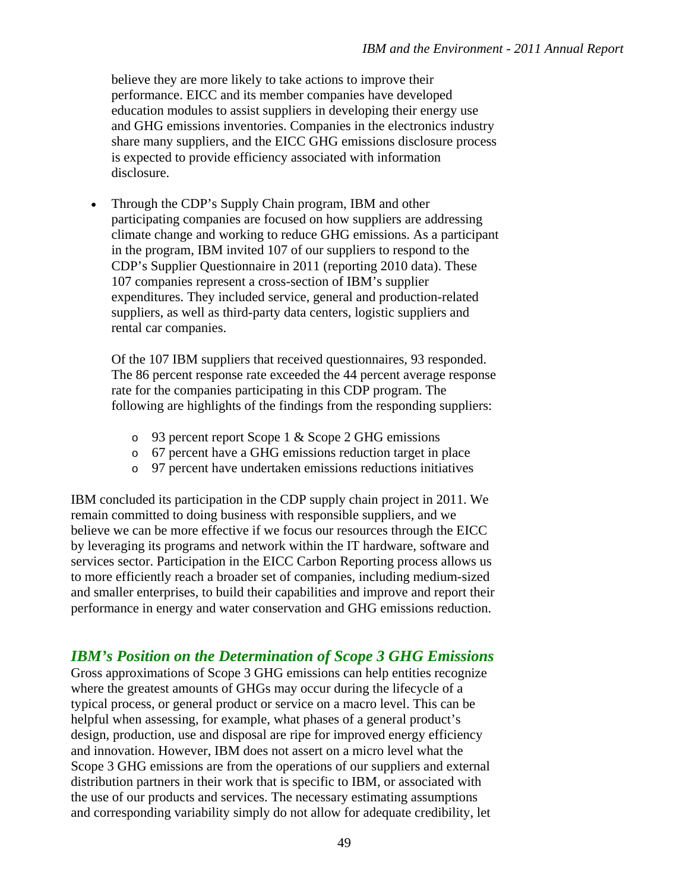believe they are more likely to take actions to improve their performance. EICC and its member companies have developed education modules to assist suppliers in developing their energy use and GHG emissions inventories. Companies in the electronics industry share many suppliers, and the EICC GHG emissions disclosure process is expected to provide efficiency associated with information disclosure.

- Through the CDP's Supply Chain program, IBM and other participating companies are focused on how suppliers are addressing climate change and working to reduce GHG emissions. As a participant in the program, IBM invited 107 of our suppliers to respond to the CDP's Supplier Questionnaire in 2011 (reporting 2010 data). These 107 companies represent a cross-section of IBM's supplier expenditures. They included service, general and production-related suppliers, as well as third-party data centers, logistic suppliers and rental car companies.

  Of the 107 IBM suppliers that received questionnaires, 93 responded. The 86 percent response rate exceeded the 44 percent average response rate for the companies participating in this CDP program. The following are highlights of the findings from the responding suppliers:

  - 93 percent report Scope 1 & Scope 2 GHG emissions
  - 67 percent have a GHG emissions reduction target in place
  - 97 percent have undertaken emissions reductions initiatives

IBM concluded its participation in the CDP supply chain project in 2011. We remain committed to doing business with responsible suppliers, and we believe we can be more effective if we focus our resources through the EICC by leveraging its programs and network within the IT hardware, software and services sector. Participation in the EICC Carbon Reporting process allows us to more efficiently reach a broader set of companies, including medium-sized and smaller enterprises, to build their capabilities and improve and report their performance in energy and water conservation and GHG emissions reduction.

## *IBM's Position on the Determination of Scope 3 GHG Emissions*

Gross approximations of Scope 3 GHG emissions can help entities recognize where the greatest amounts of GHGs may occur during the lifecycle of a typical process, or general product or service on a macro level. This can be helpful when assessing, for example, what phases of a general product's design, production, use and disposal are ripe for improved energy efficiency and innovation. However, IBM does not assert on a micro level what the Scope 3 GHG emissions are from the operations of our suppliers and external distribution partners in their work that is specific to IBM, or associated with the use of our products and services. The necessary estimating assumptions and corresponding variability simply do not allow for adequate credibility, let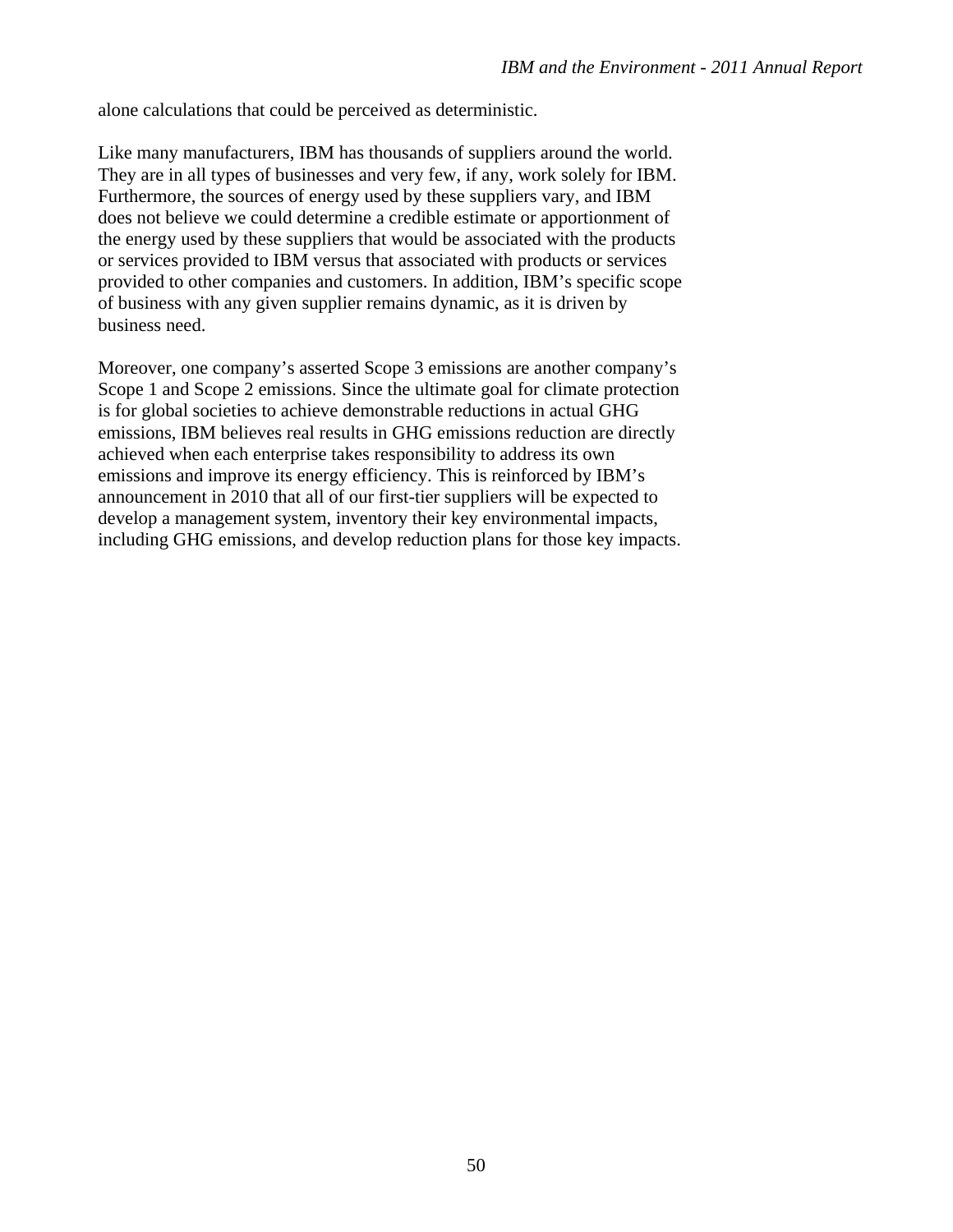alone calculations that could be perceived as deterministic.

Like many manufacturers, IBM has thousands of suppliers around the world. They are in all types of businesses and very few, if any, work solely for IBM. Furthermore, the sources of energy used by these suppliers vary, and IBM does not believe we could determine a credible estimate or apportionment of the energy used by these suppliers that would be associated with the products or services provided to IBM versus that associated with products or services provided to other companies and customers. In addition, IBM's specific scope of business with any given supplier remains dynamic, as it is driven by business need.

Moreover, one company's asserted Scope 3 emissions are another company's Scope 1 and Scope 2 emissions. Since the ultimate goal for climate protection is for global societies to achieve demonstrable reductions in actual GHG emissions, IBM believes real results in GHG emissions reduction are directly achieved when each enterprise takes responsibility to address its own emissions and improve its energy efficiency. This is reinforced by IBM's announcement in 2010 that all of our first-tier suppliers will be expected to develop a management system, inventory their key environmental impacts, including GHG emissions, and develop reduction plans for those key impacts.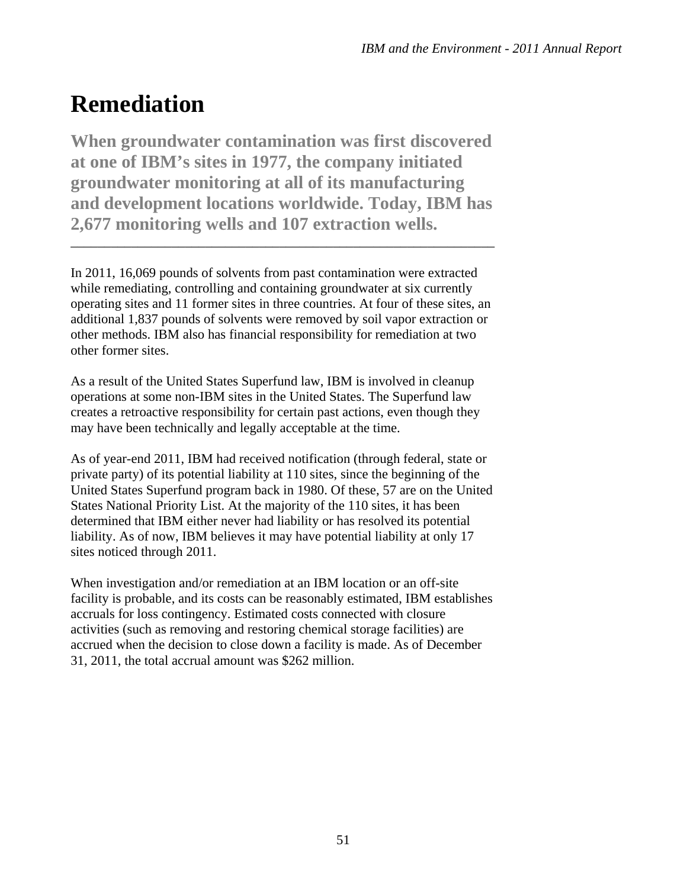# Remediation

**When groundwater contamination was first discovered at one of IBM's sites in 1977, the company initiated groundwater monitoring at all of its manufacturing and development locations worldwide. Today, IBM has 2,677 monitoring wells and 107 extraction wells.**

---

In 2011, 16,069 pounds of solvents from past contamination were extracted while remediating, controlling and containing groundwater at six currently operating sites and 11 former sites in three countries. At four of these sites, an additional 1,837 pounds of solvents were removed by soil vapor extraction or other methods. IBM also has financial responsibility for remediation at two other former sites.

As a result of the United States Superfund law, IBM is involved in cleanup operations at some non-IBM sites in the United States. The Superfund law creates a retroactive responsibility for certain past actions, even though they may have been technically and legally acceptable at the time.

As of year-end 2011, IBM had received notification (through federal, state or private party) of its potential liability at 110 sites, since the beginning of the United States Superfund program back in 1980. Of these, 57 are on the United States National Priority List. At the majority of the 110 sites, it has been determined that IBM either never had liability or has resolved its potential liability. As of now, IBM believes it may have potential liability at only 17 sites noticed through 2011.

When investigation and/or remediation at an IBM location or an off-site facility is probable, and its costs can be reasonably estimated, IBM establishes accruals for loss contingency. Estimated costs connected with closure activities (such as removing and restoring chemical storage facilities) are accrued when the decision to close down a facility is made. As of December 31, 2011, the total accrual amount was $262 million.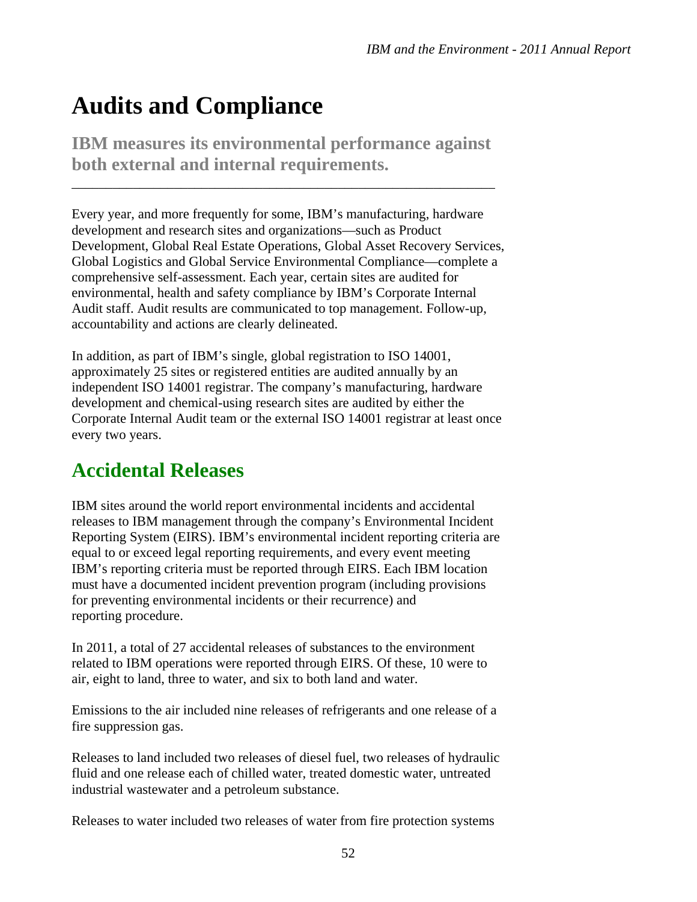# Audits and Compliance

## IBM measures its environmental performance against both external and internal requirements.

---

Every year, and more frequently for some, IBM's manufacturing, hardware development and research sites and organizations—such as Product Development, Global Real Estate Operations, Global Asset Recovery Services, Global Logistics and Global Service Environmental Compliance—complete a comprehensive self-assessment. Each year, certain sites are audited for environmental, health and safety compliance by IBM's Corporate Internal Audit staff. Audit results are communicated to top management. Follow-up, accountability and actions are clearly delineated.

In addition, as part of IBM's single, global registration to ISO 14001, approximately 25 sites or registered entities are audited annually by an independent ISO 14001 registrar. The company's manufacturing, hardware development and chemical-using research sites are audited by either the Corporate Internal Audit team or the external ISO 14001 registrar at least once every two years.

## Accidental Releases

IBM sites around the world report environmental incidents and accidental releases to IBM management through the company's Environmental Incident Reporting System (EIRS). IBM's environmental incident reporting criteria are equal to or exceed legal reporting requirements, and every event meeting IBM's reporting criteria must be reported through EIRS. Each IBM location must have a documented incident prevention program (including provisions for preventing environmental incidents or their recurrence) and reporting procedure.

In 2011, a total of 27 accidental releases of substances to the environment related to IBM operations were reported through EIRS. Of these, 10 were to air, eight to land, three to water, and six to both land and water.

Emissions to the air included nine releases of refrigerants and one release of a fire suppression gas.

Releases to land included two releases of diesel fuel, two releases of hydraulic fluid and one release each of chilled water, treated domestic water, untreated industrial wastewater and a petroleum substance.

Releases to water included two releases of water from fire protection systems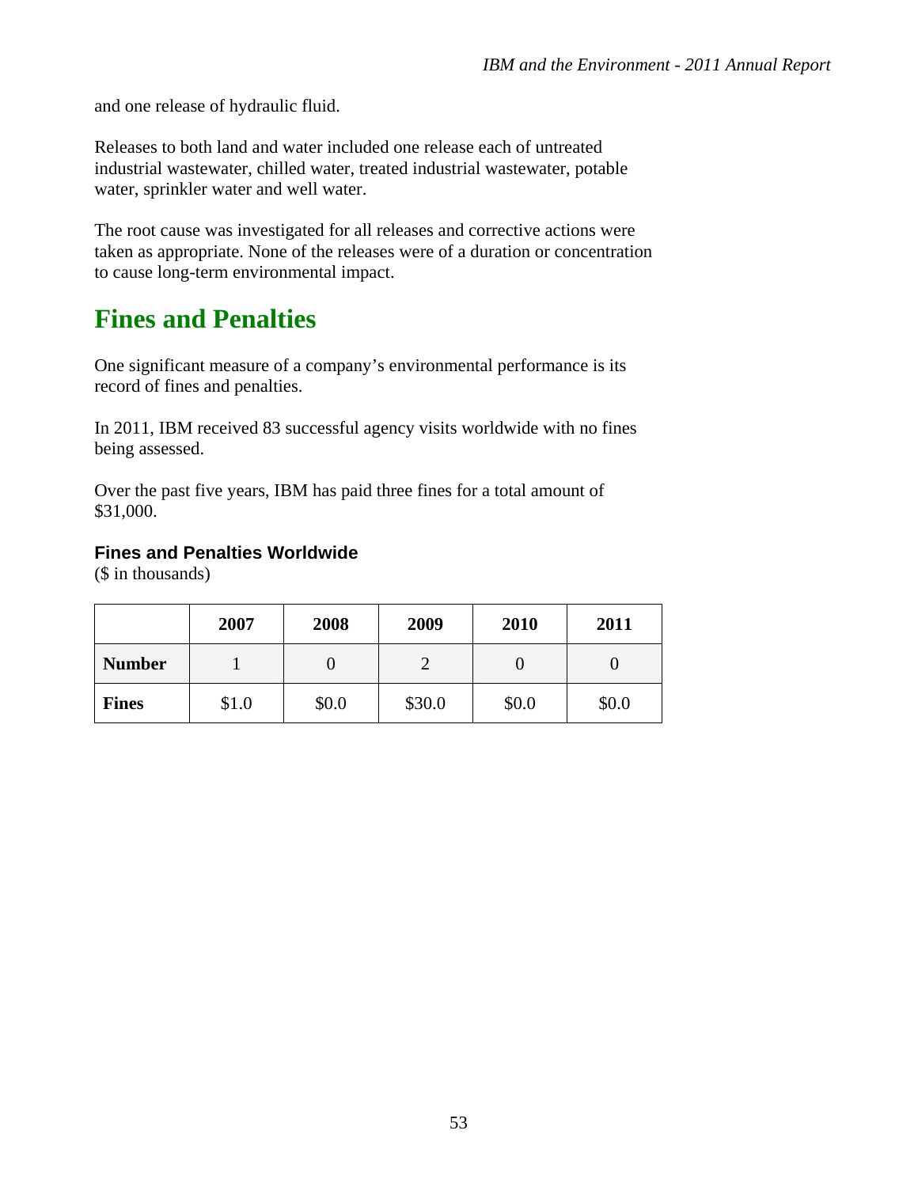and one release of hydraulic fluid.

Releases to both land and water included one release each of untreated industrial wastewater, chilled water, treated industrial wastewater, potable water, sprinkler water and well water.

The root cause was investigated for all releases and corrective actions were taken as appropriate. None of the releases were of a duration or concentration to cause long-term environmental impact.

# Fines and Penalties

One significant measure of a company's environmental performance is its record of fines and penalties.

In 2011, IBM received 83 successful agency visits worldwide with no fines being assessed.

Over the past five years, IBM has paid three fines for a total amount of $31,000.

### Fines and Penalties Worldwide

($ in thousands)

| | 2007 | 2008 | 2009 | 2010 | 2011 |
|---|---|---|---|---|---|
| **Number** | 1 | 0 | 2 | 0 | 0 |
| **Fines** | $1.0 | $0.0 | $30.0 | $0.0 | $0.0 |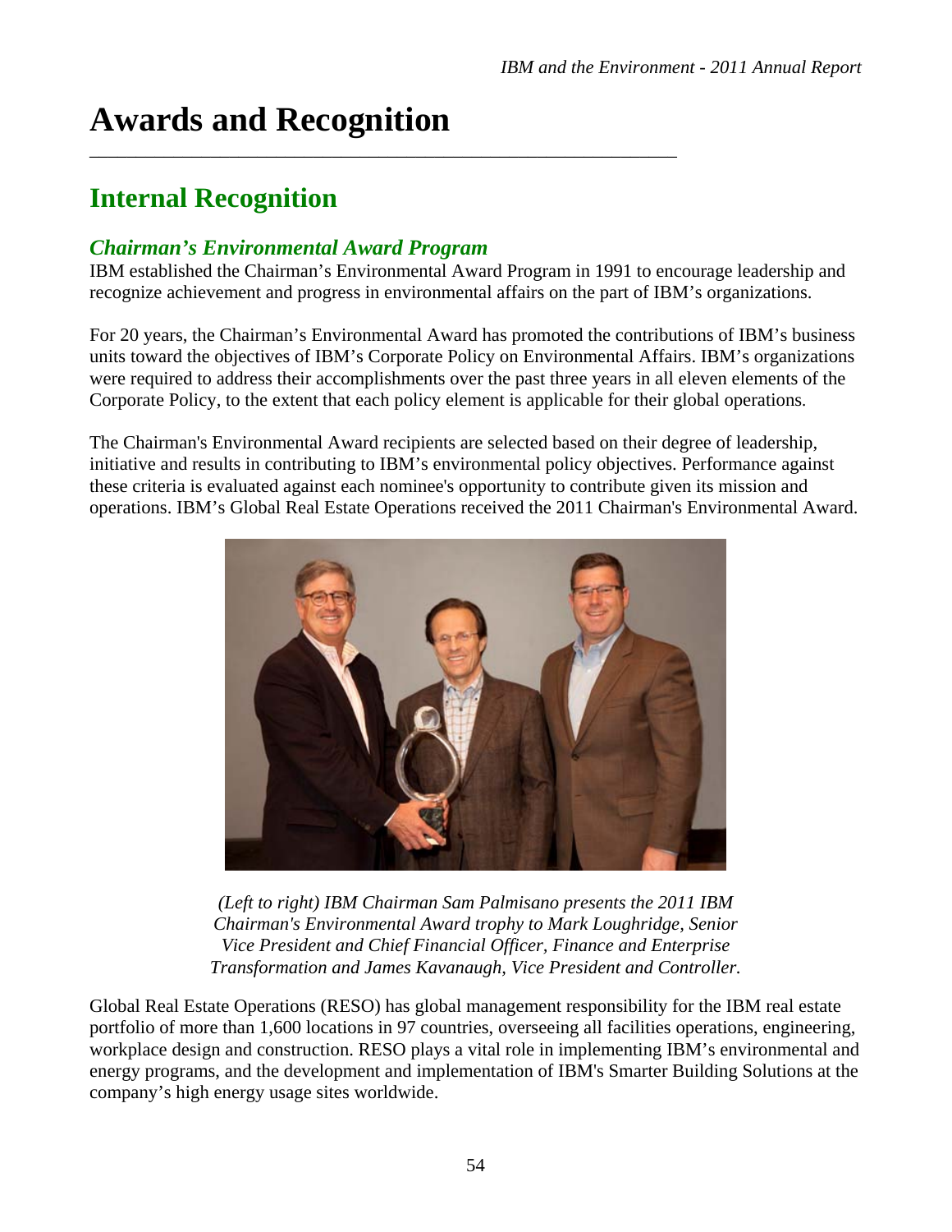# Awards and Recognition

## Internal Recognition

### *Chairman's Environmental Award Program*

IBM established the Chairman's Environmental Award Program in 1991 to encourage leadership and recognize achievement and progress in environmental affairs on the part of IBM's organizations.

For 20 years, the Chairman's Environmental Award has promoted the contributions of IBM's business units toward the objectives of IBM's Corporate Policy on Environmental Affairs. IBM's organizations were required to address their accomplishments over the past three years in all eleven elements of the Corporate Policy, to the extent that each policy element is applicable for their global operations.

The Chairman's Environmental Award recipients are selected based on their degree of leadership, initiative and results in contributing to IBM's environmental policy objectives. Performance against these criteria is evaluated against each nominee's opportunity to contribute given its mission and operations. IBM's Global Real Estate Operations received the 2011 Chairman's Environmental Award.

*(Left to right) IBM Chairman Sam Palmisano presents the 2011 IBM Chairman's Environmental Award trophy to Mark Loughridge, Senior Vice President and Chief Financial Officer, Finance and Enterprise Transformation and James Kavanaugh, Vice President and Controller.*

Global Real Estate Operations (RESO) has global management responsibility for the IBM real estate portfolio of more than 1,600 locations in 97 countries, overseeing all facilities operations, engineering, workplace design and construction. RESO plays a vital role in implementing IBM's environmental and energy programs, and the development and implementation of IBM's Smarter Building Solutions at the company's high energy usage sites worldwide.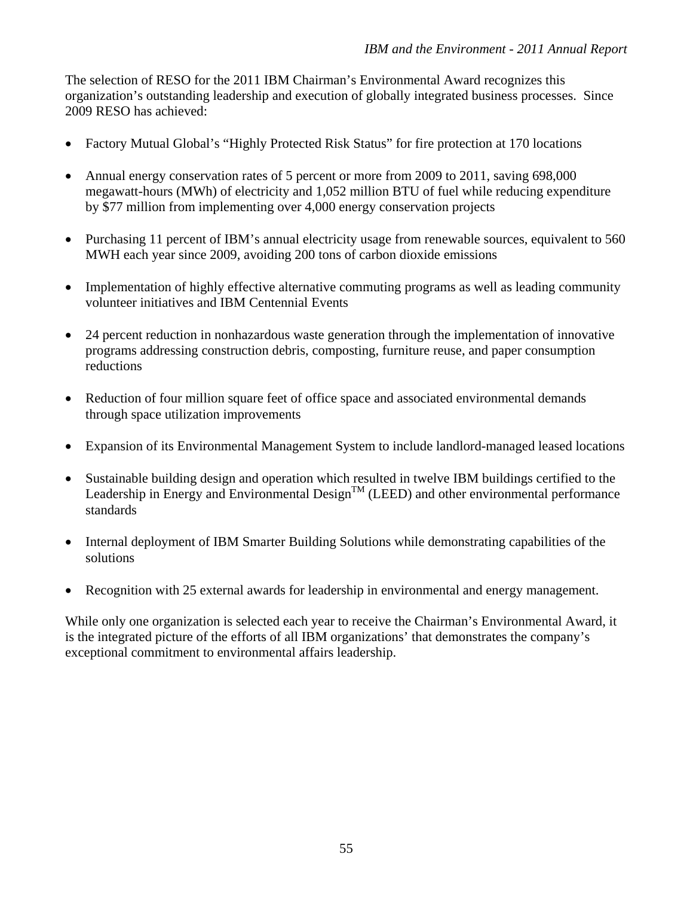The selection of RESO for the 2011 IBM Chairman's Environmental Award recognizes this organization's outstanding leadership and execution of globally integrated business processes. Since 2009 RESO has achieved:

- Factory Mutual Global's "Highly Protected Risk Status" for fire protection at 170 locations
- Annual energy conservation rates of 5 percent or more from 2009 to 2011, saving 698,000 megawatt-hours (MWh) of electricity and 1,052 million BTU of fuel while reducing expenditure by $77 million from implementing over 4,000 energy conservation projects
- Purchasing 11 percent of IBM's annual electricity usage from renewable sources, equivalent to 560 MWH each year since 2009, avoiding 200 tons of carbon dioxide emissions
- Implementation of highly effective alternative commuting programs as well as leading community volunteer initiatives and IBM Centennial Events
- 24 percent reduction in nonhazardous waste generation through the implementation of innovative programs addressing construction debris, composting, furniture reuse, and paper consumption reductions
- Reduction of four million square feet of office space and associated environmental demands through space utilization improvements
- Expansion of its Environmental Management System to include landlord-managed leased locations
- Sustainable building design and operation which resulted in twelve IBM buildings certified to the Leadership in Energy and Environmental Design™ (LEED) and other environmental performance standards
- Internal deployment of IBM Smarter Building Solutions while demonstrating capabilities of the solutions
- Recognition with 25 external awards for leadership in environmental and energy management.

While only one organization is selected each year to receive the Chairman's Environmental Award, it is the integrated picture of the efforts of all IBM organizations' that demonstrates the company's exceptional commitment to environmental affairs leadership.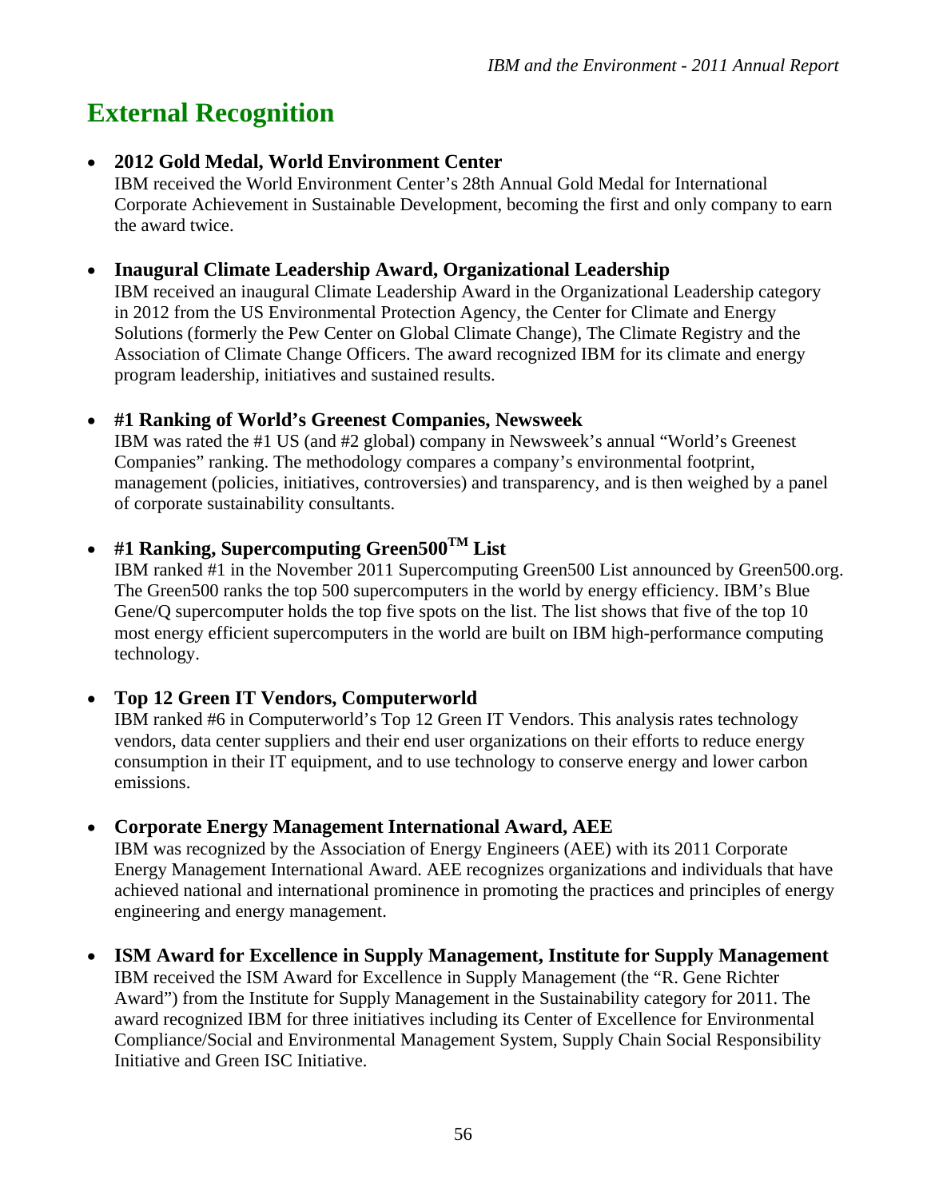# External Recognition

- **2012 Gold Medal, World Environment Center**
  IBM received the World Environment Center's 28th Annual Gold Medal for International Corporate Achievement in Sustainable Development, becoming the first and only company to earn the award twice.

- **Inaugural Climate Leadership Award, Organizational Leadership**
  IBM received an inaugural Climate Leadership Award in the Organizational Leadership category in 2012 from the US Environmental Protection Agency, the Center for Climate and Energy Solutions (formerly the Pew Center on Global Climate Change), The Climate Registry and the Association of Climate Change Officers. The award recognized IBM for its climate and energy program leadership, initiatives and sustained results.

- **#1 Ranking of World's Greenest Companies, Newsweek**
  IBM was rated the #1 US (and #2 global) company in Newsweek's annual "World's Greenest Companies" ranking. The methodology compares a company's environmental footprint, management (policies, initiatives, controversies) and transparency, and is then weighed by a panel of corporate sustainability consultants.

- **#1 Ranking, Supercomputing Green500™ List**
  IBM ranked #1 in the November 2011 Supercomputing Green500 List announced by Green500.org. The Green500 ranks the top 500 supercomputers in the world by energy efficiency. IBM's Blue Gene/Q supercomputer holds the top five spots on the list. The list shows that five of the top 10 most energy efficient supercomputers in the world are built on IBM high-performance computing technology.

- **Top 12 Green IT Vendors, Computerworld**
  IBM ranked #6 in Computerworld's Top 12 Green IT Vendors. This analysis rates technology vendors, data center suppliers and their end user organizations on their efforts to reduce energy consumption in their IT equipment, and to use technology to conserve energy and lower carbon emissions.

- **Corporate Energy Management International Award, AEE**
  IBM was recognized by the Association of Energy Engineers (AEE) with its 2011 Corporate Energy Management International Award. AEE recognizes organizations and individuals that have achieved national and international prominence in promoting the practices and principles of energy engineering and energy management.

- **ISM Award for Excellence in Supply Management, Institute for Supply Management**
  IBM received the ISM Award for Excellence in Supply Management (the "R. Gene Richter Award") from the Institute for Supply Management in the Sustainability category for 2011. The award recognized IBM for three initiatives including its Center of Excellence for Environmental Compliance/Social and Environmental Management System, Supply Chain Social Responsibility Initiative and Green ISC Initiative.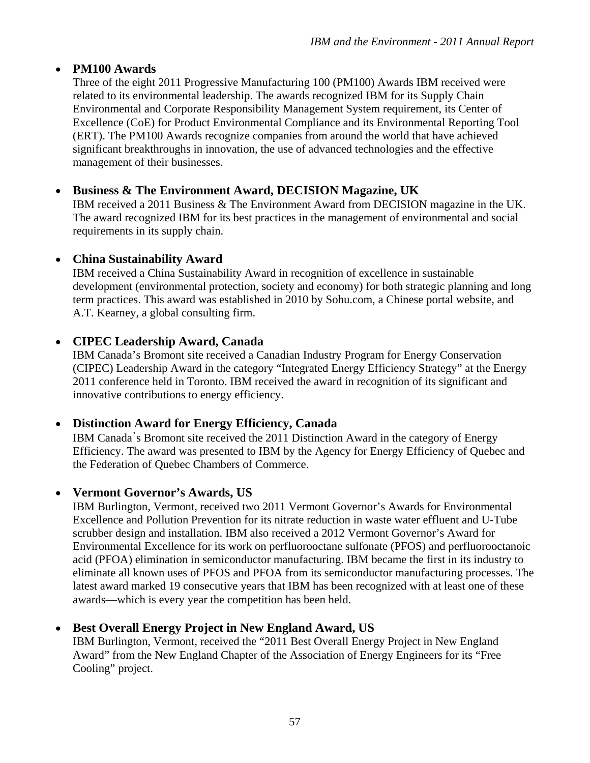- **PM100 Awards**
  Three of the eight 2011 Progressive Manufacturing 100 (PM100) Awards IBM received were related to its environmental leadership. The awards recognized IBM for its Supply Chain Environmental and Corporate Responsibility Management System requirement, its Center of Excellence (CoE) for Product Environmental Compliance and its Environmental Reporting Tool (ERT). The PM100 Awards recognize companies from around the world that have achieved significant breakthroughs in innovation, the use of advanced technologies and the effective management of their businesses.

- **Business & The Environment Award, DECISION Magazine, UK**
  IBM received a 2011 Business & The Environment Award from DECISION magazine in the UK. The award recognized IBM for its best practices in the management of environmental and social requirements in its supply chain.

- **China Sustainability Award**
  IBM received a China Sustainability Award in recognition of excellence in sustainable development (environmental protection, society and economy) for both strategic planning and long term practices. This award was established in 2010 by Sohu.com, a Chinese portal website, and A.T. Kearney, a global consulting firm.

- **CIPEC Leadership Award, Canada**
  IBM Canada's Bromont site received a Canadian Industry Program for Energy Conservation (CIPEC) Leadership Award in the category "Integrated Energy Efficiency Strategy" at the Energy 2011 conference held in Toronto. IBM received the award in recognition of its significant and innovative contributions to energy efficiency.

- **Distinction Award for Energy Efficiency, Canada**
  IBM Canada's Bromont site received the 2011 Distinction Award in the category of Energy Efficiency. The award was presented to IBM by the Agency for Energy Efficiency of Quebec and the Federation of Quebec Chambers of Commerce.

- **Vermont Governor's Awards, US**
  IBM Burlington, Vermont, received two 2011 Vermont Governor's Awards for Environmental Excellence and Pollution Prevention for its nitrate reduction in waste water effluent and U-Tube scrubber design and installation. IBM also received a 2012 Vermont Governor's Award for Environmental Excellence for its work on perfluorooctane sulfonate (PFOS) and perfluorooctanoic acid (PFOA) elimination in semiconductor manufacturing. IBM became the first in its industry to eliminate all known uses of PFOS and PFOA from its semiconductor manufacturing processes. The latest award marked 19 consecutive years that IBM has been recognized with at least one of these awards—which is every year the competition has been held.

- **Best Overall Energy Project in New England Award, US**
  IBM Burlington, Vermont, received the "2011 Best Overall Energy Project in New England Award" from the New England Chapter of the Association of Energy Engineers for its "Free Cooling" project.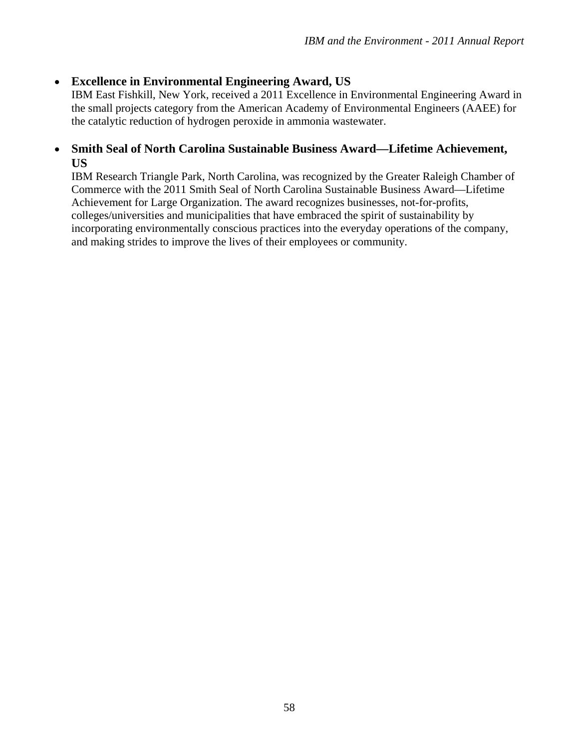- **Excellence in Environmental Engineering Award, US**
  IBM East Fishkill, New York, received a 2011 Excellence in Environmental Engineering Award in the small projects category from the American Academy of Environmental Engineers (AAEE) for the catalytic reduction of hydrogen peroxide in ammonia wastewater.

- **Smith Seal of North Carolina Sustainable Business Award—Lifetime Achievement, US**
  IBM Research Triangle Park, North Carolina, was recognized by the Greater Raleigh Chamber of Commerce with the 2011 Smith Seal of North Carolina Sustainable Business Award—Lifetime Achievement for Large Organization. The award recognizes businesses, not-for-profits, colleges/universities and municipalities that have embraced the spirit of sustainability by incorporating environmentally conscious practices into the everyday operations of the company, and making strides to improve the lives of their employees or community.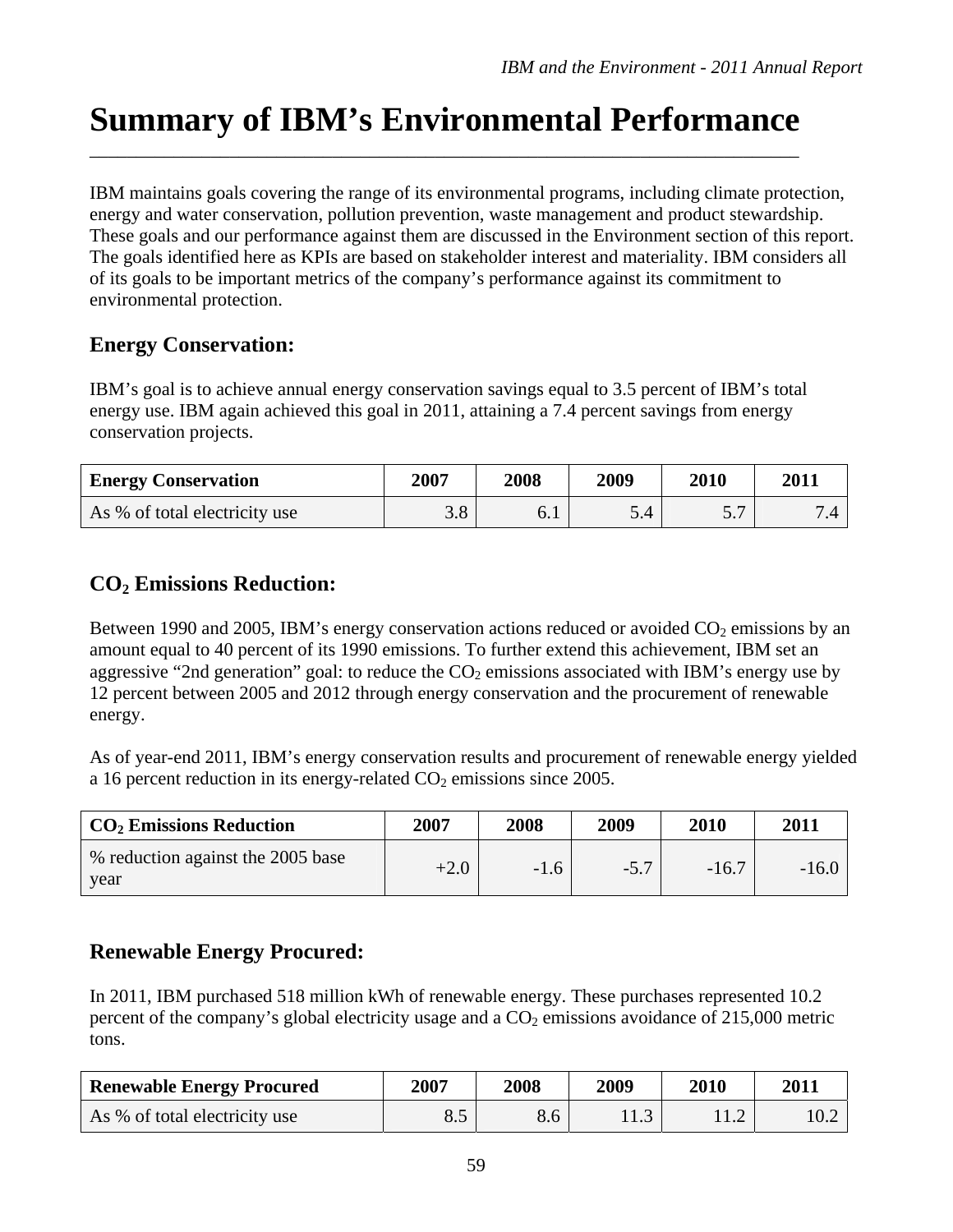# Summary of IBM's Environmental Performance

IBM maintains goals covering the range of its environmental programs, including climate protection, energy and water conservation, pollution prevention, waste management and product stewardship. These goals and our performance against them are discussed in the Environment section of this report. The goals identified here as KPIs are based on stakeholder interest and materiality. IBM considers all of its goals to be important metrics of the company's performance against its commitment to environmental protection.

## Energy Conservation:

IBM's goal is to achieve annual energy conservation savings equal to 3.5 percent of IBM's total energy use. IBM again achieved this goal in 2011, attaining a 7.4 percent savings from energy conservation projects.

| Energy Conservation | 2007 | 2008 | 2009 | 2010 | 2011 |
|---|---|---|---|---|---|
| As % of total electricity use | 3.8 | 6.1 | 5.4 | 5.7 | 7.4 |

## $CO_2$ Emissions Reduction:

Between 1990 and 2005, IBM's energy conservation actions reduced or avoided $CO_2$ emissions by an amount equal to 40 percent of its 1990 emissions. To further extend this achievement, IBM set an aggressive "2nd generation" goal: to reduce the $CO_2$ emissions associated with IBM's energy use by 12 percent between 2005 and 2012 through energy conservation and the procurement of renewable energy.

As of year-end 2011, IBM's energy conservation results and procurement of renewable energy yielded a 16 percent reduction in its energy-related $CO_2$ emissions since 2005.

| $CO_2$ Emissions Reduction | 2007 | 2008 | 2009 | 2010 | 2011 |
|---|---|---|---|---|---|
| % reduction against the 2005 base year | +2.0 | -1.6 | -5.7 | -16.7 | -16.0 |

## Renewable Energy Procured:

In 2011, IBM purchased 518 million kWh of renewable energy. These purchases represented 10.2 percent of the company's global electricity usage and a $CO_2$ emissions avoidance of 215,000 metric tons.

| Renewable Energy Procured | 2007 | 2008 | 2009 | 2010 | 2011 |
|---|---|---|---|---|---|
| As % of total electricity use | 8.5 | 8.6 | 11.3 | 11.2 | 10.2 |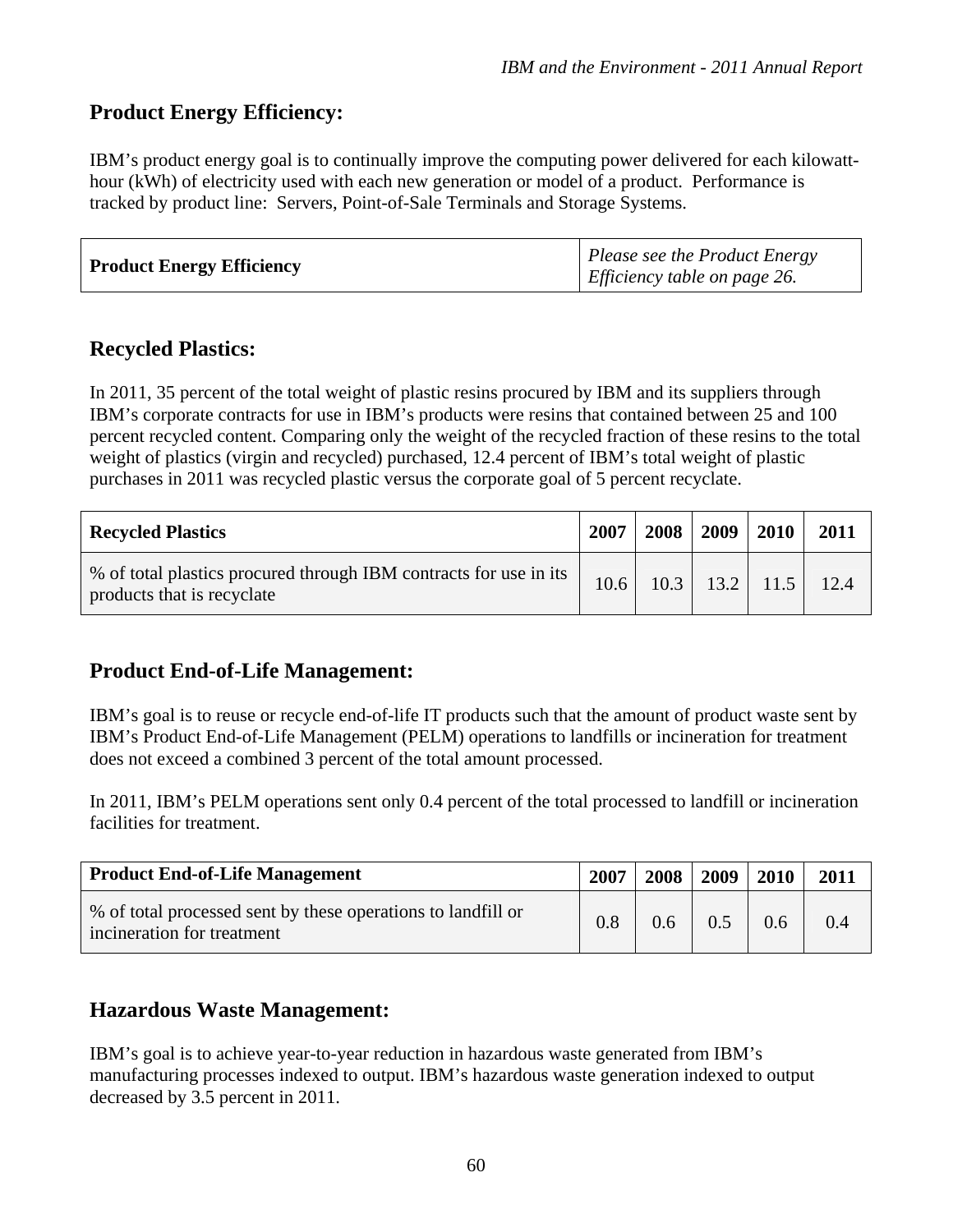## Product Energy Efficiency:

IBM's product energy goal is to continually improve the computing power delivered for each kilowatt-hour (kWh) of electricity used with each new generation or model of a product. Performance is tracked by product line: Servers, Point-of-Sale Terminals and Storage Systems.

| Product Energy Efficiency | *Please see the Product Energy Efficiency table on page 26.* |
|---|---|

## Recycled Plastics:

In 2011, 35 percent of the total weight of plastic resins procured by IBM and its suppliers through IBM's corporate contracts for use in IBM's products were resins that contained between 25 and 100 percent recycled content. Comparing only the weight of the recycled fraction of these resins to the total weight of plastics (virgin and recycled) purchased, 12.4 percent of IBM's total weight of plastic purchases in 2011 was recycled plastic versus the corporate goal of 5 percent recyclate.

| Recycled Plastics | 2007 | 2008 | 2009 | 2010 | 2011 |
|---|---|---|---|---|---|
| % of total plastics procured through IBM contracts for use in its products that is recyclate | 10.6 | 10.3 | 13.2 | 11.5 | 12.4 |

## Product End-of-Life Management:

IBM's goal is to reuse or recycle end-of-life IT products such that the amount of product waste sent by IBM's Product End-of-Life Management (PELM) operations to landfills or incineration for treatment does not exceed a combined 3 percent of the total amount processed.

In 2011, IBM's PELM operations sent only 0.4 percent of the total processed to landfill or incineration facilities for treatment.

| Product End-of-Life Management | 2007 | 2008 | 2009 | 2010 | 2011 |
|---|---|---|---|---|---|
| % of total processed sent by these operations to landfill or incineration for treatment | 0.8 | 0.6 | 0.5 | 0.6 | 0.4 |

## Hazardous Waste Management:

IBM's goal is to achieve year-to-year reduction in hazardous waste generated from IBM's manufacturing processes indexed to output. IBM's hazardous waste generation indexed to output decreased by 3.5 percent in 2011.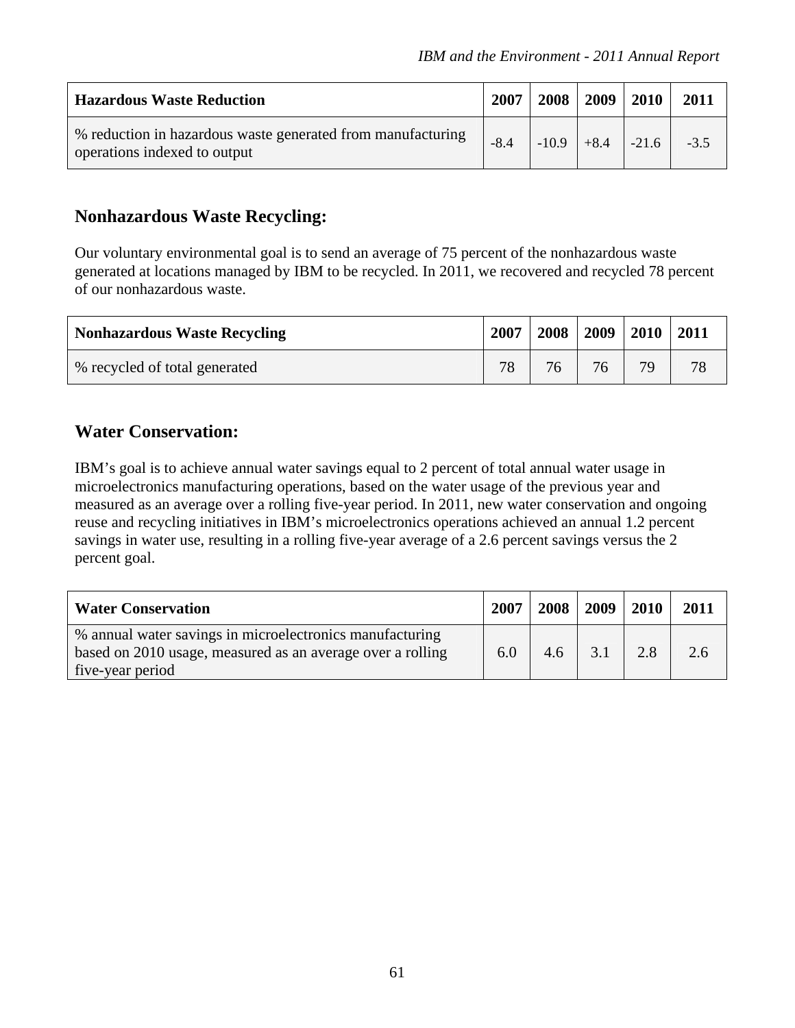| Hazardous Waste Reduction | 2007 | 2008 | 2009 | 2010 | 2011 |
| --- | --- | --- | --- | --- | --- |
| % reduction in hazardous waste generated from manufacturing operations indexed to output | -8.4 | -10.9 | +8.4 | -21.6 | -3.5 |

## Nonhazardous Waste Recycling:

Our voluntary environmental goal is to send an average of 75 percent of the nonhazardous waste generated at locations managed by IBM to be recycled. In 2011, we recovered and recycled 78 percent of our nonhazardous waste.

| Nonhazardous Waste Recycling | 2007 | 2008 | 2009 | 2010 | 2011 |
| --- | --- | --- | --- | --- | --- |
| % recycled of total generated | 78 | 76 | 76 | 79 | 78 |

## Water Conservation:

IBM's goal is to achieve annual water savings equal to 2 percent of total annual water usage in microelectronics manufacturing operations, based on the water usage of the previous year and measured as an average over a rolling five-year period. In 2011, new water conservation and ongoing reuse and recycling initiatives in IBM's microelectronics operations achieved an annual 1.2 percent savings in water use, resulting in a rolling five-year average of a 2.6 percent savings versus the 2 percent goal.

| Water Conservation | 2007 | 2008 | 2009 | 2010 | 2011 |
| --- | --- | --- | --- | --- | --- |
| % annual water savings in microelectronics manufacturing based on 2010 usage, measured as an average over a rolling five-year period | 6.0 | 4.6 | 3.1 | 2.8 | 2.6 |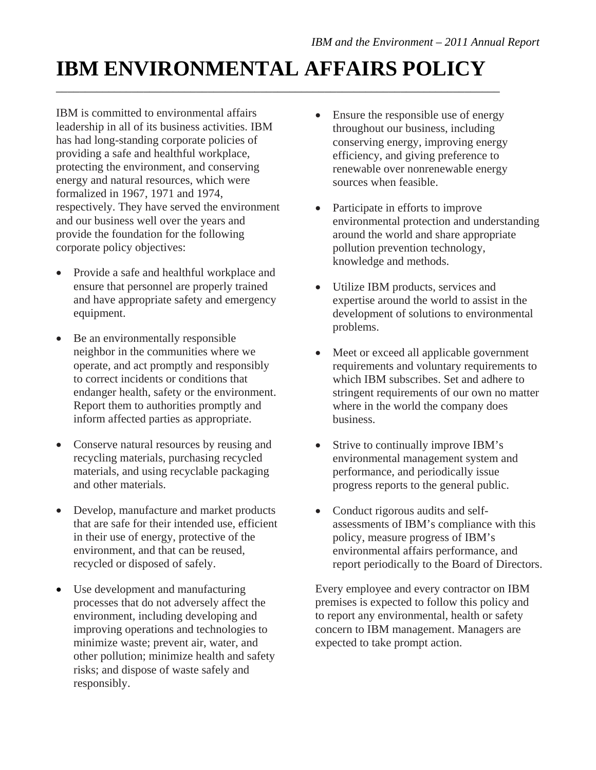# IBM ENVIRONMENTAL AFFAIRS POLICY

IBM is committed to environmental affairs leadership in all of its business activities. IBM has had long-standing corporate policies of providing a safe and healthful workplace, protecting the environment, and conserving energy and natural resources, which were formalized in 1967, 1971 and 1974, respectively. They have served the environment and our business well over the years and provide the foundation for the following corporate policy objectives:

- Provide a safe and healthful workplace and ensure that personnel are properly trained and have appropriate safety and emergency equipment.
- Be an environmentally responsible neighbor in the communities where we operate, and act promptly and responsibly to correct incidents or conditions that endanger health, safety or the environment. Report them to authorities promptly and inform affected parties as appropriate.
- Conserve natural resources by reusing and recycling materials, purchasing recycled materials, and using recyclable packaging and other materials.
- Develop, manufacture and market products that are safe for their intended use, efficient in their use of energy, protective of the environment, and that can be reused, recycled or disposed of safely.
- Use development and manufacturing processes that do not adversely affect the environment, including developing and improving operations and technologies to minimize waste; prevent air, water, and other pollution; minimize health and safety risks; and dispose of waste safely and responsibly.
- Ensure the responsible use of energy throughout our business, including conserving energy, improving energy efficiency, and giving preference to renewable over nonrenewable energy sources when feasible.
- Participate in efforts to improve environmental protection and understanding around the world and share appropriate pollution prevention technology, knowledge and methods.
- Utilize IBM products, services and expertise around the world to assist in the development of solutions to environmental problems.
- Meet or exceed all applicable government requirements and voluntary requirements to which IBM subscribes. Set and adhere to stringent requirements of our own no matter where in the world the company does business.
- Strive to continually improve IBM's environmental management system and performance, and periodically issue progress reports to the general public.
- Conduct rigorous audits and self-assessments of IBM's compliance with this policy, measure progress of IBM's environmental affairs performance, and report periodically to the Board of Directors.

Every employee and every contractor on IBM premises is expected to follow this policy and to report any environmental, health or safety concern to IBM management. Managers are expected to take prompt action.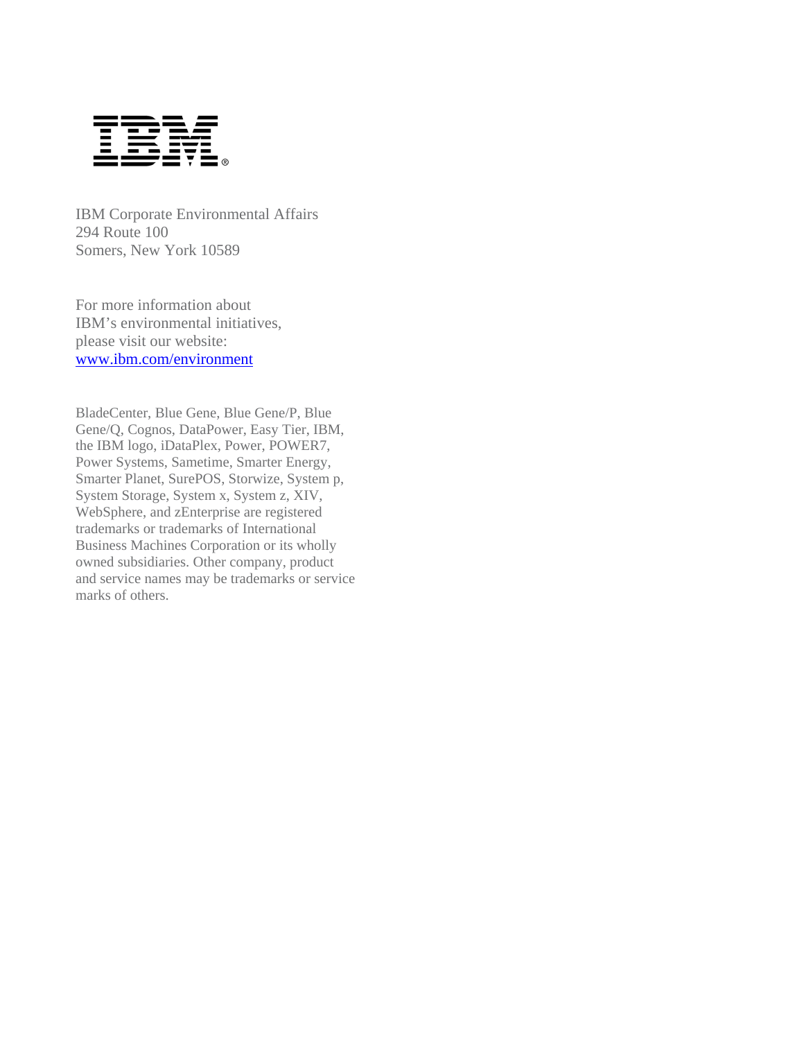IBM Corporate Environmental Affairs
294 Route 100
Somers, New York 10589

For more information about
IBM's environmental initiatives,
please visit our website:
[www.ibm.com/environment](http://www.ibm.com/environment)

BladeCenter, Blue Gene, Blue Gene/P, Blue Gene/Q, Cognos, DataPower, Easy Tier, IBM, the IBM logo, iDataPlex, Power, POWER7, Power Systems, Sametime, Smarter Energy, Smarter Planet, SurePOS, Storwize, System p, System Storage, System x, System z, XIV, WebSphere, and zEnterprise are registered trademarks or trademarks of International Business Machines Corporation or its wholly owned subsidiaries. Other company, product and service names may be trademarks or service marks of others.